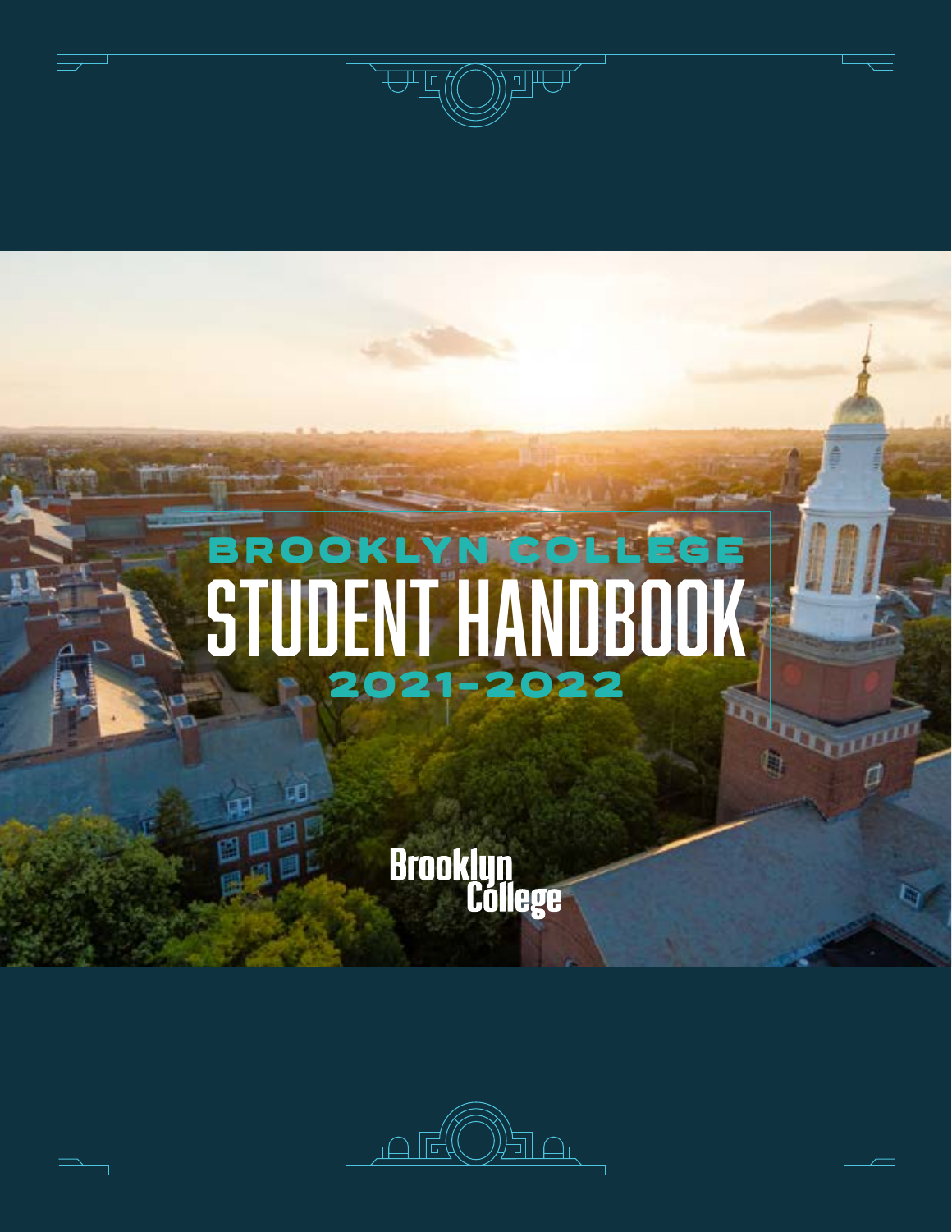# BROOKLYN COLLEGE STUDENT HANDBOOK 2021–2022

Brooklyn College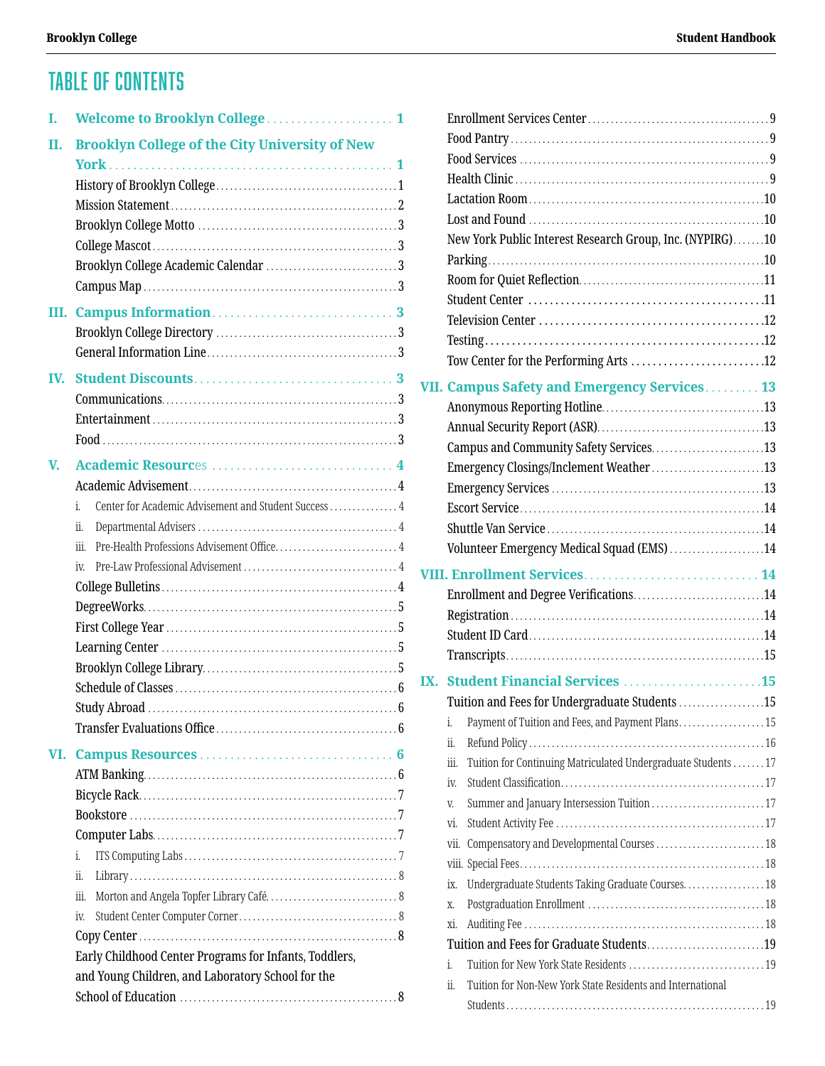# TABLE OF CONTENTS

**I. Welcome to Brooklyn College** ..... 1

**II. Brooklyn College of the City University of New York** ..... 1

- History of Brooklyn College ..... 1
- Mission Statement ..... 2
- Brooklyn College Motto ..... 3
- College Mascot ..... 3
- Brooklyn College Academic Calendar ..... 3
- Campus Map ..... 3

**III. Campus Information** ..... 3

- Brooklyn College Directory ..... 3
- General Information Line ..... 3

**IV. Student Discounts** ..... 3

- Communications ..... 3
- Entertainment ..... 3
- Food ..... 3

**V. Academic Resources** ..... 4

- Academic Advisement ..... 4
  - i. Center for Academic Advisement and Student Success ..... 4
  - ii. Departmental Advisers ..... 4
  - iii. Pre-Health Professions Advisement Office ..... 4
  - iv. Pre-Law Professional Advisement ..... 4
- College Bulletins ..... 4
- DegreeWorks ..... 5
- First College Year ..... 5
- Learning Center ..... 5
- Brooklyn College Library ..... 5
- Schedule of Classes ..... 6
- Study Abroad ..... 6
- Transfer Evaluations Office ..... 6

**VI. Campus Resources** ..... 6

- ATM Banking ..... 6
- Bicycle Rack ..... 7
- Bookstore ..... 7
- Computer Labs ..... 7
  - i. ITS Computing Labs ..... 7
  - ii. Library ..... 8
  - iii. Morton and Angela Topfer Library Café ..... 8
  - iv. Student Center Computer Corner ..... 8
- Copy Center ..... 8
- Early Childhood Center Programs for Infants, Toddlers, and Young Children, and Laboratory School for the School of Education ..... 8
- Enrollment Services Center ..... 9
- Food Pantry ..... 9
- Food Services ..... 9
- Health Clinic ..... 9
- Lactation Room ..... 10
- Lost and Found ..... 10
- New York Public Interest Research Group, Inc. (NYPIRG) ..... 10
- Parking ..... 10
- Room for Quiet Reflection ..... 11
- Student Center ..... 11
- Television Center ..... 12
- Testing ..... 12
- Tow Center for the Performing Arts ..... 12

**VII. Campus Safety and Emergency Services** ..... 13

- Anonymous Reporting Hotline ..... 13
- Annual Security Report (ASR) ..... 13
- Campus and Community Safety Services ..... 13
- Emergency Closings/Inclement Weather ..... 13
- Emergency Services ..... 13
- Escort Service ..... 14
- Shuttle Van Service ..... 14
- Volunteer Emergency Medical Squad (EMS) ..... 14

**VIII. Enrollment Services** ..... 14

- Enrollment and Degree Verifications ..... 14
- Registration ..... 14
- Student ID Card ..... 14
- Transcripts ..... 15

**IX. Student Financial Services** ..... 15

- Tuition and Fees for Undergraduate Students ..... 15
  - i. Payment of Tuition and Fees, and Payment Plans ..... 15
  - ii. Refund Policy ..... 16
  - iii. Tuition for Continuing Matriculated Undergraduate Students ..... 17
  - iv. Student Classification ..... 17
  - v. Summer and January Intersession Tuition ..... 17
  - vi. Student Activity Fee ..... 17
  - vii. Compensatory and Developmental Courses ..... 18
  - viii. Special Fees ..... 18
  - ix. Undergraduate Students Taking Graduate Courses ..... 18
  - x. Postgraduation Enrollment ..... 18
  - xi. Auditing Fee ..... 18
- Tuition and Fees for Graduate Students ..... 19
  - i. Tuition for New York State Residents ..... 19
  - ii. Tuition for Non-New York State Residents and International Students ..... 19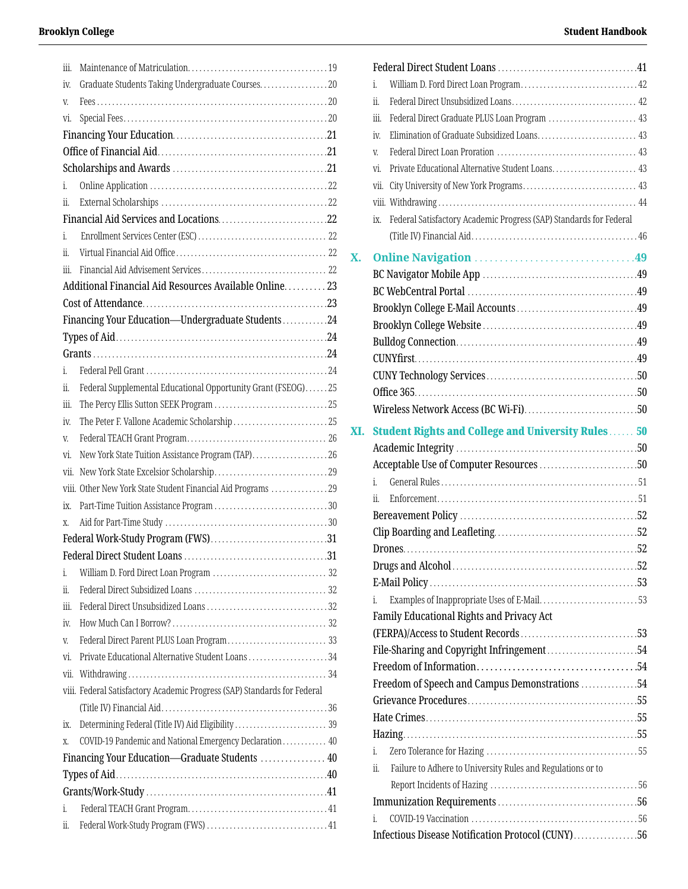- iii. Maintenance of Matriculation 19
- iv. Graduate Students Taking Undergraduate Courses 20
- v. Fees 20
- vi. Special Fees 20

Financing Your Education 21

Office of Financial Aid 21

Scholarships and Awards 21

- i. Online Application 22
- ii. External Scholarships 22

Financial Aid Services and Locations 22

- i. Enrollment Services Center (ESC) 22
- ii. Virtual Financial Aid Office 22
- iii. Financial Aid Advisement Services 22

Additional Financial Aid Resources Available Online 23

Cost of Attendance 23

Financing Your Education—Undergraduate Students 24

Types of Aid 24

Grants 24

- i. Federal Pell Grant 24
- ii. Federal Supplemental Educational Opportunity Grant (FSEOG) 25
- iii. The Percy Ellis Sutton SEEK Program 25
- iv. The Peter F. Vallone Academic Scholarship 25
- v. Federal TEACH Grant Program 26
- vi. New York State Tuition Assistance Program (TAP) 26
- vii. New York State Excelsior Scholarship 29
- viii. Other New York State Student Financial Aid Programs 29
- ix. Part-Time Tuition Assistance Program 30
- x. Aid for Part-Time Study 30

Federal Work-Study Program (FWS) 31

Federal Direct Student Loans 31

- i. William D. Ford Direct Loan Program 32
- ii. Federal Direct Subsidized Loans 32
- iii. Federal Direct Unsubsidized Loans 32
- iv. How Much Can I Borrow? 32
- v. Federal Direct Parent PLUS Loan Program 33
- vi. Private Educational Alternative Student Loans 34
- vii. Withdrawing 34
- viii. Federal Satisfactory Academic Progress (SAP) Standards for Federal (Title IV) Financial Aid 36
- ix. Determining Federal (Title IV) Aid Eligibility 39
- x. COVID-19 Pandemic and National Emergency Declaration 40

Financing Your Education—Graduate Students 40

Types of Aid 40

Grants/Work-Study 41

- i. Federal TEACH Grant Program 41
- ii. Federal Work-Study Program (FWS) 41

Federal Direct Student Loans 41

- i. William D. Ford Direct Loan Program 42
- ii. Federal Direct Unsubsidized Loans 42
- iii. Federal Direct Graduate PLUS Loan Program 43
- iv. Elimination of Graduate Subsidized Loans 43
- v. Federal Direct Loan Proration 43
- vi. Private Educational Alternative Student Loans 43
- vii. City University of New York Programs 43
- viii. Withdrawing 44
- ix. Federal Satisfactory Academic Progress (SAP) Standards for Federal (Title IV) Financial Aid 46

## X. Online Navigation 49

BC Navigator Mobile App 49

BC WebCentral Portal 49

Brooklyn College E-Mail Accounts 49

Brooklyn College Website 49

Bulldog Connection 49

CUNYfirst 49

CUNY Technology Services 50

Office 365 50

Wireless Network Access (BC Wi-Fi) 50

## XI. Student Rights and College and University Rules 50

Academic Integrity 50

Acceptable Use of Computer Resources 50

- i. General Rules 51
- ii. Enforcement 51

Bereavement Policy 52

Clip Boarding and Leafleting 52

Drones 52

Drugs and Alcohol 52

E-Mail Policy 53

- i. Examples of Inappropriate Uses of E-Mail 53

Family Educational Rights and Privacy Act (FERPA)/Access to Student Records 53

File-Sharing and Copyright Infringement 54

Freedom of Information 54

Freedom of Speech and Campus Demonstrations 54

Grievance Procedures 55

Hate Crimes 55

Hazing 55

- i. Zero Tolerance for Hazing 55
- ii. Failure to Adhere to University Rules and Regulations or to Report Incidents of Hazing 56

Immunization Requirements 56

- i. COVID-19 Vaccination 56

Infectious Disease Notification Protocol (CUNY) 56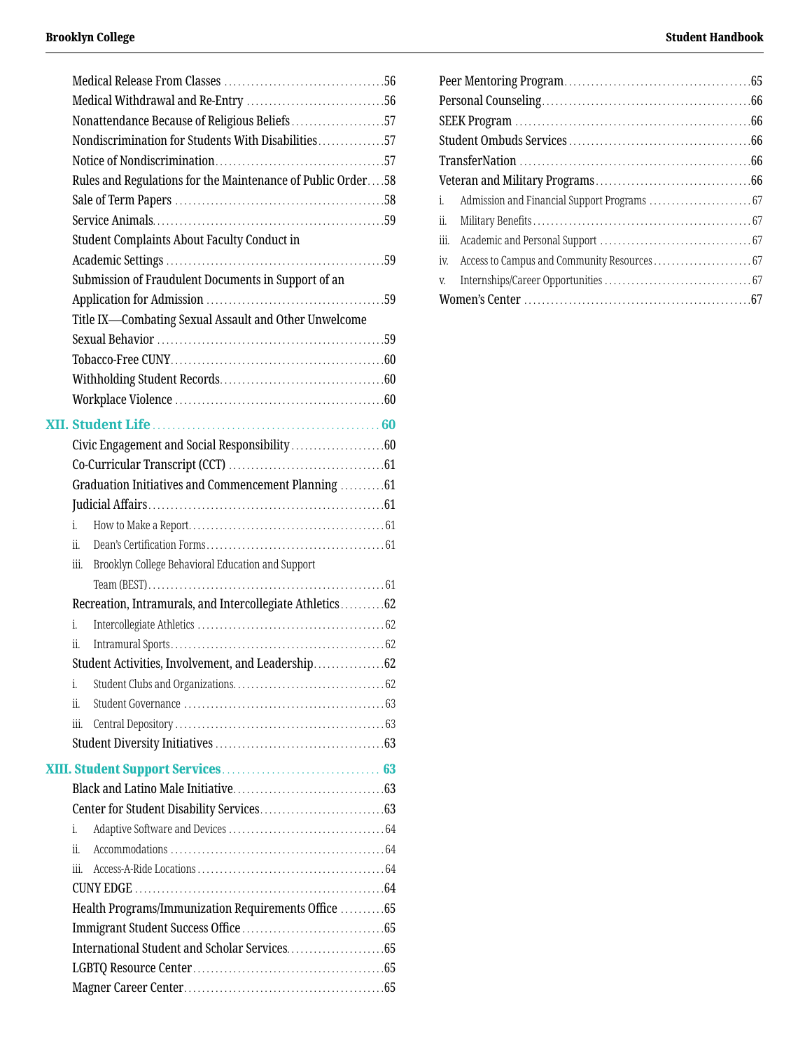- Medical Release From Classes ..... 56
- Medical Withdrawal and Re-Entry ..... 56
- Nonattendance Because of Religious Beliefs ..... 57
- Nondiscrimination for Students With Disabilities ..... 57
- Notice of Nondiscrimination ..... 57
- Rules and Regulations for the Maintenance of Public Order ..... 58
- Sale of Term Papers ..... 58
- Service Animals ..... 59
- Student Complaints About Faculty Conduct in Academic Settings ..... 59
- Submission of Fraudulent Documents in Support of an Application for Admission ..... 59
- Title IX—Combating Sexual Assault and Other Unwelcome Sexual Behavior ..... 59
- Tobacco-Free CUNY ..... 60
- Withholding Student Records ..... 60
- Workplace Violence ..... 60

## XII. Student Life ..... 60

- Civic Engagement and Social Responsibility ..... 60
- Co-Curricular Transcript (CCT) ..... 61
- Graduation Initiatives and Commencement Planning ..... 61
- Judicial Affairs ..... 61
  - i. How to Make a Report ..... 61
  - ii. Dean's Certification Forms ..... 61
  - iii. Brooklyn College Behavioral Education and Support Team (BEST) ..... 61
- Recreation, Intramurals, and Intercollegiate Athletics ..... 62
  - i. Intercollegiate Athletics ..... 62
  - ii. Intramural Sports ..... 62
- Student Activities, Involvement, and Leadership ..... 62
  - i. Student Clubs and Organizations ..... 62
  - ii. Student Governance ..... 63
  - iii. Central Depository ..... 63
- Student Diversity Initiatives ..... 63

## XIII. Student Support Services ..... 63

- Black and Latino Male Initiative ..... 63
- Center for Student Disability Services ..... 63
  - i. Adaptive Software and Devices ..... 64
  - ii. Accommodations ..... 64
  - iii. Access-A-Ride Locations ..... 64
- CUNY EDGE ..... 64
- Health Programs/Immunization Requirements Office ..... 65
- Immigrant Student Success Office ..... 65
- International Student and Scholar Services ..... 65
- LGBTQ Resource Center ..... 65
- Magner Career Center ..... 65
- Peer Mentoring Program ..... 65
- Personal Counseling ..... 66
- SEEK Program ..... 66
- Student Ombuds Services ..... 66
- TransferNation ..... 66
- Veteran and Military Programs ..... 66
  - i. Admission and Financial Support Programs ..... 67
  - ii. Military Benefits ..... 67
  - iii. Academic and Personal Support ..... 67
  - iv. Access to Campus and Community Resources ..... 67
  - v. Internships/Career Opportunities ..... 67
- Women's Center ..... 67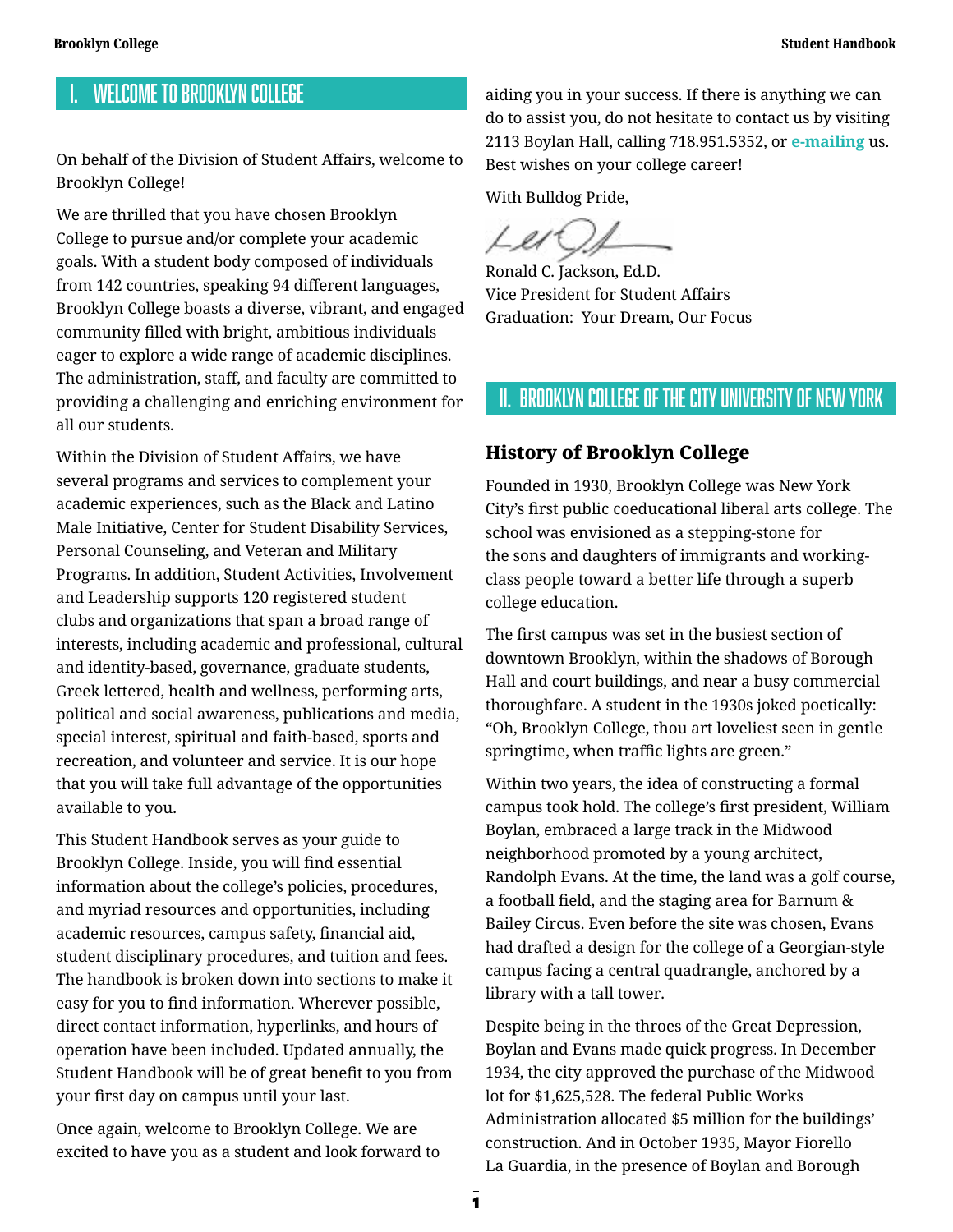# I. WELCOME TO BROOKLYN COLLEGE

On behalf of the Division of Student Affairs, welcome to Brooklyn College!

We are thrilled that you have chosen Brooklyn College to pursue and/or complete your academic goals. With a student body composed of individuals from 142 countries, speaking 94 different languages, Brooklyn College boasts a diverse, vibrant, and engaged community filled with bright, ambitious individuals eager to explore a wide range of academic disciplines. The administration, staff, and faculty are committed to providing a challenging and enriching environment for all our students.

Within the Division of Student Affairs, we have several programs and services to complement your academic experiences, such as the Black and Latino Male Initiative, Center for Student Disability Services, Personal Counseling, and Veteran and Military Programs. In addition, Student Activities, Involvement and Leadership supports 120 registered student clubs and organizations that span a broad range of interests, including academic and professional, cultural and identity-based, governance, graduate students, Greek lettered, health and wellness, performing arts, political and social awareness, publications and media, special interest, spiritual and faith-based, sports and recreation, and volunteer and service. It is our hope that you will take full advantage of the opportunities available to you.

This Student Handbook serves as your guide to Brooklyn College. Inside, you will find essential information about the college's policies, procedures, and myriad resources and opportunities, including academic resources, campus safety, financial aid, student disciplinary procedures, and tuition and fees. The handbook is broken down into sections to make it easy for you to find information. Wherever possible, direct contact information, hyperlinks, and hours of operation have been included. Updated annually, the Student Handbook will be of great benefit to you from your first day on campus until your last.

Once again, welcome to Brooklyn College. We are excited to have you as a student and look forward to aiding you in your success. If there is anything we can do to assist you, do not hesitate to contact us by visiting 2113 Boylan Hall, calling 718.951.5352, or **e-mailing** us. Best wishes on your college career!

With Bulldog Pride,

Ronald C. Jackson, Ed.D.
Vice President for Student Affairs
Graduation: Your Dream, Our Focus

# II. BROOKLYN COLLEGE OF THE CITY UNIVERSITY OF NEW YORK

## History of Brooklyn College

Founded in 1930, Brooklyn College was New York City's first public coeducational liberal arts college. The school was envisioned as a stepping-stone for the sons and daughters of immigrants and working-class people toward a better life through a superb college education.

The first campus was set in the busiest section of downtown Brooklyn, within the shadows of Borough Hall and court buildings, and near a busy commercial thoroughfare. A student in the 1930s joked poetically: "Oh, Brooklyn College, thou art loveliest seen in gentle springtime, when traffic lights are green."

Within two years, the idea of constructing a formal campus took hold. The college's first president, William Boylan, embraced a large track in the Midwood neighborhood promoted by a young architect, Randolph Evans. At the time, the land was a golf course, a football field, and the staging area for Barnum & Bailey Circus. Even before the site was chosen, Evans had drafted a design for the college of a Georgian-style campus facing a central quadrangle, anchored by a library with a tall tower.

Despite being in the throes of the Great Depression, Boylan and Evans made quick progress. In December 1934, the city approved the purchase of the Midwood lot for $1,625,528. The federal Public Works Administration allocated $5 million for the buildings' construction. And in October 1935, Mayor Fiorello La Guardia, in the presence of Boylan and Borough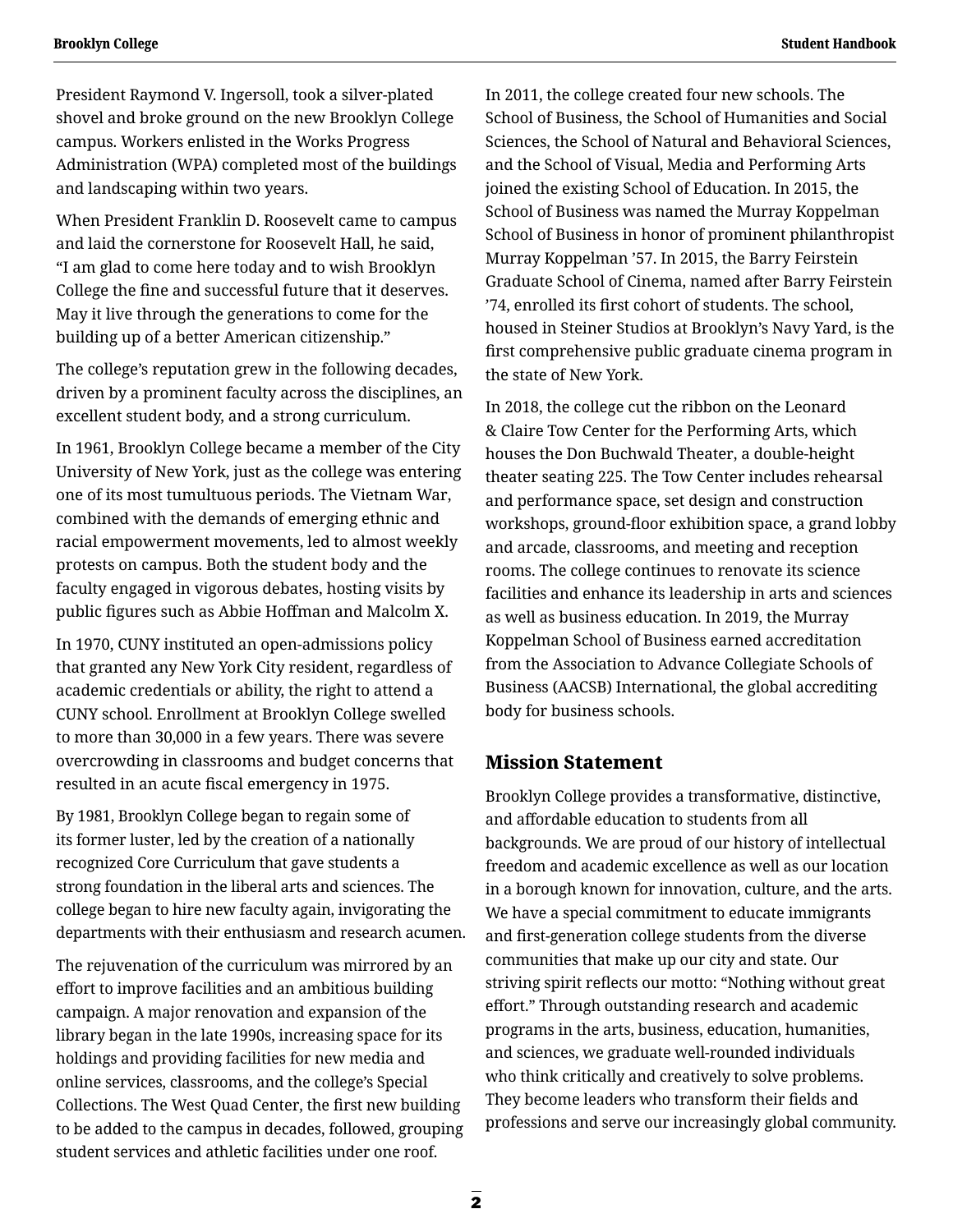President Raymond V. Ingersoll, took a silver-plated shovel and broke ground on the new Brooklyn College campus. Workers enlisted in the Works Progress Administration (WPA) completed most of the buildings and landscaping within two years.

When President Franklin D. Roosevelt came to campus and laid the cornerstone for Roosevelt Hall, he said, "I am glad to come here today and to wish Brooklyn College the fine and successful future that it deserves. May it live through the generations to come for the building up of a better American citizenship."

The college's reputation grew in the following decades, driven by a prominent faculty across the disciplines, an excellent student body, and a strong curriculum.

In 1961, Brooklyn College became a member of the City University of New York, just as the college was entering one of its most tumultuous periods. The Vietnam War, combined with the demands of emerging ethnic and racial empowerment movements, led to almost weekly protests on campus. Both the student body and the faculty engaged in vigorous debates, hosting visits by public figures such as Abbie Hoffman and Malcolm X.

In 1970, CUNY instituted an open-admissions policy that granted any New York City resident, regardless of academic credentials or ability, the right to attend a CUNY school. Enrollment at Brooklyn College swelled to more than 30,000 in a few years. There was severe overcrowding in classrooms and budget concerns that resulted in an acute fiscal emergency in 1975.

By 1981, Brooklyn College began to regain some of its former luster, led by the creation of a nationally recognized Core Curriculum that gave students a strong foundation in the liberal arts and sciences. The college began to hire new faculty again, invigorating the departments with their enthusiasm and research acumen.

The rejuvenation of the curriculum was mirrored by an effort to improve facilities and an ambitious building campaign. A major renovation and expansion of the library began in the late 1990s, increasing space for its holdings and providing facilities for new media and online services, classrooms, and the college's Special Collections. The West Quad Center, the first new building to be added to the campus in decades, followed, grouping student services and athletic facilities under one roof.

In 2011, the college created four new schools. The School of Business, the School of Humanities and Social Sciences, the School of Natural and Behavioral Sciences, and the School of Visual, Media and Performing Arts joined the existing School of Education. In 2015, the School of Business was named the Murray Koppelman School of Business in honor of prominent philanthropist Murray Koppelman '57. In 2015, the Barry Feirstein Graduate School of Cinema, named after Barry Feirstein '74, enrolled its first cohort of students. The school, housed in Steiner Studios at Brooklyn's Navy Yard, is the first comprehensive public graduate cinema program in the state of New York.

In 2018, the college cut the ribbon on the Leonard & Claire Tow Center for the Performing Arts, which houses the Don Buchwald Theater, a double-height theater seating 225. The Tow Center includes rehearsal and performance space, set design and construction workshops, ground-floor exhibition space, a grand lobby and arcade, classrooms, and meeting and reception rooms. The college continues to renovate its science facilities and enhance its leadership in arts and sciences as well as business education. In 2019, the Murray Koppelman School of Business earned accreditation from the Association to Advance Collegiate Schools of Business (AACSB) International, the global accrediting body for business schools.

## Mission Statement

Brooklyn College provides a transformative, distinctive, and affordable education to students from all backgrounds. We are proud of our history of intellectual freedom and academic excellence as well as our location in a borough known for innovation, culture, and the arts. We have a special commitment to educate immigrants and first-generation college students from the diverse communities that make up our city and state. Our striving spirit reflects our motto: "Nothing without great effort." Through outstanding research and academic programs in the arts, business, education, humanities, and sciences, we graduate well-rounded individuals who think critically and creatively to solve problems. They become leaders who transform their fields and professions and serve our increasingly global community.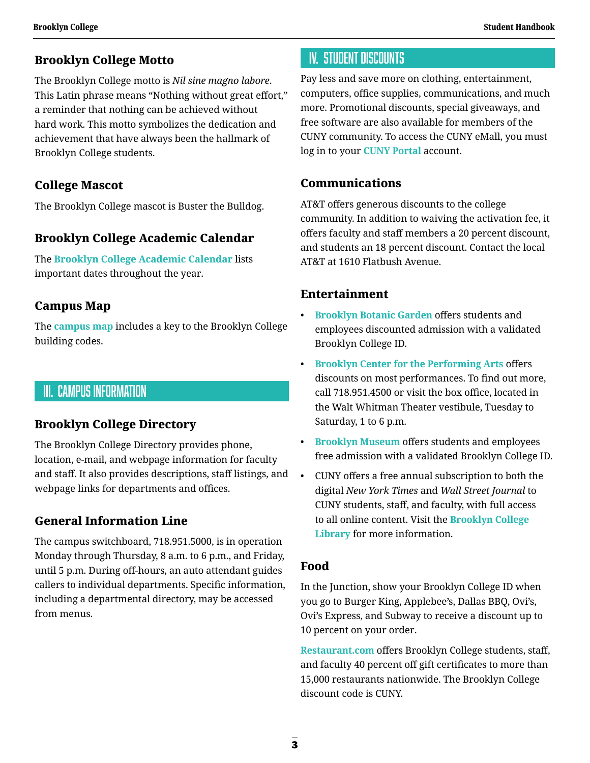### Brooklyn College Motto

The Brooklyn College motto is *Nil sine magno labore*. This Latin phrase means "Nothing without great effort," a reminder that nothing can be achieved without hard work. This motto symbolizes the dedication and achievement that have always been the hallmark of Brooklyn College students.

### College Mascot

The Brooklyn College mascot is Buster the Bulldog.

### Brooklyn College Academic Calendar

The **Brooklyn College Academic Calendar** lists important dates throughout the year.

### Campus Map

The **campus map** includes a key to the Brooklyn College building codes.

## III. CAMPUS INFORMATION

### Brooklyn College Directory

The Brooklyn College Directory provides phone, location, e-mail, and webpage information for faculty and staff. It also provides descriptions, staff listings, and webpage links for departments and offices.

### General Information Line

The campus switchboard, 718.951.5000, is in operation Monday through Thursday, 8 a.m. to 6 p.m., and Friday, until 5 p.m. During off-hours, an auto attendant guides callers to individual departments. Specific information, including a departmental directory, may be accessed from menus.

## IV. STUDENT DISCOUNTS

Pay less and save more on clothing, entertainment, computers, office supplies, communications, and much more. Promotional discounts, special giveaways, and free software are also available for members of the CUNY community. To access the CUNY eMall, you must log in to your **CUNY Portal** account.

### Communications

AT&T offers generous discounts to the college community. In addition to waiving the activation fee, it offers faculty and staff members a 20 percent discount, and students an 18 percent discount. Contact the local AT&T at 1610 Flatbush Avenue.

### Entertainment

- **Brooklyn Botanic Garden** offers students and employees discounted admission with a validated Brooklyn College ID.
- **Brooklyn Center for the Performing Arts** offers discounts on most performances. To find out more, call 718.951.4500 or visit the box office, located in the Walt Whitman Theater vestibule, Tuesday to Saturday, 1 to 6 p.m.
- **Brooklyn Museum** offers students and employees free admission with a validated Brooklyn College ID.
- CUNY offers a free annual subscription to both the digital *New York Times* and *Wall Street Journal* to CUNY students, staff, and faculty, with full access to all online content. Visit the **Brooklyn College Library** for more information.

### Food

In the Junction, show your Brooklyn College ID when you go to Burger King, Applebee's, Dallas BBQ, Ovi's, Ovi's Express, and Subway to receive a discount up to 10 percent on your order.

**Restaurant.com** offers Brooklyn College students, staff, and faculty 40 percent off gift certificates to more than 15,000 restaurants nationwide. The Brooklyn College discount code is CUNY.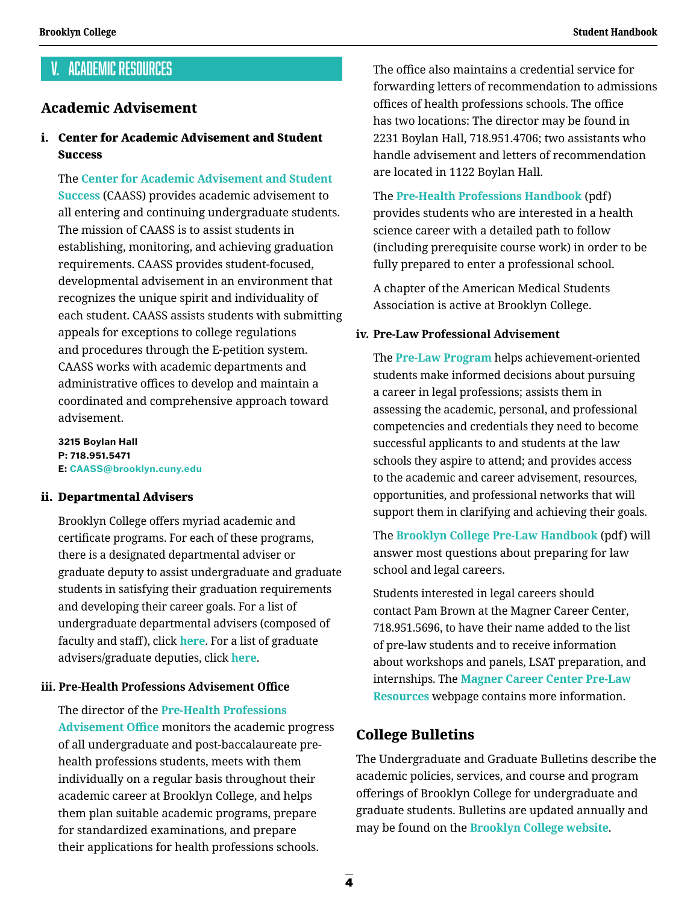# V. ACADEMIC RESOURCES

## Academic Advisement

### i. Center for Academic Advisement and Student Success

The **Center for Academic Advisement and Student Success** (CAASS) provides academic advisement to all entering and continuing undergraduate students. The mission of CAASS is to assist students in establishing, monitoring, and achieving graduation requirements. CAASS provides student-focused, developmental advisement in an environment that recognizes the unique spirit and individuality of each student. CAASS assists students with submitting appeals for exceptions to college regulations and procedures through the E-petition system. CAASS works with academic departments and administrative offices to develop and maintain a coordinated and comprehensive approach toward advisement.

**3215 Boylan Hall**
**P: 718.951.5471**
**E: CAASS@brooklyn.cuny.edu**

### ii. Departmental Advisers

Brooklyn College offers myriad academic and certificate programs. For each of these programs, there is a designated departmental adviser or graduate deputy to assist undergraduate and graduate students in satisfying their graduation requirements and developing their career goals. For a list of undergraduate departmental advisers (composed of faculty and staff), click **here**. For a list of graduate advisers/graduate deputies, click **here**.

### iii. Pre-Health Professions Advisement Office

The director of the **Pre-Health Professions Advisement Office** monitors the academic progress of all undergraduate and post-baccalaureate pre-health professions students, meets with them individually on a regular basis throughout their academic career at Brooklyn College, and helps them plan suitable academic programs, prepare for standardized examinations, and prepare their applications for health professions schools.

The office also maintains a credential service for forwarding letters of recommendation to admissions offices of health professions schools. The office has two locations: The director may be found in 2231 Boylan Hall, 718.951.4706; two assistants who handle advisement and letters of recommendation are located in 1122 Boylan Hall.

The **Pre-Health Professions Handbook** (pdf) provides students who are interested in a health science career with a detailed path to follow (including prerequisite course work) in order to be fully prepared to enter a professional school.

A chapter of the American Medical Students Association is active at Brooklyn College.

### iv. Pre-Law Professional Advisement

The **Pre-Law Program** helps achievement-oriented students make informed decisions about pursuing a career in legal professions; assists them in assessing the academic, personal, and professional competencies and credentials they need to become successful applicants to and students at the law schools they aspire to attend; and provides access to the academic and career advisement, resources, opportunities, and professional networks that will support them in clarifying and achieving their goals.

The **Brooklyn College Pre-Law Handbook** (pdf) will answer most questions about preparing for law school and legal careers.

Students interested in legal careers should contact Pam Brown at the Magner Career Center, 718.951.5696, to have their name added to the list of pre-law students and to receive information about workshops and panels, LSAT preparation, and internships. The **Magner Career Center Pre-Law Resources** webpage contains more information.

## College Bulletins

The Undergraduate and Graduate Bulletins describe the academic policies, services, and course and program offerings of Brooklyn College for undergraduate and graduate students. Bulletins are updated annually and may be found on the **Brooklyn College website**.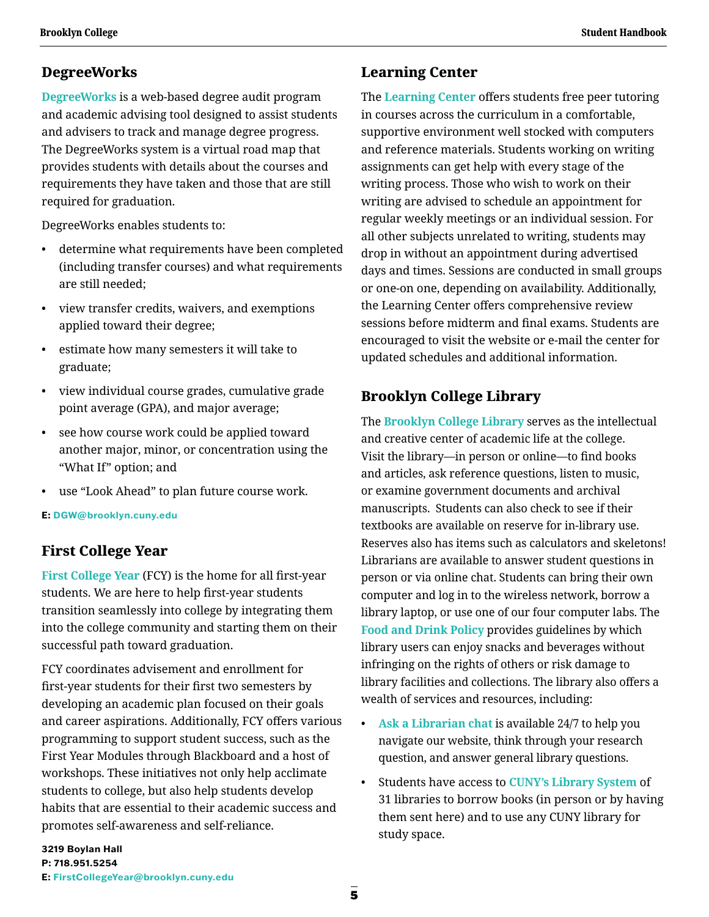## DegreeWorks

DegreeWorks is a web-based degree audit program and academic advising tool designed to assist students and advisers to track and manage degree progress. The DegreeWorks system is a virtual road map that provides students with details about the courses and requirements they have taken and those that are still required for graduation.

DegreeWorks enables students to:

- determine what requirements have been completed (including transfer courses) and what requirements are still needed;
- view transfer credits, waivers, and exemptions applied toward their degree;
- estimate how many semesters it will take to graduate;
- view individual course grades, cumulative grade point average (GPA), and major average;
- see how course work could be applied toward another major, minor, or concentration using the "What If" option; and
- use "Look Ahead" to plan future course work.

**E: DGW@brooklyn.cuny.edu**

## First College Year

First College Year (FCY) is the home for all first-year students. We are here to help first-year students transition seamlessly into college by integrating them into the college community and starting them on their successful path toward graduation.

FCY coordinates advisement and enrollment for first-year students for their first two semesters by developing an academic plan focused on their goals and career aspirations. Additionally, FCY offers various programming to support student success, such as the First Year Modules through Blackboard and a host of workshops. These initiatives not only help acclimate students to college, but also help students develop habits that are essential to their academic success and promotes self-awareness and self-reliance.

**3219 Boylan Hall**
**P: 718.951.5254**
**E: FirstCollegeYear@brooklyn.cuny.edu**

## Learning Center

The Learning Center offers students free peer tutoring in courses across the curriculum in a comfortable, supportive environment well stocked with computers and reference materials. Students working on writing assignments can get help with every stage of the writing process. Those who wish to work on their writing are advised to schedule an appointment for regular weekly meetings or an individual session. For all other subjects unrelated to writing, students may drop in without an appointment during advertised days and times. Sessions are conducted in small groups or one-on one, depending on availability. Additionally, the Learning Center offers comprehensive review sessions before midterm and final exams. Students are encouraged to visit the website or e-mail the center for updated schedules and additional information.

## Brooklyn College Library

The Brooklyn College Library serves as the intellectual and creative center of academic life at the college. Visit the library—in person or online—to find books and articles, ask reference questions, listen to music, or examine government documents and archival manuscripts. Students can also check to see if their textbooks are available on reserve for in-library use. Reserves also has items such as calculators and skeletons! Librarians are available to answer student questions in person or via online chat. Students can bring their own computer and log in to the wireless network, borrow a library laptop, or use one of our four computer labs. The Food and Drink Policy provides guidelines by which library users can enjoy snacks and beverages without infringing on the rights of others or risk damage to library facilities and collections. The library also offers a wealth of services and resources, including:

- Ask a Librarian chat is available 24/7 to help you navigate our website, think through your research question, and answer general library questions.
- Students have access to CUNY's Library System of 31 libraries to borrow books (in person or by having them sent here) and to use any CUNY library for study space.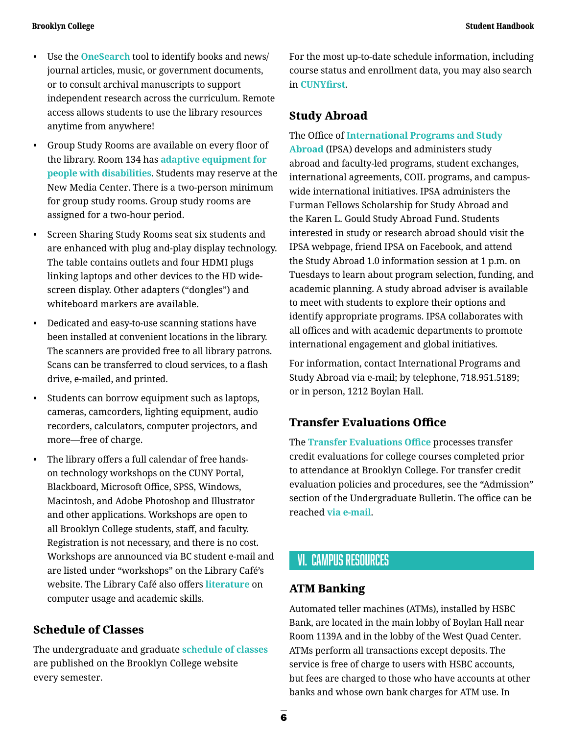- Use the **OneSearch** tool to identify books and news/journal articles, music, or government documents, or to consult archival manuscripts to support independent research across the curriculum. Remote access allows students to use the library resources anytime from anywhere!
- Group Study Rooms are available on every floor of the library. Room 134 has **adaptive equipment for people with disabilities**. Students may reserve at the New Media Center. There is a two-person minimum for group study rooms. Group study rooms are assigned for a two-hour period.
- Screen Sharing Study Rooms seat six students and are enhanced with plug and-play display technology. The table contains outlets and four HDMI plugs linking laptops and other devices to the HD wide-screen display. Other adapters ("dongles") and whiteboard markers are available.
- Dedicated and easy-to-use scanning stations have been installed at convenient locations in the library. The scanners are provided free to all library patrons. Scans can be transferred to cloud services, to a flash drive, e-mailed, and printed.
- Students can borrow equipment such as laptops, cameras, camcorders, lighting equipment, audio recorders, calculators, computer projectors, and more—free of charge.
- The library offers a full calendar of free hands-on technology workshops on the CUNY Portal, Blackboard, Microsoft Office, SPSS, Windows, Macintosh, and Adobe Photoshop and Illustrator and other applications. Workshops are open to all Brooklyn College students, staff, and faculty. Registration is not necessary, and there is no cost. Workshops are announced via BC student e-mail and are listed under "workshops" on the Library Café's website. The Library Café also offers **literature** on computer usage and academic skills.

### Schedule of Classes

The undergraduate and graduate **schedule of classes** are published on the Brooklyn College website every semester.

For the most up-to-date schedule information, including course status and enrollment data, you may also search in **CUNYfirst**.

### Study Abroad

The Office of **International Programs and Study Abroad** (IPSA) develops and administers study abroad and faculty-led programs, student exchanges, international agreements, COIL programs, and campus-wide international initiatives. IPSA administers the Furman Fellows Scholarship for Study Abroad and the Karen L. Gould Study Abroad Fund. Students interested in study or research abroad should visit the IPSA webpage, friend IPSA on Facebook, and attend the Study Abroad 1.0 information session at 1 p.m. on Tuesdays to learn about program selection, funding, and academic planning. A study abroad adviser is available to meet with students to explore their options and identify appropriate programs. IPSA collaborates with all offices and with academic departments to promote international engagement and global initiatives.

For information, contact International Programs and Study Abroad via e-mail; by telephone, 718.951.5189; or in person, 1212 Boylan Hall.

### Transfer Evaluations Office

The **Transfer Evaluations Office** processes transfer credit evaluations for college courses completed prior to attendance at Brooklyn College. For transfer credit evaluation policies and procedures, see the "Admission" section of the Undergraduate Bulletin. The office can be reached **via e-mail**.

## VI. CAMPUS RESOURCES

### ATM Banking

Automated teller machines (ATMs), installed by HSBC Bank, are located in the main lobby of Boylan Hall near Room 1139A and in the lobby of the West Quad Center. ATMs perform all transactions except deposits. The service is free of charge to users with HSBC accounts, but fees are charged to those who have accounts at other banks and whose own bank charges for ATM use. In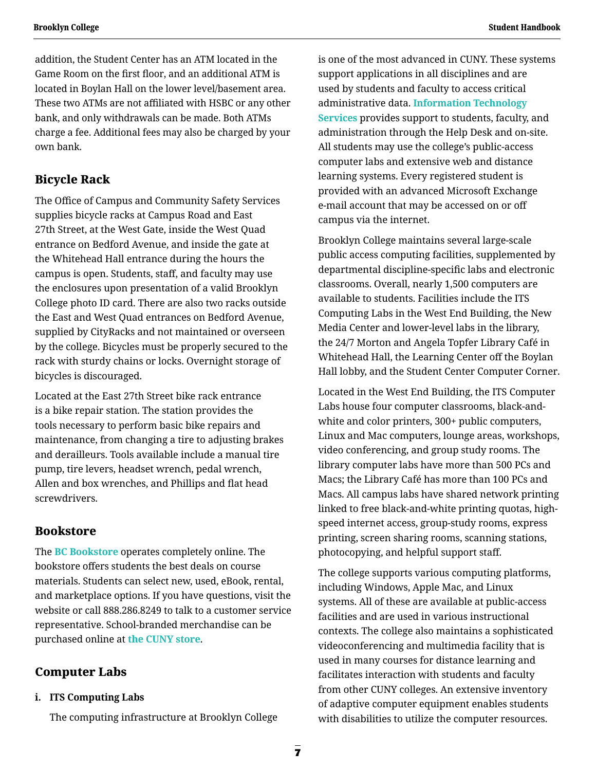addition, the Student Center has an ATM located in the Game Room on the first floor, and an additional ATM is located in Boylan Hall on the lower level/basement area. These two ATMs are not affiliated with HSBC or any other bank, and only withdrawals can be made. Both ATMs charge a fee. Additional fees may also be charged by your own bank.

## Bicycle Rack

The Office of Campus and Community Safety Services supplies bicycle racks at Campus Road and East 27th Street, at the West Gate, inside the West Quad entrance on Bedford Avenue, and inside the gate at the Whitehead Hall entrance during the hours the campus is open. Students, staff, and faculty may use the enclosures upon presentation of a valid Brooklyn College photo ID card. There are also two racks outside the East and West Quad entrances on Bedford Avenue, supplied by CityRacks and not maintained or overseen by the college. Bicycles must be properly secured to the rack with sturdy chains or locks. Overnight storage of bicycles is discouraged.

Located at the East 27th Street bike rack entrance is a bike repair station. The station provides the tools necessary to perform basic bike repairs and maintenance, from changing a tire to adjusting brakes and derailleurs. Tools available include a manual tire pump, tire levers, headset wrench, pedal wrench, Allen and box wrenches, and Phillips and flat head screwdrivers.

## Bookstore

The **BC Bookstore** operates completely online. The bookstore offers students the best deals on course materials. Students can select new, used, eBook, rental, and marketplace options. If you have questions, visit the website or call 888.286.8249 to talk to a customer service representative. School-branded merchandise can be purchased online at **the CUNY store**.

## Computer Labs

### i. ITS Computing Labs

The computing infrastructure at Brooklyn College is one of the most advanced in CUNY. These systems support applications in all disciplines and are used by students and faculty to access critical administrative data. **Information Technology Services** provides support to students, faculty, and administration through the Help Desk and on-site. All students may use the college's public-access computer labs and extensive web and distance learning systems. Every registered student is provided with an advanced Microsoft Exchange e-mail account that may be accessed on or off campus via the internet.

Brooklyn College maintains several large-scale public access computing facilities, supplemented by departmental discipline-specific labs and electronic classrooms. Overall, nearly 1,500 computers are available to students. Facilities include the ITS Computing Labs in the West End Building, the New Media Center and lower-level labs in the library, the 24/7 Morton and Angela Topfer Library Café in Whitehead Hall, the Learning Center off the Boylan Hall lobby, and the Student Center Computer Corner.

Located in the West End Building, the ITS Computer Labs house four computer classrooms, black-and-white and color printers, 300+ public computers, Linux and Mac computers, lounge areas, workshops, video conferencing, and group study rooms. The library computer labs have more than 500 PCs and Macs; the Library Café has more than 100 PCs and Macs. All campus labs have shared network printing linked to free black-and-white printing quotas, high-speed internet access, group-study rooms, express printing, screen sharing rooms, scanning stations, photocopying, and helpful support staff.

The college supports various computing platforms, including Windows, Apple Mac, and Linux systems. All of these are available at public-access facilities and are used in various instructional contexts. The college also maintains a sophisticated videoconferencing and multimedia facility that is used in many courses for distance learning and facilitates interaction with students and faculty from other CUNY colleges. An extensive inventory of adaptive computer equipment enables students with disabilities to utilize the computer resources.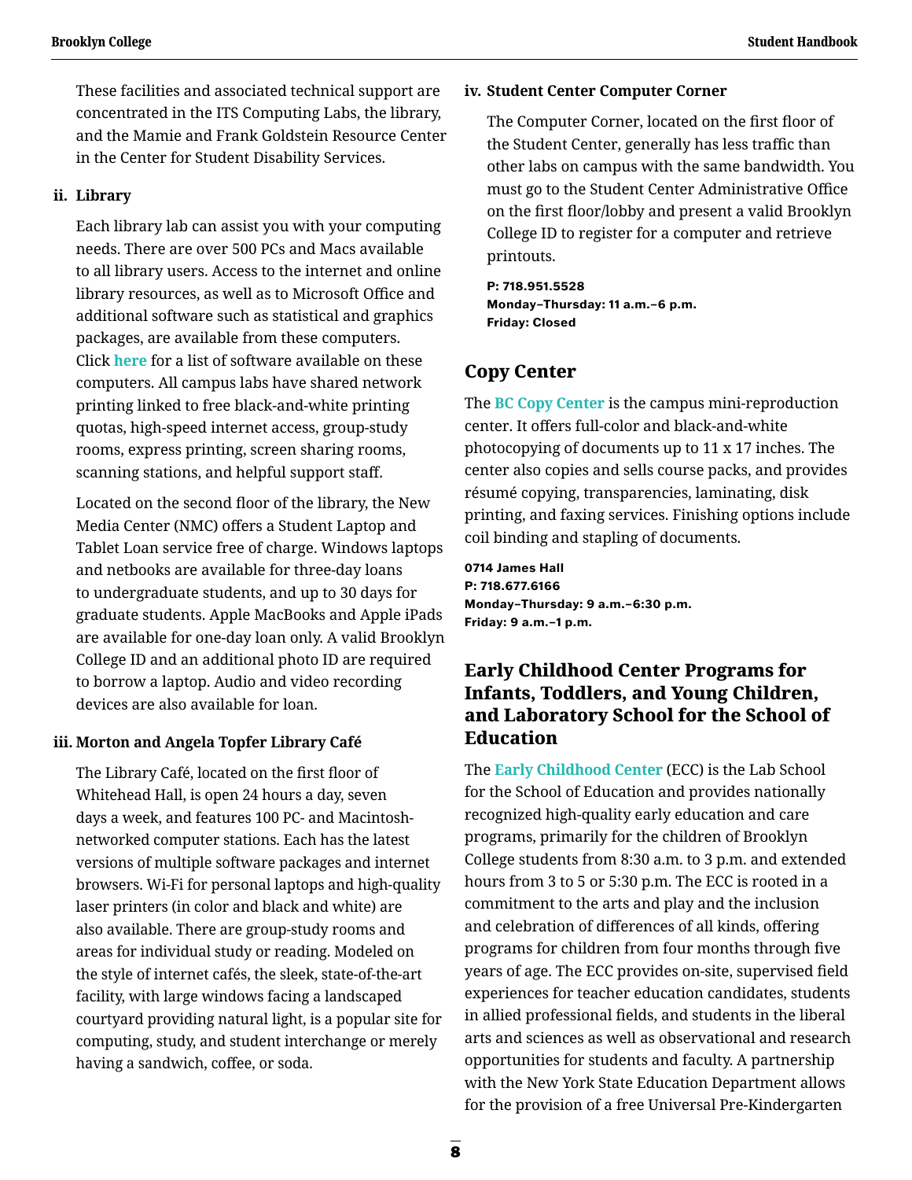These facilities and associated technical support are concentrated in the ITS Computing Labs, the library, and the Mamie and Frank Goldstein Resource Center in the Center for Student Disability Services.

#### ii. Library

Each library lab can assist you with your computing needs. There are over 500 PCs and Macs available to all library users. Access to the internet and online library resources, as well as to Microsoft Office and additional software such as statistical and graphics packages, are available from these computers. Click **here** for a list of software available on these computers. All campus labs have shared network printing linked to free black-and-white printing quotas, high-speed internet access, group-study rooms, express printing, screen sharing rooms, scanning stations, and helpful support staff.

Located on the second floor of the library, the New Media Center (NMC) offers a Student Laptop and Tablet Loan service free of charge. Windows laptops and netbooks are available for three-day loans to undergraduate students, and up to 30 days for graduate students. Apple MacBooks and Apple iPads are available for one-day loan only. A valid Brooklyn College ID and an additional photo ID are required to borrow a laptop. Audio and video recording devices are also available for loan.

#### iii. Morton and Angela Topfer Library Café

The Library Café, located on the first floor of Whitehead Hall, is open 24 hours a day, seven days a week, and features 100 PC- and Macintosh-networked computer stations. Each has the latest versions of multiple software packages and internet browsers. Wi-Fi for personal laptops and high-quality laser printers (in color and black and white) are also available. There are group-study rooms and areas for individual study or reading. Modeled on the style of internet cafés, the sleek, state-of-the-art facility, with large windows facing a landscaped courtyard providing natural light, is a popular site for computing, study, and student interchange or merely having a sandwich, coffee, or soda.

#### iv. Student Center Computer Corner

The Computer Corner, located on the first floor of the Student Center, generally has less traffic than other labs on campus with the same bandwidth. You must go to the Student Center Administrative Office on the first floor/lobby and present a valid Brooklyn College ID to register for a computer and retrieve printouts.

**P: 718.951.5528**
**Monday–Thursday: 11 a.m.–6 p.m.**
**Friday: Closed**

## Copy Center

The **BC Copy Center** is the campus mini-reproduction center. It offers full-color and black-and-white photocopying of documents up to 11 x 17 inches. The center also copies and sells course packs, and provides résumé copying, transparencies, laminating, disk printing, and faxing services. Finishing options include coil binding and stapling of documents.

**0714 James Hall**
**P: 718.677.6166**
**Monday–Thursday: 9 a.m.–6:30 p.m.**
**Friday: 9 a.m.–1 p.m.**

## Early Childhood Center Programs for Infants, Toddlers, and Young Children, and Laboratory School for the School of Education

The **Early Childhood Center** (ECC) is the Lab School for the School of Education and provides nationally recognized high-quality early education and care programs, primarily for the children of Brooklyn College students from 8:30 a.m. to 3 p.m. and extended hours from 3 to 5 or 5:30 p.m. The ECC is rooted in a commitment to the arts and play and the inclusion and celebration of differences of all kinds, offering programs for children from four months through five years of age. The ECC provides on-site, supervised field experiences for teacher education candidates, students in allied professional fields, and students in the liberal arts and sciences as well as observational and research opportunities for students and faculty. A partnership with the New York State Education Department allows for the provision of a free Universal Pre-Kindergarten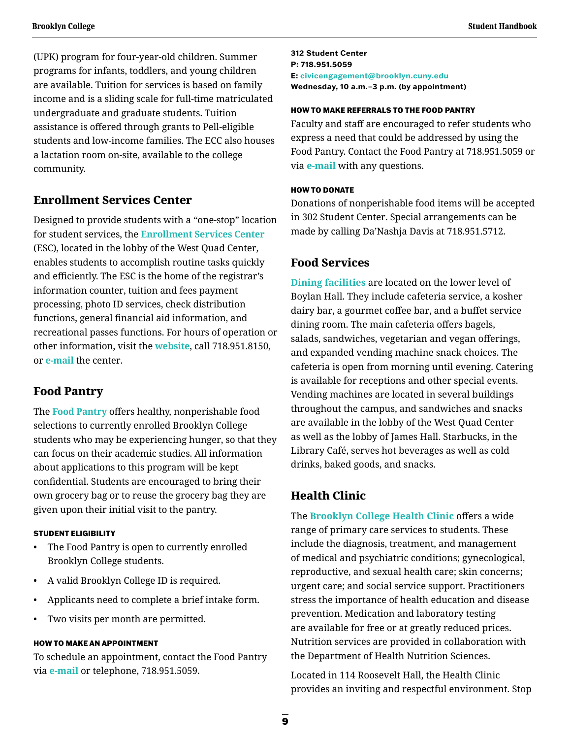(UPK) program for four-year-old children. Summer programs for infants, toddlers, and young children are available. Tuition for services is based on family income and is a sliding scale for full-time matriculated undergraduate and graduate students. Tuition assistance is offered through grants to Pell-eligible students and low-income families. The ECC also houses a lactation room on-site, available to the college community.

## Enrollment Services Center

Designed to provide students with a "one-stop" location for student services, the Enrollment Services Center (ESC), located in the lobby of the West Quad Center, enables students to accomplish routine tasks quickly and efficiently. The ESC is the home of the registrar's information counter, tuition and fees payment processing, photo ID services, check distribution functions, general financial aid information, and recreational passes functions. For hours of operation or other information, visit the website, call 718.951.8150, or e-mail the center.

## Food Pantry

The Food Pantry offers healthy, nonperishable food selections to currently enrolled Brooklyn College students who may be experiencing hunger, so that they can focus on their academic studies. All information about applications to this program will be kept confidential. Students are encouraged to bring their own grocery bag or to reuse the grocery bag they are given upon their initial visit to the pantry.

#### STUDENT ELIGIBILITY

- The Food Pantry is open to currently enrolled Brooklyn College students.
- A valid Brooklyn College ID is required.
- Applicants need to complete a brief intake form.
- Two visits per month are permitted.

#### HOW TO MAKE AN APPOINTMENT

To schedule an appointment, contact the Food Pantry via e-mail or telephone, 718.951.5059.

**312 Student Center**
**P: 718.951.5059**
**E: civicengagement@brooklyn.cuny.edu**
**Wednesday, 10 a.m.–3 p.m. (by appointment)**

#### HOW TO MAKE REFERRALS TO THE FOOD PANTRY

Faculty and staff are encouraged to refer students who express a need that could be addressed by using the Food Pantry. Contact the Food Pantry at 718.951.5059 or via e-mail with any questions.

#### HOW TO DONATE

Donations of nonperishable food items will be accepted in 302 Student Center. Special arrangements can be made by calling Da'Nashja Davis at 718.951.5712.

## Food Services

Dining facilities are located on the lower level of Boylan Hall. They include cafeteria service, a kosher dairy bar, a gourmet coffee bar, and a buffet service dining room. The main cafeteria offers bagels, salads, sandwiches, vegetarian and vegan offerings, and expanded vending machine snack choices. The cafeteria is open from morning until evening. Catering is available for receptions and other special events. Vending machines are located in several buildings throughout the campus, and sandwiches and snacks are available in the lobby of the West Quad Center as well as the lobby of James Hall. Starbucks, in the Library Café, serves hot beverages as well as cold drinks, baked goods, and snacks.

## Health Clinic

The Brooklyn College Health Clinic offers a wide range of primary care services to students. These include the diagnosis, treatment, and management of medical and psychiatric conditions; gynecological, reproductive, and sexual health care; skin concerns; urgent care; and social service support. Practitioners stress the importance of health education and disease prevention. Medication and laboratory testing are available for free or at greatly reduced prices. Nutrition services are provided in collaboration with the Department of Health Nutrition Sciences.

Located in 114 Roosevelt Hall, the Health Clinic provides an inviting and respectful environment. Stop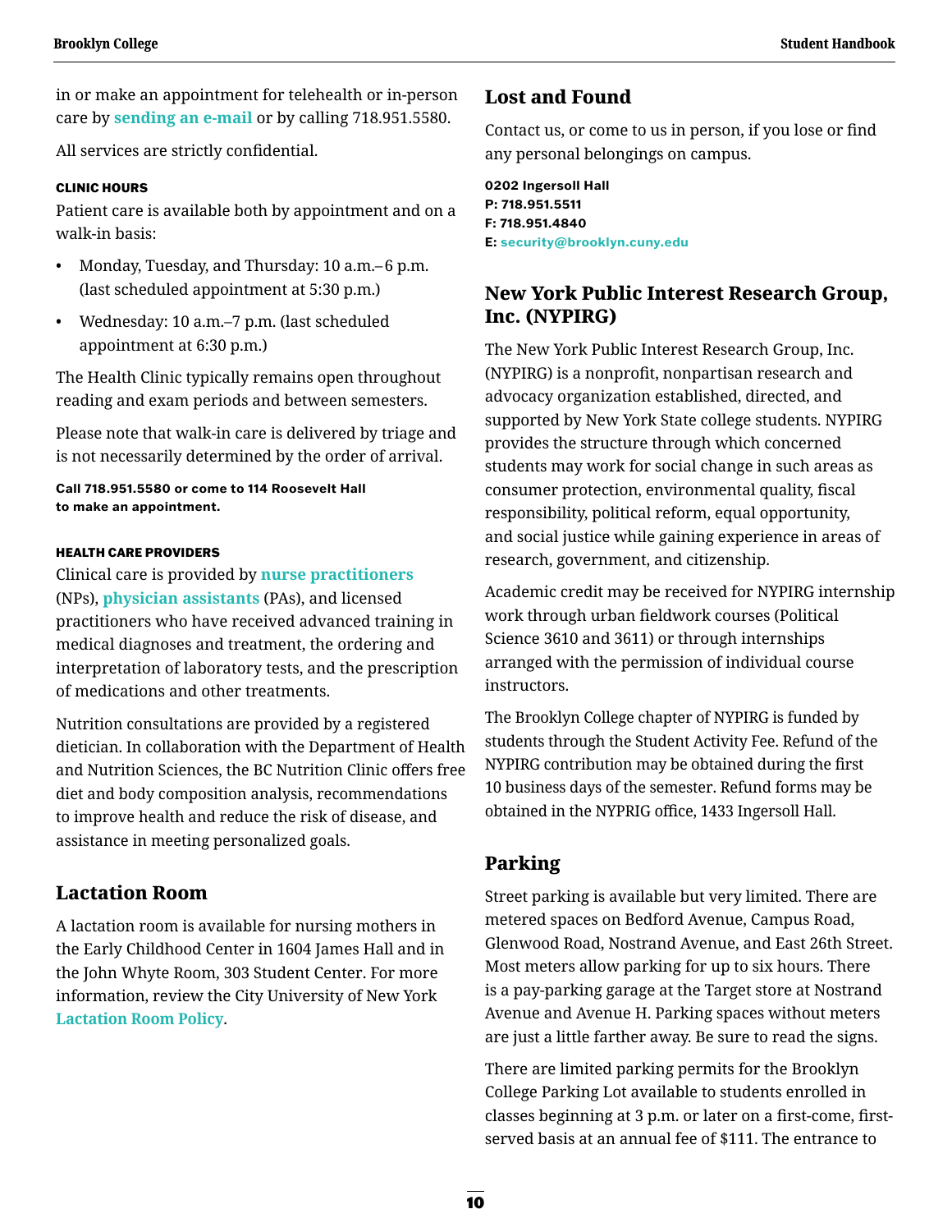in or make an appointment for telehealth or in-person care by **sending an e-mail** or by calling 718.951.5580.

All services are strictly confidential.

#### CLINIC HOURS

Patient care is available both by appointment and on a walk-in basis:

- Monday, Tuesday, and Thursday: 10 a.m.–6 p.m. (last scheduled appointment at 5:30 p.m.)
- Wednesday: 10 a.m.–7 p.m. (last scheduled appointment at 6:30 p.m.)

The Health Clinic typically remains open throughout reading and exam periods and between semesters.

Please note that walk-in care is delivered by triage and is not necessarily determined by the order of arrival.

**Call 718.951.5580 or come to 114 Roosevelt Hall to make an appointment.**

#### HEALTH CARE PROVIDERS

Clinical care is provided by **nurse practitioners** (NPs), **physician assistants** (PAs), and licensed practitioners who have received advanced training in medical diagnoses and treatment, the ordering and interpretation of laboratory tests, and the prescription of medications and other treatments.

Nutrition consultations are provided by a registered dietician. In collaboration with the Department of Health and Nutrition Sciences, the BC Nutrition Clinic offers free diet and body composition analysis, recommendations to improve health and reduce the risk of disease, and assistance in meeting personalized goals.

## Lactation Room

A lactation room is available for nursing mothers in the Early Childhood Center in 1604 James Hall and in the John Whyte Room, 303 Student Center. For more information, review the City University of New York **Lactation Room Policy**.

## Lost and Found

Contact us, or come to us in person, if you lose or find any personal belongings on campus.

**0202 Ingersoll Hall**
**P: 718.951.5511**
**F: 718.951.4840**
**E: security@brooklyn.cuny.edu**

## New York Public Interest Research Group, Inc. (NYPIRG)

The New York Public Interest Research Group, Inc. (NYPIRG) is a nonprofit, nonpartisan research and advocacy organization established, directed, and supported by New York State college students. NYPIRG provides the structure through which concerned students may work for social change in such areas as consumer protection, environmental quality, fiscal responsibility, political reform, equal opportunity, and social justice while gaining experience in areas of research, government, and citizenship.

Academic credit may be received for NYPIRG internship work through urban fieldwork courses (Political Science 3610 and 3611) or through internships arranged with the permission of individual course instructors.

The Brooklyn College chapter of NYPIRG is funded by students through the Student Activity Fee. Refund of the NYPIRG contribution may be obtained during the first 10 business days of the semester. Refund forms may be obtained in the NYPRIG office, 1433 Ingersoll Hall.

## Parking

Street parking is available but very limited. There are metered spaces on Bedford Avenue, Campus Road, Glenwood Road, Nostrand Avenue, and East 26th Street. Most meters allow parking for up to six hours. There is a pay-parking garage at the Target store at Nostrand Avenue and Avenue H. Parking spaces without meters are just a little farther away. Be sure to read the signs.

There are limited parking permits for the Brooklyn College Parking Lot available to students enrolled in classes beginning at 3 p.m. or later on a first-come, first-served basis at an annual fee of $111. The entrance to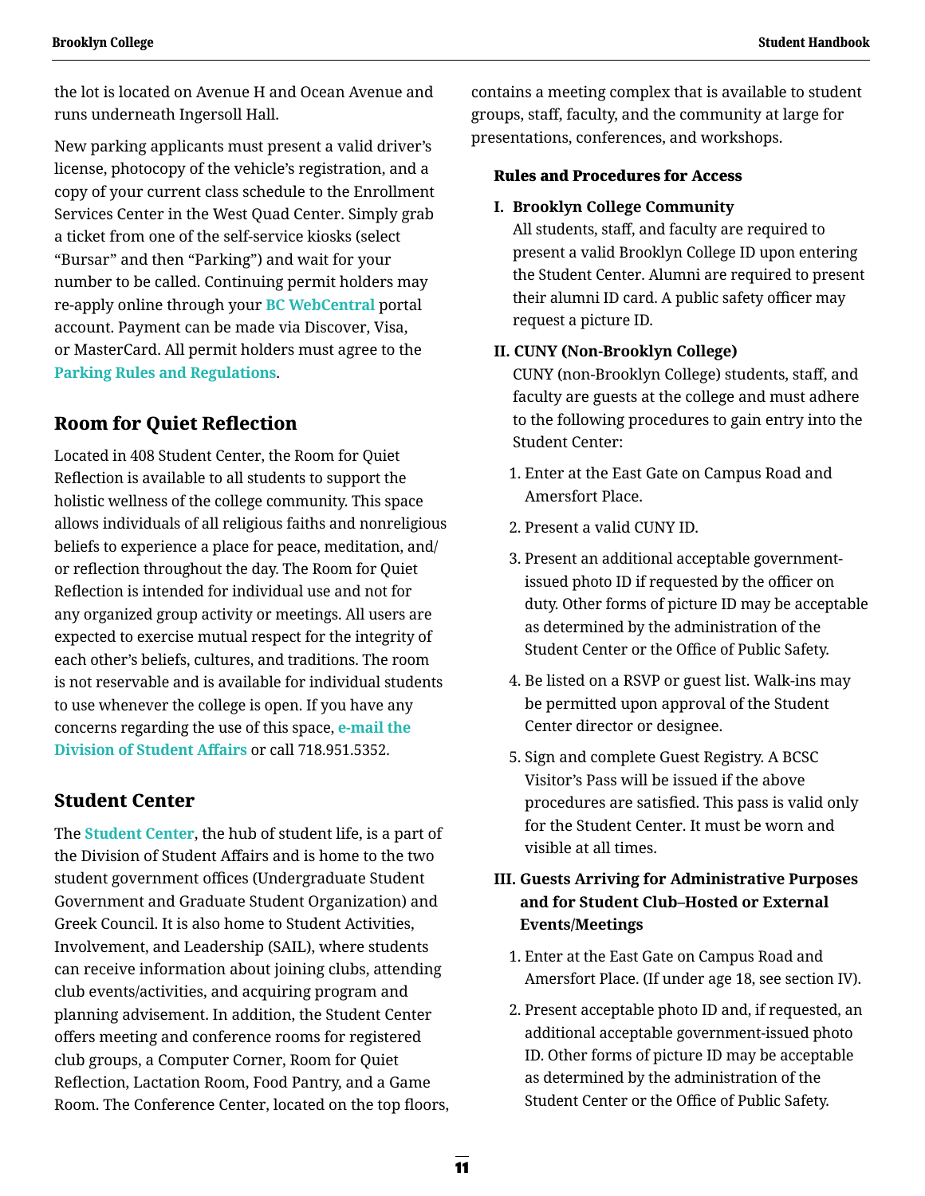the lot is located on Avenue H and Ocean Avenue and runs underneath Ingersoll Hall.

New parking applicants must present a valid driver's license, photocopy of the vehicle's registration, and a copy of your current class schedule to the Enrollment Services Center in the West Quad Center. Simply grab a ticket from one of the self-service kiosks (select "Bursar" and then "Parking") and wait for your number to be called. Continuing permit holders may re-apply online through your **BC WebCentral** portal account. Payment can be made via Discover, Visa, or MasterCard. All permit holders must agree to the **Parking Rules and Regulations**.

## Room for Quiet Reflection

Located in 408 Student Center, the Room for Quiet Reflection is available to all students to support the holistic wellness of the college community. This space allows individuals of all religious faiths and nonreligious beliefs to experience a place for peace, meditation, and/or reflection throughout the day. The Room for Quiet Reflection is intended for individual use and not for any organized group activity or meetings. All users are expected to exercise mutual respect for the integrity of each other's beliefs, cultures, and traditions. The room is not reservable and is available for individual students to use whenever the college is open. If you have any concerns regarding the use of this space, **e-mail the Division of Student Affairs** or call 718.951.5352.

## Student Center

The **Student Center**, the hub of student life, is a part of the Division of Student Affairs and is home to the two student government offices (Undergraduate Student Government and Graduate Student Organization) and Greek Council. It is also home to Student Activities, Involvement, and Leadership (SAIL), where students can receive information about joining clubs, attending club events/activities, and acquiring program and planning advisement. In addition, the Student Center offers meeting and conference rooms for registered club groups, a Computer Corner, Room for Quiet Reflection, Lactation Room, Food Pantry, and a Game Room. The Conference Center, located on the top floors, contains a meeting complex that is available to student groups, staff, faculty, and the community at large for presentations, conferences, and workshops.

### Rules and Procedures for Access

**I. Brooklyn College Community**

All students, staff, and faculty are required to present a valid Brooklyn College ID upon entering the Student Center. Alumni are required to present their alumni ID card. A public safety officer may request a picture ID.

**II. CUNY (Non-Brooklyn College)**

CUNY (non-Brooklyn College) students, staff, and faculty are guests at the college and must adhere to the following procedures to gain entry into the Student Center:

1. Enter at the East Gate on Campus Road and Amersfort Place.
2. Present a valid CUNY ID.
3. Present an additional acceptable government-issued photo ID if requested by the officer on duty. Other forms of picture ID may be acceptable as determined by the administration of the Student Center or the Office of Public Safety.
4. Be listed on a RSVP or guest list. Walk-ins may be permitted upon approval of the Student Center director or designee.
5. Sign and complete Guest Registry. A BCSC Visitor's Pass will be issued if the above procedures are satisfied. This pass is valid only for the Student Center. It must be worn and visible at all times.

**III. Guests Arriving for Administrative Purposes and for Student Club–Hosted or External Events/Meetings**

1. Enter at the East Gate on Campus Road and Amersfort Place. (If under age 18, see section IV).
2. Present acceptable photo ID and, if requested, an additional acceptable government-issued photo ID. Other forms of picture ID may be acceptable as determined by the administration of the Student Center or the Office of Public Safety.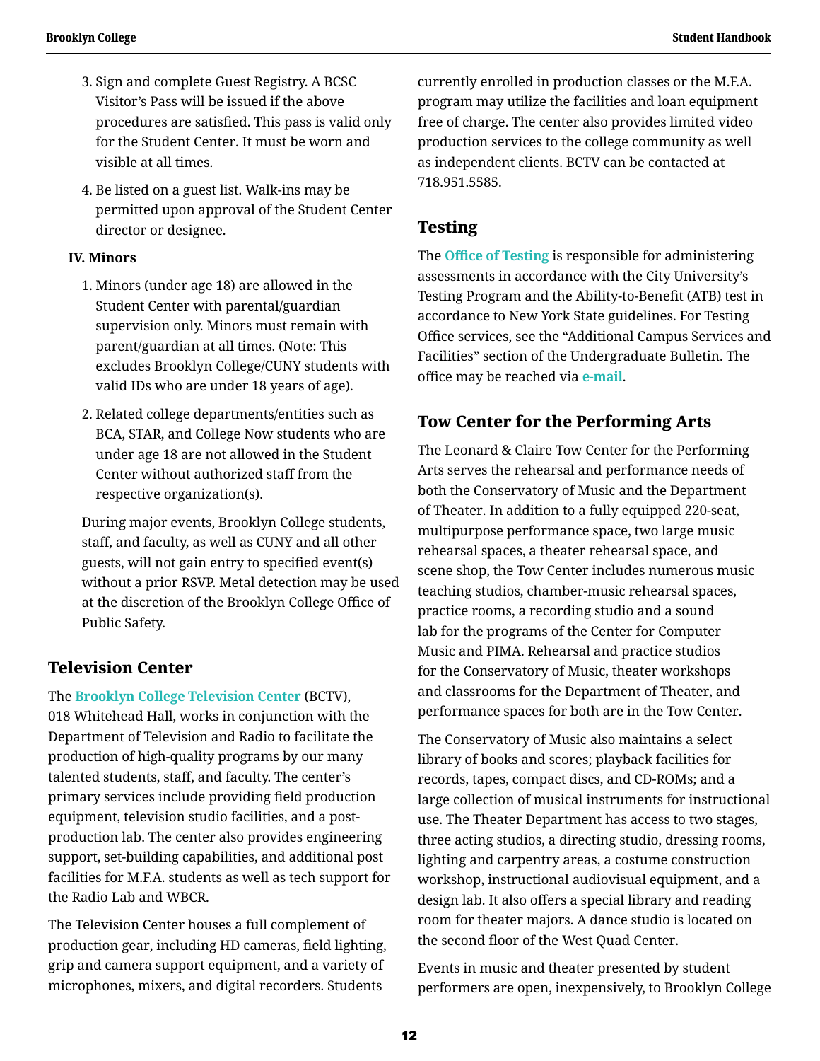3. Sign and complete Guest Registry. A BCSC Visitor's Pass will be issued if the above procedures are satisfied. This pass is valid only for the Student Center. It must be worn and visible at all times.
4. Be listed on a guest list. Walk-ins may be permitted upon approval of the Student Center director or designee.

**IV. Minors**

1. Minors (under age 18) are allowed in the Student Center with parental/guardian supervision only. Minors must remain with parent/guardian at all times. (Note: This excludes Brooklyn College/CUNY students with valid IDs who are under 18 years of age).
2. Related college departments/entities such as BCA, STAR, and College Now students who are under age 18 are not allowed in the Student Center without authorized staff from the respective organization(s).

During major events, Brooklyn College students, staff, and faculty, as well as CUNY and all other guests, will not gain entry to specified event(s) without a prior RSVP. Metal detection may be used at the discretion of the Brooklyn College Office of Public Safety.

## Television Center

The **Brooklyn College Television Center** (BCTV), 018 Whitehead Hall, works in conjunction with the Department of Television and Radio to facilitate the production of high-quality programs by our many talented students, staff, and faculty. The center's primary services include providing field production equipment, television studio facilities, and a post-production lab. The center also provides engineering support, set-building capabilities, and additional post facilities for M.F.A. students as well as tech support for the Radio Lab and WBCR.

The Television Center houses a full complement of production gear, including HD cameras, field lighting, grip and camera support equipment, and a variety of microphones, mixers, and digital recorders. Students currently enrolled in production classes or the M.F.A. program may utilize the facilities and loan equipment free of charge. The center also provides limited video production services to the college community as well as independent clients. BCTV can be contacted at 718.951.5585.

## Testing

The **Office of Testing** is responsible for administering assessments in accordance with the City University's Testing Program and the Ability-to-Benefit (ATB) test in accordance to New York State guidelines. For Testing Office services, see the "Additional Campus Services and Facilities" section of the Undergraduate Bulletin. The office may be reached via **e-mail**.

## Tow Center for the Performing Arts

The Leonard & Claire Tow Center for the Performing Arts serves the rehearsal and performance needs of both the Conservatory of Music and the Department of Theater. In addition to a fully equipped 220-seat, multipurpose performance space, two large music rehearsal spaces, a theater rehearsal space, and scene shop, the Tow Center includes numerous music teaching studios, chamber-music rehearsal spaces, practice rooms, a recording studio and a sound lab for the programs of the Center for Computer Music and PIMA. Rehearsal and practice studios for the Conservatory of Music, theater workshops and classrooms for the Department of Theater, and performance spaces for both are in the Tow Center.

The Conservatory of Music also maintains a select library of books and scores; playback facilities for records, tapes, compact discs, and CD-ROMs; and a large collection of musical instruments for instructional use. The Theater Department has access to two stages, three acting studios, a directing studio, dressing rooms, lighting and carpentry areas, a costume construction workshop, instructional audiovisual equipment, and a design lab. It also offers a special library and reading room for theater majors. A dance studio is located on the second floor of the West Quad Center.

Events in music and theater presented by student performers are open, inexpensively, to Brooklyn College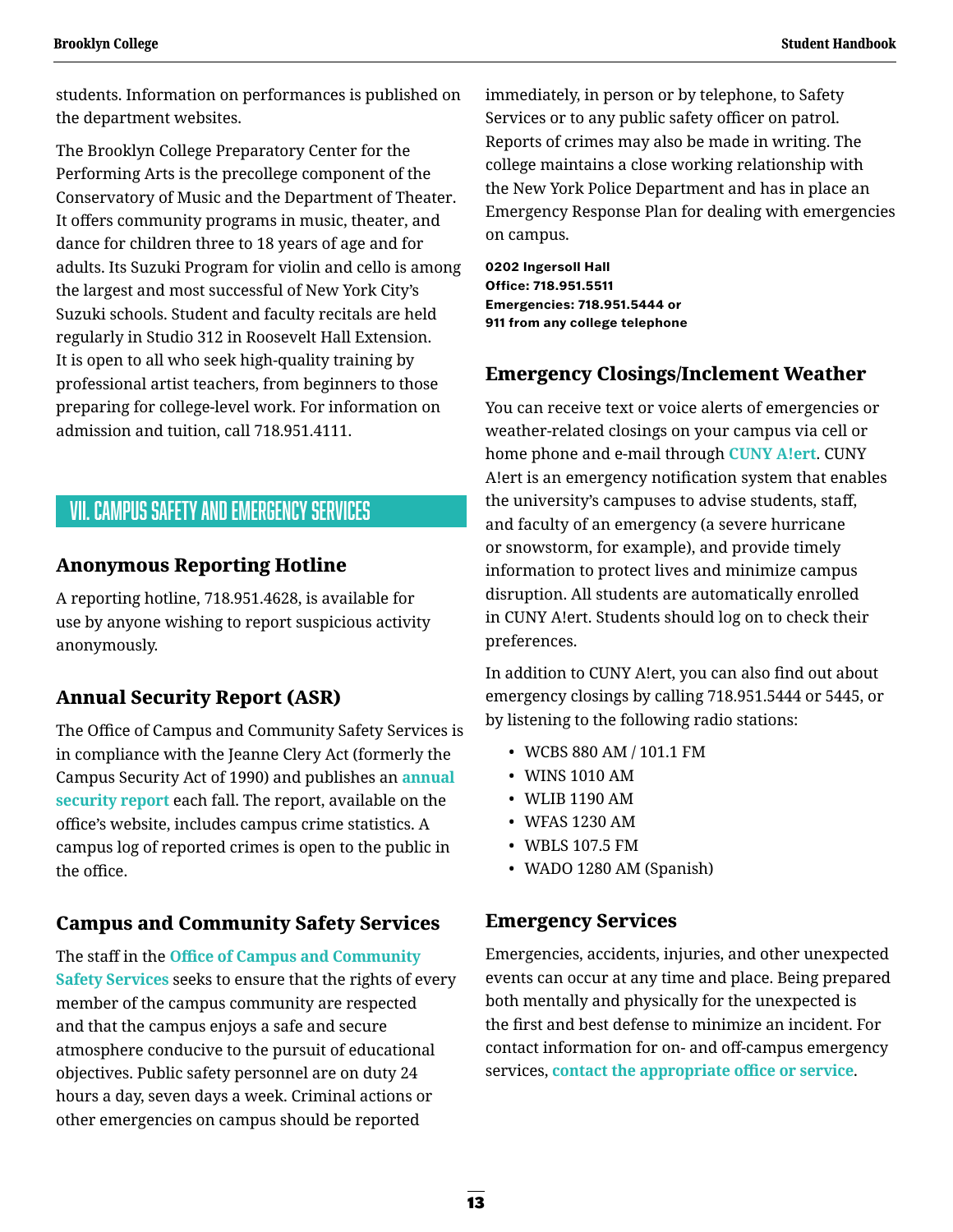students. Information on performances is published on the department websites.

The Brooklyn College Preparatory Center for the Performing Arts is the precollege component of the Conservatory of Music and the Department of Theater. It offers community programs in music, theater, and dance for children three to 18 years of age and for adults. Its Suzuki Program for violin and cello is among the largest and most successful of New York City's Suzuki schools. Student and faculty recitals are held regularly in Studio 312 in Roosevelt Hall Extension. It is open to all who seek high-quality training by professional artist teachers, from beginners to those preparing for college-level work. For information on admission and tuition, call 718.951.4111.

## VII. CAMPUS SAFETY AND EMERGENCY SERVICES

### Anonymous Reporting Hotline

A reporting hotline, 718.951.4628, is available for use by anyone wishing to report suspicious activity anonymously.

### Annual Security Report (ASR)

The Office of Campus and Community Safety Services is in compliance with the Jeanne Clery Act (formerly the Campus Security Act of 1990) and publishes an **annual security report** each fall. The report, available on the office's website, includes campus crime statistics. A campus log of reported crimes is open to the public in the office.

### Campus and Community Safety Services

The staff in the **Office of Campus and Community Safety Services** seeks to ensure that the rights of every member of the campus community are respected and that the campus enjoys a safe and secure atmosphere conducive to the pursuit of educational objectives. Public safety personnel are on duty 24 hours a day, seven days a week. Criminal actions or other emergencies on campus should be reported immediately, in person or by telephone, to Safety Services or to any public safety officer on patrol. Reports of crimes may also be made in writing. The college maintains a close working relationship with the New York Police Department and has in place an Emergency Response Plan for dealing with emergencies on campus.

**0202 Ingersoll Hall**
**Office: 718.951.5511**
**Emergencies: 718.951.5444 or**
**911 from any college telephone**

### Emergency Closings/Inclement Weather

You can receive text or voice alerts of emergencies or weather-related closings on your campus via cell or home phone and e-mail through **CUNY A!ert**. CUNY A!ert is an emergency notification system that enables the university's campuses to advise students, staff, and faculty of an emergency (a severe hurricane or snowstorm, for example), and provide timely information to protect lives and minimize campus disruption. All students are automatically enrolled in CUNY A!ert. Students should log on to check their preferences.

In addition to CUNY A!ert, you can also find out about emergency closings by calling 718.951.5444 or 5445, or by listening to the following radio stations:

- WCBS 880 AM / 101.1 FM
- WINS 1010 AM
- WLIB 1190 AM
- WFAS 1230 AM
- WBLS 107.5 FM
- WADO 1280 AM (Spanish)

### Emergency Services

Emergencies, accidents, injuries, and other unexpected events can occur at any time and place. Being prepared both mentally and physically for the unexpected is the first and best defense to minimize an incident. For contact information for on- and off-campus emergency services, **contact the appropriate office or service**.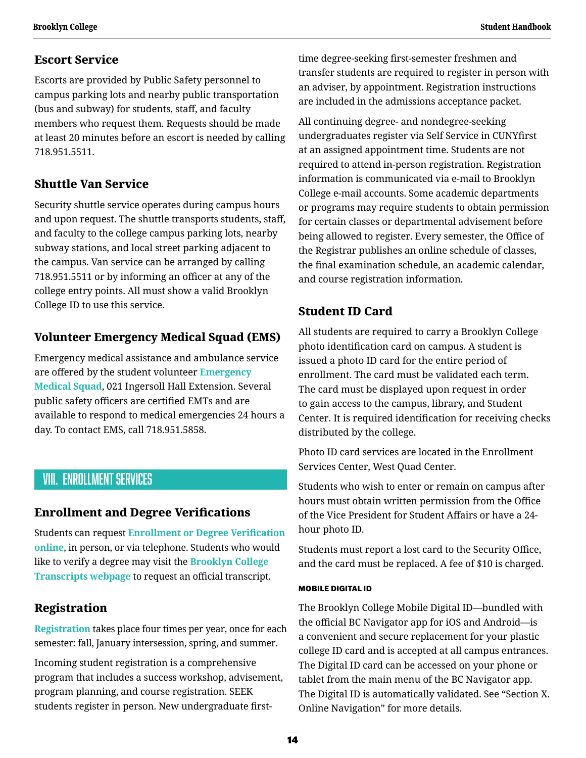### Escort Service

Escorts are provided by Public Safety personnel to campus parking lots and nearby public transportation (bus and subway) for students, staff, and faculty members who request them. Requests should be made at least 20 minutes before an escort is needed by calling 718.951.5511.

### Shuttle Van Service

Security shuttle service operates during campus hours and upon request. The shuttle transports students, staff, and faculty to the college campus parking lots, nearby subway stations, and local street parking adjacent to the campus. Van service can be arranged by calling 718.951.5511 or by informing an officer at any of the college entry points. All must show a valid Brooklyn College ID to use this service.

### Volunteer Emergency Medical Squad (EMS)

Emergency medical assistance and ambulance service are offered by the student volunteer **Emergency Medical Squad**, 021 Ingersoll Hall Extension. Several public safety officers are certified EMTs and are available to respond to medical emergencies 24 hours a day. To contact EMS, call 718.951.5858.

## VIII. ENROLLMENT SERVICES

### Enrollment and Degree Verifications

Students can request **Enrollment or Degree Verification online**, in person, or via telephone. Students who would like to verify a degree may visit the **Brooklyn College Transcripts webpage** to request an official transcript.

### Registration

**Registration** takes place four times per year, once for each semester: fall, January intersession, spring, and summer.

Incoming student registration is a comprehensive program that includes a success workshop, advisement, program planning, and course registration. SEEK students register in person. New undergraduate first-time degree-seeking first-semester freshmen and transfer students are required to register in person with an adviser, by appointment. Registration instructions are included in the admissions acceptance packet.

All continuing degree- and nondegree-seeking undergraduates register via Self Service in CUNYfirst at an assigned appointment time. Students are not required to attend in-person registration. Registration information is communicated via e-mail to Brooklyn College e-mail accounts. Some academic departments or programs may require students to obtain permission for certain classes or departmental advisement before being allowed to register. Every semester, the Office of the Registrar publishes an online schedule of classes, the final examination schedule, an academic calendar, and course registration information.

### Student ID Card

All students are required to carry a Brooklyn College photo identification card on campus. A student is issued a photo ID card for the entire period of enrollment. The card must be validated each term. The card must be displayed upon request in order to gain access to the campus, library, and Student Center. It is required identification for receiving checks distributed by the college.

Photo ID card services are located in the Enrollment Services Center, West Quad Center.

Students who wish to enter or remain on campus after hours must obtain written permission from the Office of the Vice President for Student Affairs or have a 24-hour photo ID.

Students must report a lost card to the Security Office, and the card must be replaced. A fee of $10 is charged.

#### MOBILE DIGITAL ID

The Brooklyn College Mobile Digital ID—bundled with the official BC Navigator app for iOS and Android—is a convenient and secure replacement for your plastic college ID card and is accepted at all campus entrances. The Digital ID card can be accessed on your phone or tablet from the main menu of the BC Navigator app. The Digital ID is automatically validated. See "Section X. Online Navigation" for more details.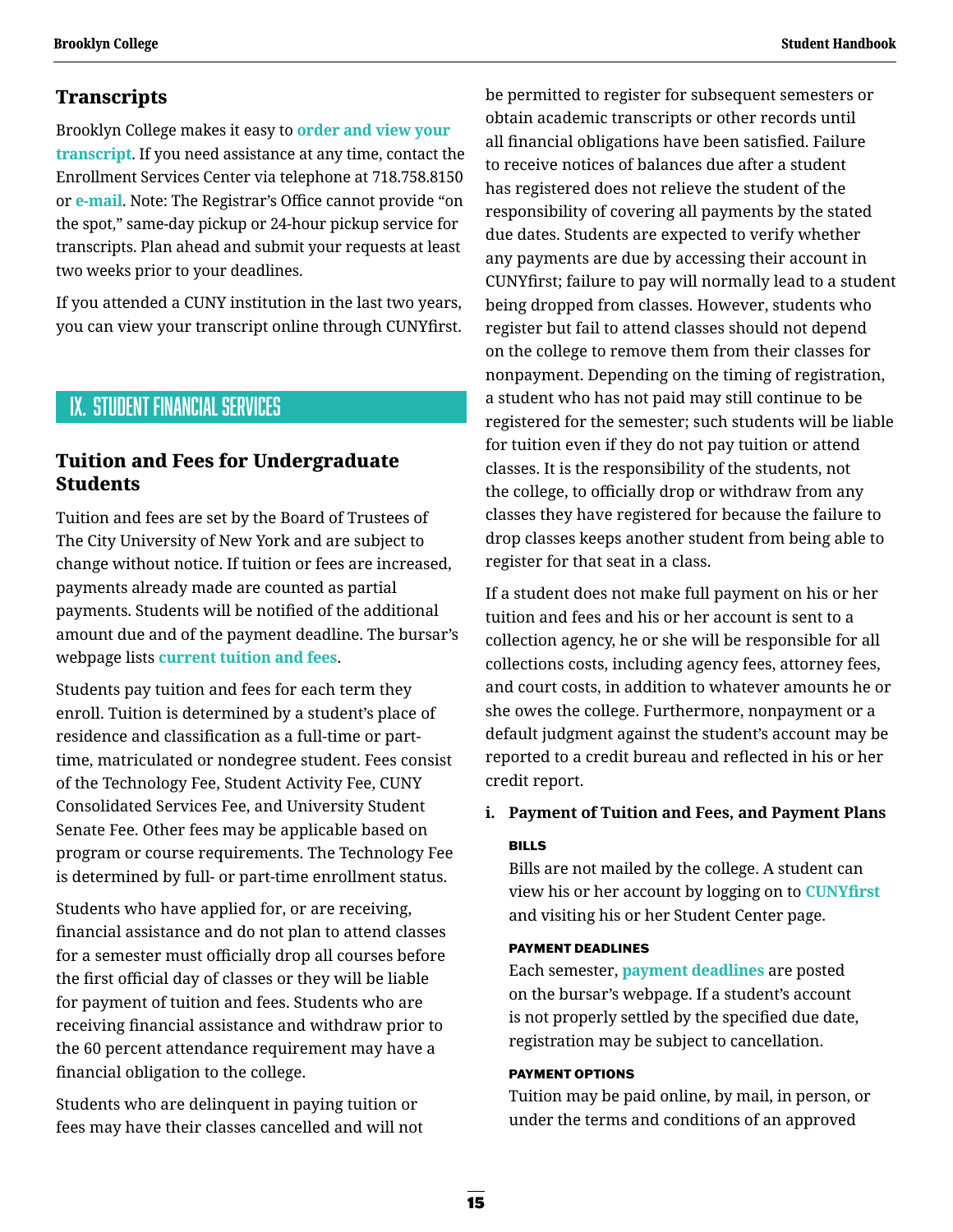## Transcripts

Brooklyn College makes it easy to **order and view your transcript**. If you need assistance at any time, contact the Enrollment Services Center via telephone at 718.758.8150 or **e-mail**. Note: The Registrar's Office cannot provide "on the spot," same-day pickup or 24-hour pickup service for transcripts. Plan ahead and submit your requests at least two weeks prior to your deadlines.

If you attended a CUNY institution in the last two years, you can view your transcript online through CUNYfirst.

# IX. STUDENT FINANCIAL SERVICES

## Tuition and Fees for Undergraduate Students

Tuition and fees are set by the Board of Trustees of The City University of New York and are subject to change without notice. If tuition or fees are increased, payments already made are counted as partial payments. Students will be notified of the additional amount due and of the payment deadline. The bursar's webpage lists **current tuition and fees**.

Students pay tuition and fees for each term they enroll. Tuition is determined by a student's place of residence and classification as a full-time or part-time, matriculated or nondegree student. Fees consist of the Technology Fee, Student Activity Fee, CUNY Consolidated Services Fee, and University Student Senate Fee. Other fees may be applicable based on program or course requirements. The Technology Fee is determined by full- or part-time enrollment status.

Students who have applied for, or are receiving, financial assistance and do not plan to attend classes for a semester must officially drop all courses before the first official day of classes or they will be liable for payment of tuition and fees. Students who are receiving financial assistance and withdraw prior to the 60 percent attendance requirement may have a financial obligation to the college.

Students who are delinquent in paying tuition or fees may have their classes cancelled and will not be permitted to register for subsequent semesters or obtain academic transcripts or other records until all financial obligations have been satisfied. Failure to receive notices of balances due after a student has registered does not relieve the student of the responsibility of covering all payments by the stated due dates. Students are expected to verify whether any payments are due by accessing their account in CUNYfirst; failure to pay will normally lead to a student being dropped from classes. However, students who register but fail to attend classes should not depend on the college to remove them from their classes for nonpayment. Depending on the timing of registration, a student who has not paid may still continue to be registered for the semester; such students will be liable for tuition even if they do not pay tuition or attend classes. It is the responsibility of the students, not the college, to officially drop or withdraw from any classes they have registered for because the failure to drop classes keeps another student from being able to register for that seat in a class.

If a student does not make full payment on his or her tuition and fees and his or her account is sent to a collection agency, he or she will be responsible for all collections costs, including agency fees, attorney fees, and court costs, in addition to whatever amounts he or she owes the college. Furthermore, nonpayment or a default judgment against the student's account may be reported to a credit bureau and reflected in his or her credit report.

### i. Payment of Tuition and Fees, and Payment Plans

#### BILLS

Bills are not mailed by the college. A student can view his or her account by logging on to **CUNYfirst** and visiting his or her Student Center page.

#### PAYMENT DEADLINES

Each semester, **payment deadlines** are posted on the bursar's webpage. If a student's account is not properly settled by the specified due date, registration may be subject to cancellation.

#### PAYMENT OPTIONS

Tuition may be paid online, by mail, in person, or under the terms and conditions of an approved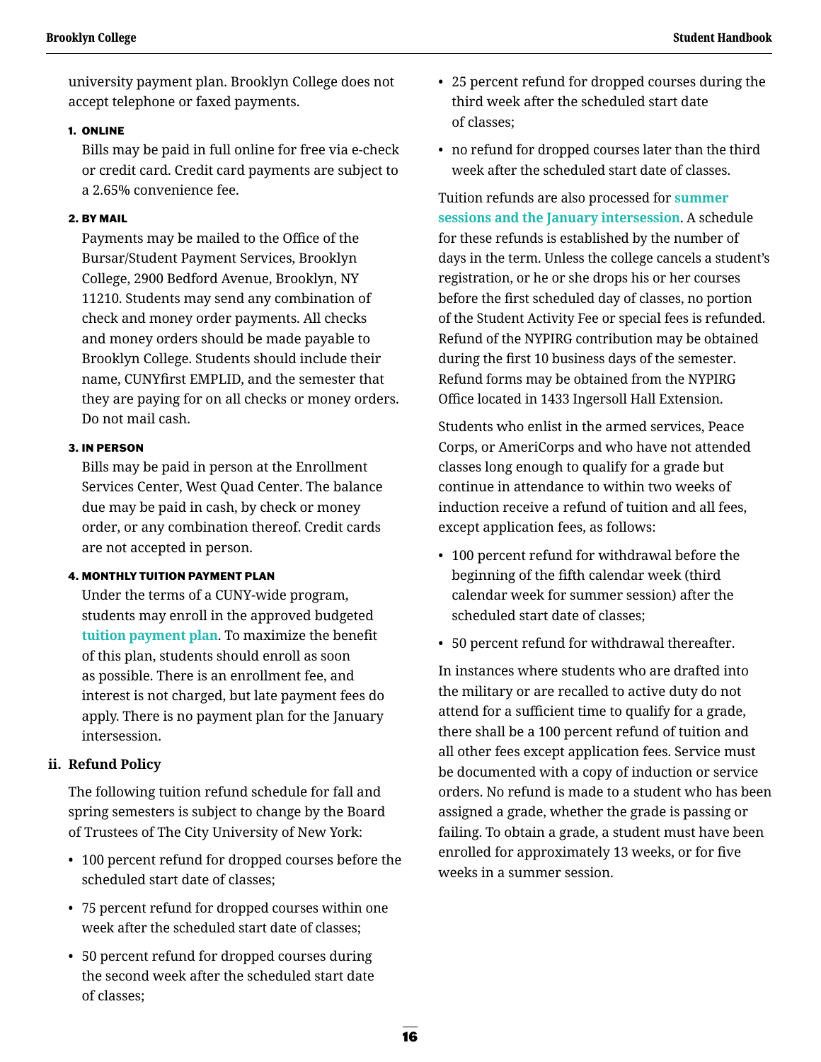university payment plan. Brooklyn College does not accept telephone or faxed payments.

1. **ONLINE**

   Bills may be paid in full online for free via e-check or credit card. Credit card payments are subject to a 2.65% convenience fee.

2. **BY MAIL**

   Payments may be mailed to the Office of the Bursar/Student Payment Services, Brooklyn College, 2900 Bedford Avenue, Brooklyn, NY 11210. Students may send any combination of check and money order payments. All checks and money orders should be made payable to Brooklyn College. Students should include their name, CUNYfirst EMPLID, and the semester that they are paying for on all checks or money orders. Do not mail cash.

3. **IN PERSON**

   Bills may be paid in person at the Enrollment Services Center, West Quad Center. The balance due may be paid in cash, by check or money order, or any combination thereof. Credit cards are not accepted in person.

4. **MONTHLY TUITION PAYMENT PLAN**

   Under the terms of a CUNY-wide program, students may enroll in the approved budgeted tuition payment plan. To maximize the benefit of this plan, students should enroll as soon as possible. There is an enrollment fee, and interest is not charged, but late payment fees do apply. There is no payment plan for the January intersession.

### ii. Refund Policy

The following tuition refund schedule for fall and spring semesters is subject to change by the Board of Trustees of The City University of New York:

- 100 percent refund for dropped courses before the scheduled start date of classes;
- 75 percent refund for dropped courses within one week after the scheduled start date of classes;
- 50 percent refund for dropped courses during the second week after the scheduled start date of classes;
- 25 percent refund for dropped courses during the third week after the scheduled start date of classes;
- no refund for dropped courses later than the third week after the scheduled start date of classes.

Tuition refunds are also processed for summer sessions and the January intersession. A schedule for these refunds is established by the number of days in the term. Unless the college cancels a student's registration, or he or she drops his or her courses before the first scheduled day of classes, no portion of the Student Activity Fee or special fees is refunded. Refund of the NYPIRG contribution may be obtained during the first 10 business days of the semester. Refund forms may be obtained from the NYPIRG Office located in 1433 Ingersoll Hall Extension.

Students who enlist in the armed services, Peace Corps, or AmeriCorps and who have not attended classes long enough to qualify for a grade but continue in attendance to within two weeks of induction receive a refund of tuition and all fees, except application fees, as follows:

- 100 percent refund for withdrawal before the beginning of the fifth calendar week (third calendar week for summer session) after the scheduled start date of classes;
- 50 percent refund for withdrawal thereafter.

In instances where students who are drafted into the military or are recalled to active duty do not attend for a sufficient time to qualify for a grade, there shall be a 100 percent refund of tuition and all other fees except application fees. Service must be documented with a copy of induction or service orders. No refund is made to a student who has been assigned a grade, whether the grade is passing or failing. To obtain a grade, a student must have been enrolled for approximately 13 weeks, or for five weeks in a summer session.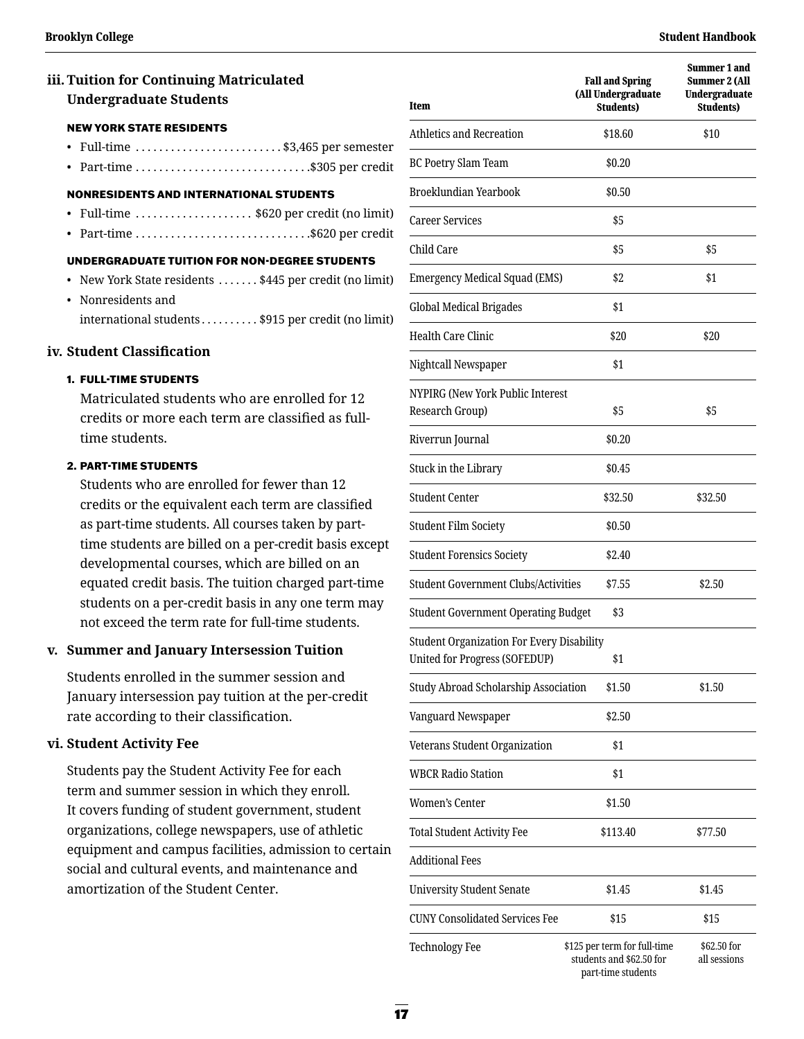### iii. Tuition for Continuing Matriculated Undergraduate Students

**NEW YORK STATE RESIDENTS**

- Full-time ........................ $3,465 per semester
- Part-time ........................ $305 per credit

**NONRESIDENTS AND INTERNATIONAL STUDENTS**

- Full-time ........................ $620 per credit (no limit)
- Part-time ........................ $620 per credit

**UNDERGRADUATE TUITION FOR NON-DEGREE STUDENTS**

- New York State residents ....... $445 per credit (no limit)
- Nonresidents and international students .......... $915 per credit (no limit)

### iv. Student Classification

**1. FULL-TIME STUDENTS**

Matriculated students who are enrolled for 12 credits or more each term are classified as full-time students.

**2. PART-TIME STUDENTS**

Students who are enrolled for fewer than 12 credits or the equivalent each term are classified as part-time students. All courses taken by part-time students are billed on a per-credit basis except developmental courses, which are billed on an equated credit basis. The tuition charged part-time students on a per-credit basis in any one term may not exceed the term rate for full-time students.

### v. Summer and January Intersession Tuition

Students enrolled in the summer session and January intersession pay tuition at the per-credit rate according to their classification.

### vi. Student Activity Fee

Students pay the Student Activity Fee for each term and summer session in which they enroll. It covers funding of student government, student organizations, college newspapers, use of athletic equipment and campus facilities, admission to certain social and cultural events, and maintenance and amortization of the Student Center.

| Item | Fall and Spring (All Undergraduate Students) | Summer 1 and Summer 2 (All Undergraduate Students) |
|---|---|---|
| Athletics and Recreation | $18.60 | $10 |
| BC Poetry Slam Team | $0.20 | |
| Broeklundian Yearbook | $0.50 | |
| Career Services | $5 | |
| Child Care | $5 | $5 |
| Emergency Medical Squad (EMS) | $2 | $1 |
| Global Medical Brigades | $1 | |
| Health Care Clinic | $20 | $20 |
| Nightcall Newspaper | $1 | |
| NYPIRG (New York Public Interest Research Group) | $5 | $5 |
| Riverrun Journal | $0.20 | |
| Stuck in the Library | $0.45 | |
| Student Center | $32.50 | $32.50 |
| Student Film Society | $0.50 | |
| Student Forensics Society | $2.40 | |
| Student Government Clubs/Activities | $7.55 | $2.50 |
| Student Government Operating Budget | $3 | |
| Student Organization For Every Disability United for Progress (SOFEDUP) | $1 | |
| Study Abroad Scholarship Association | $1.50 | $1.50 |
| Vanguard Newspaper | $2.50 | |
| Veterans Student Organization | $1 | |
| WBCR Radio Station | $1 | |
| Women's Center | $1.50 | |
| Total Student Activity Fee | $113.40 | $77.50 |
| Additional Fees | | |
| University Student Senate | $1.45 | $1.45 |
| CUNY Consolidated Services Fee | $15 | $15 |
| Technology Fee | $125 per term for full-time students and $62.50 for part-time students | $62.50 for all sessions |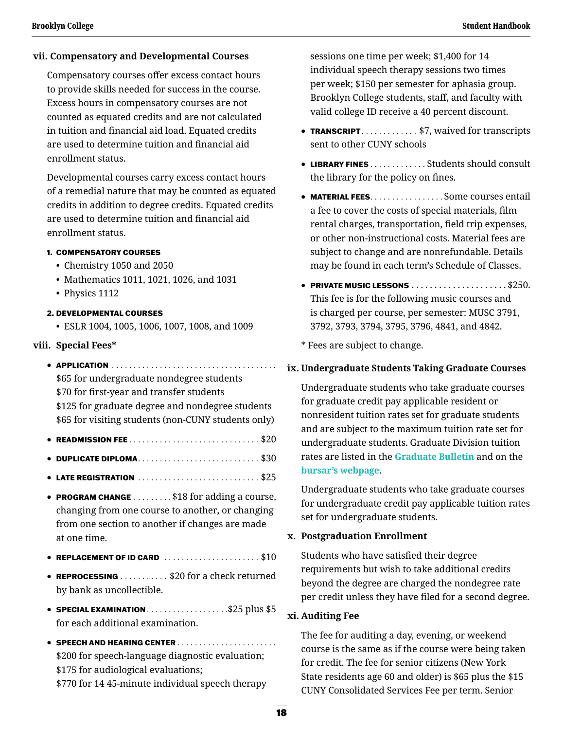### vii. Compensatory and Developmental Courses

Compensatory courses offer excess contact hours to provide skills needed for success in the course. Excess hours in compensatory courses are not counted as equated credits and are not calculated in tuition and financial aid load. Equated credits are used to determine tuition and financial aid enrollment status.

Developmental courses carry excess contact hours of a remedial nature that may be counted as equated credits in addition to degree credits. Equated credits are used to determine tuition and financial aid enrollment status.

1. **COMPENSATORY COURSES**
   - Chemistry 1050 and 2050
   - Mathematics 1011, 1021, 1026, and 1031
   - Physics 1112
2. **DEVELOPMENTAL COURSES**
   - ESLR 1004, 1005, 1006, 1007, 1008, and 1009

### viii. Special Fees*

- **APPLICATION** ....................................
  $65 for undergraduate nondegree students
  $70 for first-year and transfer students
  $125 for graduate degree and nondegree students
  $65 for visiting students (non-CUNY students only)
- **READMISSION FEE** ............................ $20
- **DUPLICATE DIPLOMA**........................... $30
- **LATE REGISTRATION** ........................... $25
- **PROGRAM CHANGE** .........$18 for adding a course, changing from one course to another, or changing from one section to another if changes are made at one time.
- **REPLACEMENT OF ID CARD** ..................... $10
- **REPROCESSING** ........... $20 for a check returned by bank as uncollectible.
- **SPECIAL EXAMINATION**..................$25 plus $5 for each additional examination.
- **SPEECH AND HEARING CENTER** ......................
  $200 for speech-language diagnostic evaluation;
  $175 for audiological evaluations;
  $770 for 14 45-minute individual speech therapy sessions one time per week; $1,400 for 14 individual speech therapy sessions two times per week; $150 per semester for aphasia group. Brooklyn College students, staff, and faculty with valid college ID receive a 40 percent discount.
- **TRANSCRIPT**............. $7, waived for transcripts sent to other CUNY schools
- **LIBRARY FINES**............. Students should consult the library for the policy on fines.
- **MATERIAL FEES**................. Some courses entail a fee to cover the costs of special materials, film rental charges, transportation, field trip expenses, or other non-instructional costs. Material fees are subject to change and are nonrefundable. Details may be found in each term's Schedule of Classes.
- **PRIVATE MUSIC LESSONS** ..................... $250. This fee is for the following music courses and is charged per course, per semester: MUSC 3791, 3792, 3793, 3794, 3795, 3796, 4841, and 4842.

\* Fees are subject to change.

### ix. Undergraduate Students Taking Graduate Courses

Undergraduate students who take graduate courses for graduate credit pay applicable resident or nonresident tuition rates set for graduate students and are subject to the maximum tuition rate set for undergraduate students. Graduate Division tuition rates are listed in the Graduate Bulletin and on the bursar's webpage.

Undergraduate students who take graduate courses for undergraduate credit pay applicable tuition rates set for undergraduate students.

### x. Postgraduation Enrollment

Students who have satisfied their degree requirements but wish to take additional credits beyond the degree are charged the nondegree rate per credit unless they have filed for a second degree.

### xi. Auditing Fee

The fee for auditing a day, evening, or weekend course is the same as if the course were being taken for credit. The fee for senior citizens (New York State residents age 60 and older) is $65 plus the $15 CUNY Consolidated Services Fee per term. Senior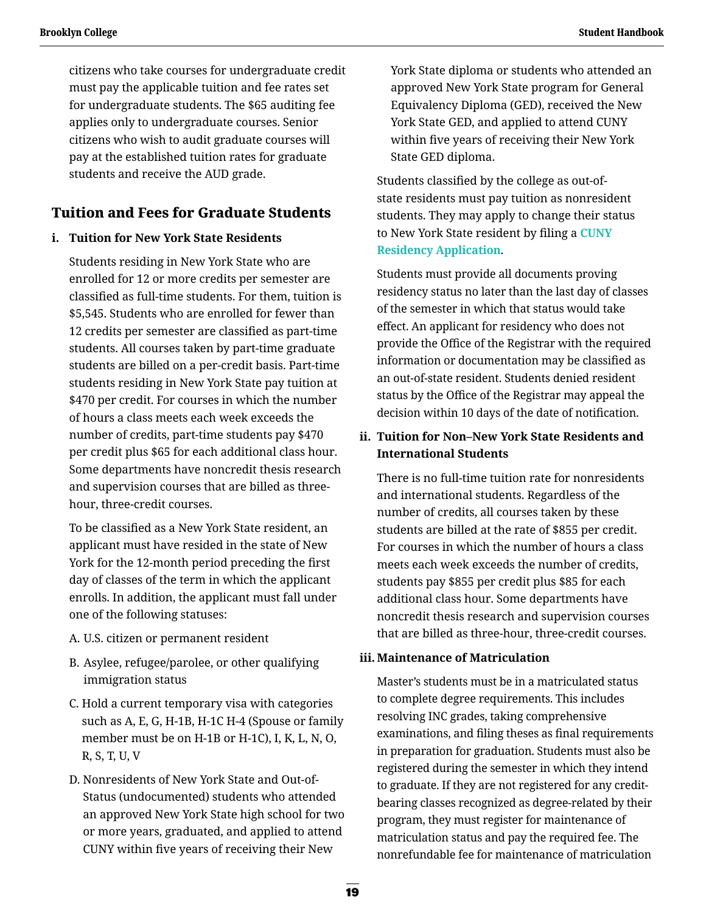citizens who take courses for undergraduate credit must pay the applicable tuition and fee rates set for undergraduate students. The $65 auditing fee applies only to undergraduate courses. Senior citizens who wish to audit graduate courses will pay at the established tuition rates for graduate students and receive the AUD grade.

## Tuition and Fees for Graduate Students

**i. Tuition for New York State Residents**

Students residing in New York State who are enrolled for 12 or more credits per semester are classified as full-time students. For them, tuition is $5,545. Students who are enrolled for fewer than 12 credits per semester are classified as part-time students. All courses taken by part-time graduate students are billed on a per-credit basis. Part-time students residing in New York State pay tuition at $470 per credit. For courses in which the number of hours a class meets each week exceeds the number of credits, part-time students pay $470 per credit plus $65 for each additional class hour. Some departments have noncredit thesis research and supervision courses that are billed as three-hour, three-credit courses.

To be classified as a New York State resident, an applicant must have resided in the state of New York for the 12-month period preceding the first day of classes of the term in which the applicant enrolls. In addition, the applicant must fall under one of the following statuses:

A. U.S. citizen or permanent resident

B. Asylee, refugee/parolee, or other qualifying immigration status

C. Hold a current temporary visa with categories such as A, E, G, H-1B, H-1C H-4 (Spouse or family member must be on H-1B or H-1C), I, K, L, N, O, R, S, T, U, V

D. Nonresidents of New York State and Out-of-Status (undocumented) students who attended an approved New York State high school for two or more years, graduated, and applied to attend CUNY within five years of receiving their New York State diploma or students who attended an approved New York State program for General Equivalency Diploma (GED), received the New York State GED, and applied to attend CUNY within five years of receiving their New York State GED diploma.

Students classified by the college as out-of-state residents must pay tuition as nonresident students. They may apply to change their status to New York State resident by filing a **CUNY Residency Application**.

Students must provide all documents proving residency status no later than the last day of classes of the semester in which that status would take effect. An applicant for residency who does not provide the Office of the Registrar with the required information or documentation may be classified as an out-of-state resident. Students denied resident status by the Office of the Registrar may appeal the decision within 10 days of the date of notification.

**ii. Tuition for Non–New York State Residents and International Students**

There is no full-time tuition rate for nonresidents and international students. Regardless of the number of credits, all courses taken by these students are billed at the rate of $855 per credit. For courses in which the number of hours a class meets each week exceeds the number of credits, students pay $855 per credit plus $85 for each additional class hour. Some departments have noncredit thesis research and supervision courses that are billed as three-hour, three-credit courses.

**iii. Maintenance of Matriculation**

Master's students must be in a matriculated status to complete degree requirements. This includes resolving INC grades, taking comprehensive examinations, and filing theses as final requirements in preparation for graduation. Students must also be registered during the semester in which they intend to graduate. If they are not registered for any credit-bearing classes recognized as degree-related by their program, they must register for maintenance of matriculation status and pay the required fee. The nonrefundable fee for maintenance of matriculation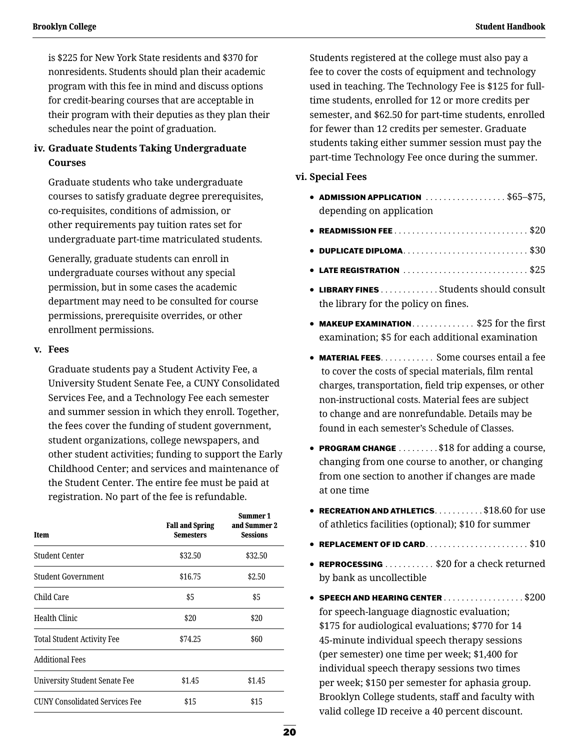is $225 for New York State residents and $370 for nonresidents. Students should plan their academic program with this fee in mind and discuss options for credit-bearing courses that are acceptable in their program with their deputies as they plan their schedules near the point of graduation.

**iv. Graduate Students Taking Undergraduate Courses**

Graduate students who take undergraduate courses to satisfy graduate degree prerequisites, co-requisites, conditions of admission, or other requirements pay tuition rates set for undergraduate part-time matriculated students.

Generally, graduate students can enroll in undergraduate courses without any special permission, but in some cases the academic department may need to be consulted for course permissions, prerequisite overrides, or other enrollment permissions.

**v. Fees**

Graduate students pay a Student Activity Fee, a University Student Senate Fee, a CUNY Consolidated Services Fee, and a Technology Fee each semester and summer session in which they enroll. Together, the fees cover the funding of student government, student organizations, college newspapers, and other student activities; funding to support the Early Childhood Center; and services and maintenance of the Student Center. The entire fee must be paid at registration. No part of the fee is refundable.

| Item | Fall and Spring Semesters | Summer 1 and Summer 2 Sessions |
|---|---|---|
| Student Center | $32.50 | $32.50 |
| Student Government | $16.75 | $2.50 |
| Child Care | $5 | $5 |
| Health Clinic | $20 | $20 |
| Total Student Activity Fee | $74.25 | $60 |
| Additional Fees | | |
| University Student Senate Fee | $1.45 | $1.45 |
| CUNY Consolidated Services Fee | $15 | $15 |

Students registered at the college must also pay a fee to cover the costs of equipment and technology used in teaching. The Technology Fee is $125 for full-time students, enrolled for 12 or more credits per semester, and $62.50 for part-time students, enrolled for fewer than 12 credits per semester. Graduate students taking either summer session must pay the part-time Technology Fee once during the summer.

**vi. Special Fees**

- **ADMISSION APPLICATION** . . . . . . . . . . . . . . . . . . $65–$75, depending on application
- **READMISSION FEE** . . . . . . . . . . . . . . . . . . . . . . . . . . . . . $20
- **DUPLICATE DIPLOMA** . . . . . . . . . . . . . . . . . . . . . . . . . . . $30
- **LATE REGISTRATION** . . . . . . . . . . . . . . . . . . . . . . . . . . . $25
- **LIBRARY FINES** . . . . . . . . . . . . . Students should consult the library for the policy on fines.
- **MAKEUP EXAMINATION** . . . . . . . . . . . . . $25 for the first examination; $5 for each additional examination
- **MATERIAL FEES** . . . . . . . . . . . . Some courses entail a fee to cover the costs of special materials, film rental charges, transportation, field trip expenses, or other non-instructional costs. Material fees are subject to change and are nonrefundable. Details may be found in each semester's Schedule of Classes.
- **PROGRAM CHANGE** . . . . . . . . . $18 for adding a course, changing from one course to another, or changing from one section to another if changes are made at one time
- **RECREATION AND ATHLETICS** . . . . . . . . . . . $18.60 for use of athletics facilities (optional); $10 for summer
- **REPLACEMENT OF ID CARD** . . . . . . . . . . . . . . . . . . . . . . . $10
- **REPROCESSING** . . . . . . . . . . . $20 for a check returned by bank as uncollectible
- **SPEECH AND HEARING CENTER** . . . . . . . . . . . . . . . . . . $200 for speech-language diagnostic evaluation; $175 for audiological evaluations; $770 for 14 45-minute individual speech therapy sessions (per semester) one time per week; $1,400 for individual speech therapy sessions two times per week; $150 per semester for aphasia group. Brooklyn College students, staff and faculty with valid college ID receive a 40 percent discount.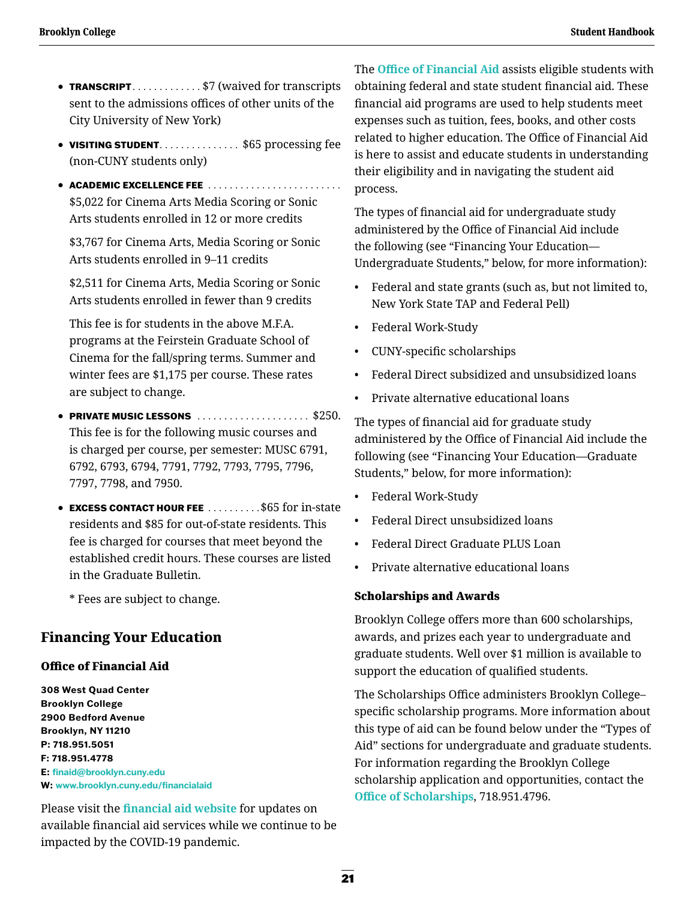- **TRANSCRIPT** . . . . . . . . . . . . . $7 (waived for transcripts sent to the admissions offices of other units of the City University of New York)
- **VISITING STUDENT** . . . . . . . . . . . . . . . $65 processing fee (non-CUNY students only)
- **ACADEMIC EXCELLENCE FEE** . . . . . . . . . . . . . . . . . . . . . . . . .

  $5,022 for Cinema Arts Media Scoring or Sonic Arts students enrolled in 12 or more credits

  $3,767 for Cinema Arts, Media Scoring or Sonic Arts students enrolled in 9–11 credits

  $2,511 for Cinema Arts, Media Scoring or Sonic Arts students enrolled in fewer than 9 credits

  This fee is for students in the above M.F.A. programs at the Feirstein Graduate School of Cinema for the fall/spring terms. Summer and winter fees are $1,175 per course. These rates are subject to change.
- **PRIVATE MUSIC LESSONS** . . . . . . . . . . . . . . . . . . . . . $250. This fee is for the following music courses and is charged per course, per semester: MUSC 6791, 6792, 6793, 6794, 7791, 7792, 7793, 7795, 7796, 7797, 7798, and 7950.
- **EXCESS CONTACT HOUR FEE** . . . . . . . . . . $65 for in-state residents and $85 for out-of-state residents. This fee is charged for courses that meet beyond the established credit hours. These courses are listed in the Graduate Bulletin.

  * Fees are subject to change.

## Financing Your Education

### Office of Financial Aid

**308 West Quad Center**
**Brooklyn College**
**2900 Bedford Avenue**
**Brooklyn, NY 11210**
**P: 718.951.5051**
**F: 718.951.4778**
**E: finaid@brooklyn.cuny.edu**
**W: www.brooklyn.cuny.edu/financialaid**

Please visit the **financial aid website** for updates on available financial aid services while we continue to be impacted by the COVID-19 pandemic.

The **Office of Financial Aid** assists eligible students with obtaining federal and state student financial aid. These financial aid programs are used to help students meet expenses such as tuition, fees, books, and other costs related to higher education. The Office of Financial Aid is here to assist and educate students in understanding their eligibility and in navigating the student aid process.

The types of financial aid for undergraduate study administered by the Office of Financial Aid include the following (see "Financing Your Education—Undergraduate Students," below, for more information):

- Federal and state grants (such as, but not limited to, New York State TAP and Federal Pell)
- Federal Work-Study
- CUNY-specific scholarships
- Federal Direct subsidized and unsubsidized loans
- Private alternative educational loans

The types of financial aid for graduate study administered by the Office of Financial Aid include the following (see "Financing Your Education—Graduate Students," below, for more information):

- Federal Work-Study
- Federal Direct unsubsidized loans
- Federal Direct Graduate PLUS Loan
- Private alternative educational loans

### Scholarships and Awards

Brooklyn College offers more than 600 scholarships, awards, and prizes each year to undergraduate and graduate students. Well over $1 million is available to support the education of qualified students.

The Scholarships Office administers Brooklyn College–specific scholarship programs. More information about this type of aid can be found below under the "Types of Aid" sections for undergraduate and graduate students. For information regarding the Brooklyn College scholarship application and opportunities, contact the **Office of Scholarships**, 718.951.4796.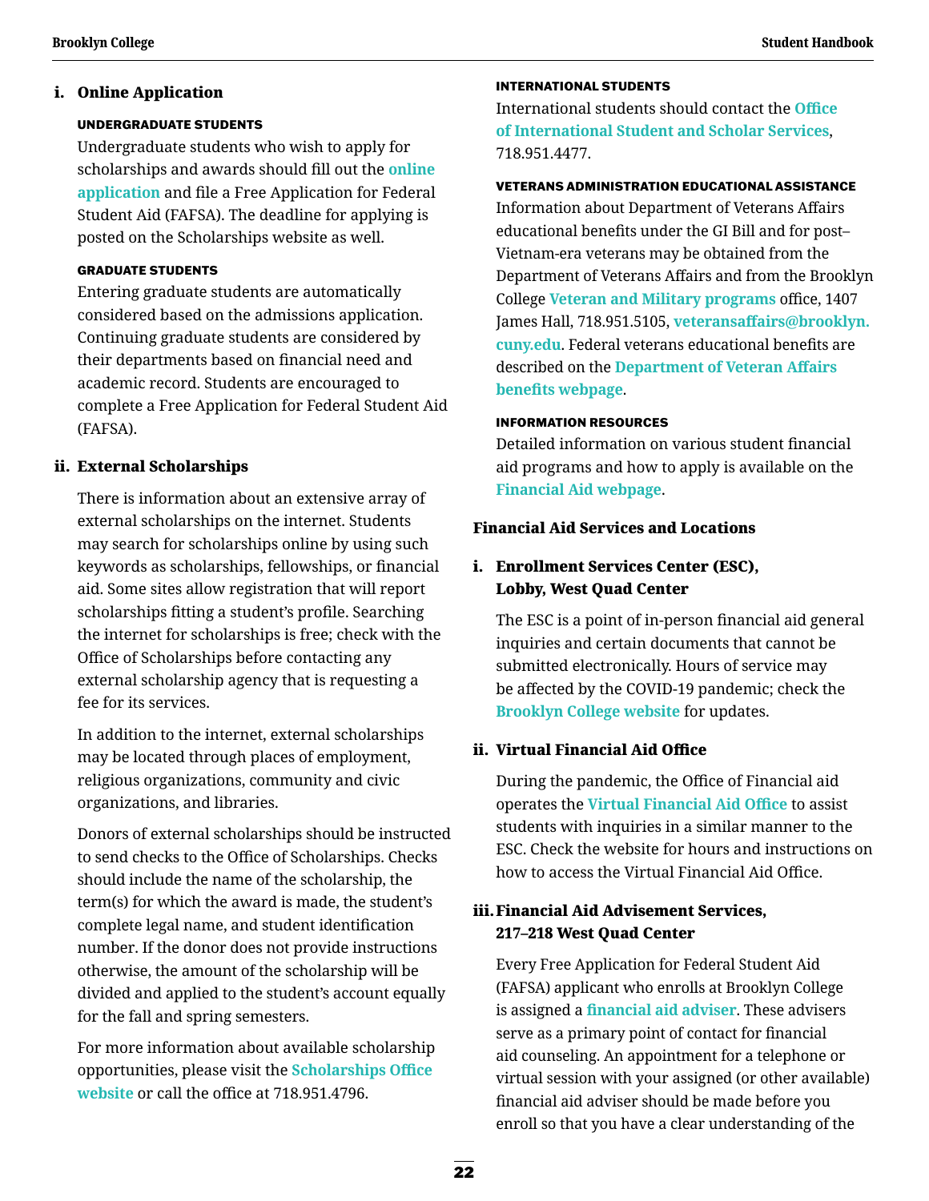### i. Online Application

#### UNDERGRADUATE STUDENTS

Undergraduate students who wish to apply for scholarships and awards should fill out the **online application** and file a Free Application for Federal Student Aid (FAFSA). The deadline for applying is posted on the Scholarships website as well.

#### GRADUATE STUDENTS

Entering graduate students are automatically considered based on the admissions application. Continuing graduate students are considered by their departments based on financial need and academic record. Students are encouraged to complete a Free Application for Federal Student Aid (FAFSA).

### ii. External Scholarships

There is information about an extensive array of external scholarships on the internet. Students may search for scholarships online by using such keywords as scholarships, fellowships, or financial aid. Some sites allow registration that will report scholarships fitting a student's profile. Searching the internet for scholarships is free; check with the Office of Scholarships before contacting any external scholarship agency that is requesting a fee for its services.

In addition to the internet, external scholarships may be located through places of employment, religious organizations, community and civic organizations, and libraries.

Donors of external scholarships should be instructed to send checks to the Office of Scholarships. Checks should include the name of the scholarship, the term(s) for which the award is made, the student's complete legal name, and student identification number. If the donor does not provide instructions otherwise, the amount of the scholarship will be divided and applied to the student's account equally for the fall and spring semesters.

For more information about available scholarship opportunities, please visit the **Scholarships Office website** or call the office at 718.951.4796.

#### INTERNATIONAL STUDENTS

International students should contact the **Office of International Student and Scholar Services**, 718.951.4477.

#### VETERANS ADMINISTRATION EDUCATIONAL ASSISTANCE

Information about Department of Veterans Affairs educational benefits under the GI Bill and for post–Vietnam-era veterans may be obtained from the Department of Veterans Affairs and from the Brooklyn College **Veteran and Military programs** office, 1407 James Hall, 718.951.5105, **veteransaffairs@brooklyn.cuny.edu**. Federal veterans educational benefits are described on the **Department of Veteran Affairs benefits webpage**.

#### INFORMATION RESOURCES

Detailed information on various student financial aid programs and how to apply is available on the **Financial Aid webpage**.

### Financial Aid Services and Locations

### i. Enrollment Services Center (ESC), Lobby, West Quad Center

The ESC is a point of in-person financial aid general inquiries and certain documents that cannot be submitted electronically. Hours of service may be affected by the COVID-19 pandemic; check the **Brooklyn College website** for updates.

### ii. Virtual Financial Aid Office

During the pandemic, the Office of Financial aid operates the **Virtual Financial Aid Office** to assist students with inquiries in a similar manner to the ESC. Check the website for hours and instructions on how to access the Virtual Financial Aid Office.

### iii. Financial Aid Advisement Services, 217–218 West Quad Center

Every Free Application for Federal Student Aid (FAFSA) applicant who enrolls at Brooklyn College is assigned a **financial aid adviser**. These advisers serve as a primary point of contact for financial aid counseling. An appointment for a telephone or virtual session with your assigned (or other available) financial aid adviser should be made before you enroll so that you have a clear understanding of the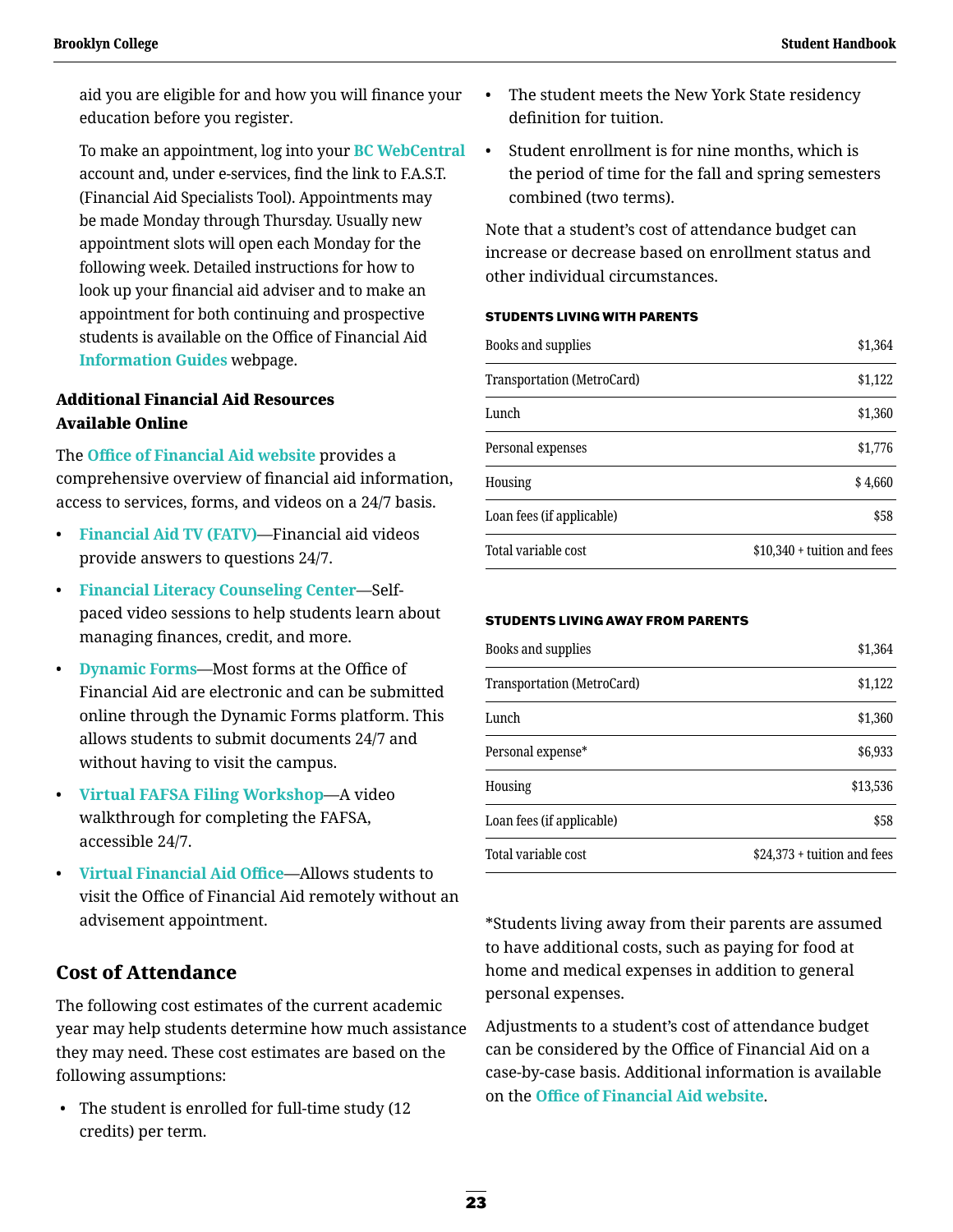aid you are eligible for and how you will finance your education before you register.

To make an appointment, log into your BC WebCentral account and, under e-services, find the link to F.A.S.T. (Financial Aid Specialists Tool). Appointments may be made Monday through Thursday. Usually new appointment slots will open each Monday for the following week. Detailed instructions for how to look up your financial aid adviser and to make an appointment for both continuing and prospective students is available on the Office of Financial Aid Information Guides webpage.

### Additional Financial Aid Resources Available Online

The Office of Financial Aid website provides a comprehensive overview of financial aid information, access to services, forms, and videos on a 24/7 basis.

- Financial Aid TV (FATV)—Financial aid videos provide answers to questions 24/7.
- Financial Literacy Counseling Center—Self-paced video sessions to help students learn about managing finances, credit, and more.
- Dynamic Forms—Most forms at the Office of Financial Aid are electronic and can be submitted online through the Dynamic Forms platform. This allows students to submit documents 24/7 and without having to visit the campus.
- Virtual FAFSA Filing Workshop—A video walkthrough for completing the FAFSA, accessible 24/7.
- Virtual Financial Aid Office—Allows students to visit the Office of Financial Aid remotely without an advisement appointment.

## Cost of Attendance

The following cost estimates of the current academic year may help students determine how much assistance they may need. These cost estimates are based on the following assumptions:

- The student is enrolled for full-time study (12 credits) per term.
- The student meets the New York State residency definition for tuition.
- Student enrollment is for nine months, which is the period of time for the fall and spring semesters combined (two terms).

Note that a student's cost of attendance budget can increase or decrease based on enrollment status and other individual circumstances.

**STUDENTS LIVING WITH PARENTS**

| | |
|---|---|
| Books and supplies | $1,364 |
| Transportation (MetroCard) | $1,122 |
| Lunch | $1,360 |
| Personal expenses | $1,776 |
| Housing | $ 4,660 |
| Loan fees (if applicable) | $58 |
| Total variable cost | $10,340 + tuition and fees |

**STUDENTS LIVING AWAY FROM PARENTS**

| | |
|---|---|
| Books and supplies | $1,364 |
| Transportation (MetroCard) | $1,122 |
| Lunch | $1,360 |
| Personal expense* | $6,933 |
| Housing | $13,536 |
| Loan fees (if applicable) | $58 |
| Total variable cost | $24,373 + tuition and fees |

*Students living away from their parents are assumed to have additional costs, such as paying for food at home and medical expenses in addition to general personal expenses.

Adjustments to a student's cost of attendance budget can be considered by the Office of Financial Aid on a case-by-case basis. Additional information is available on the Office of Financial Aid website.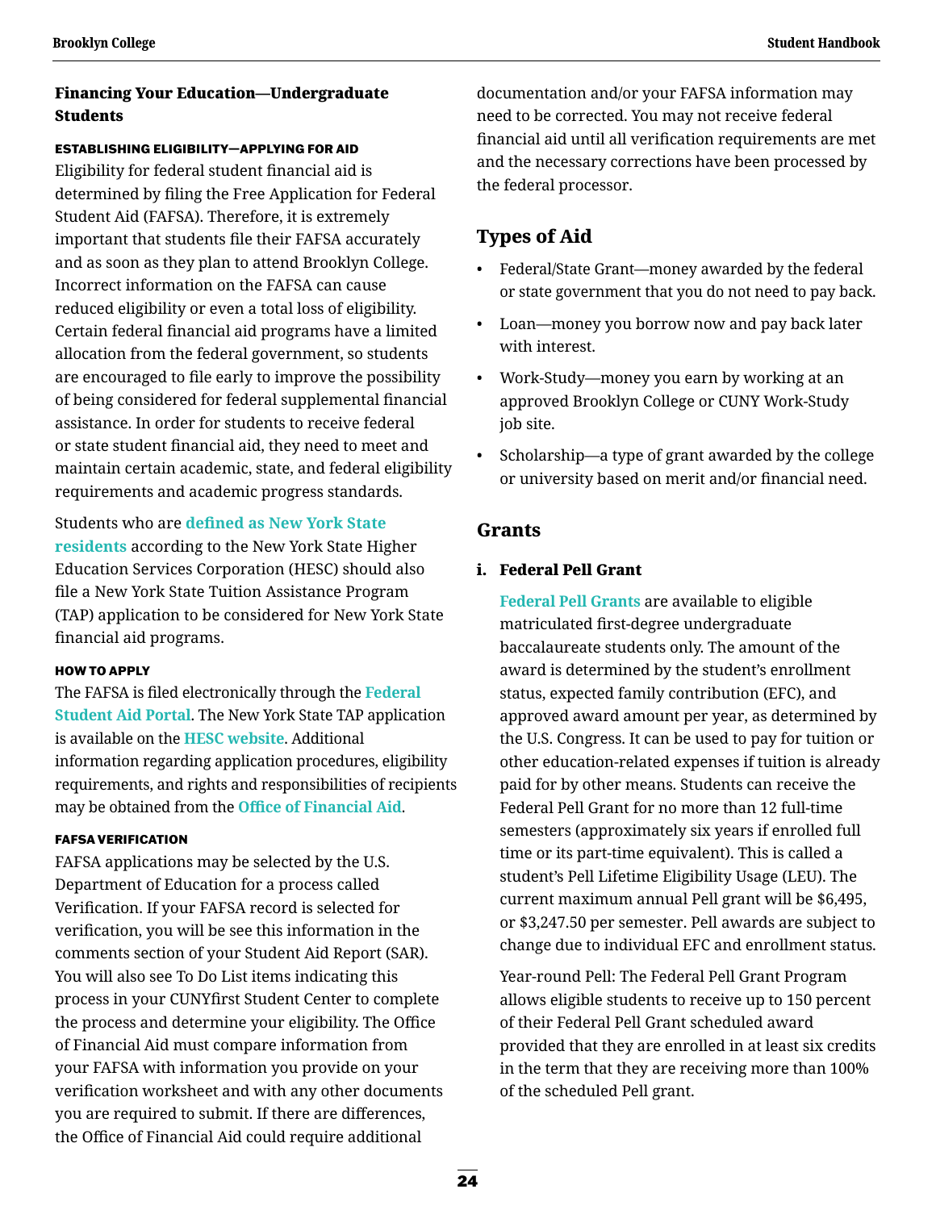## Financing Your Education—Undergraduate Students

#### ESTABLISHING ELIGIBILITY—APPLYING FOR AID

Eligibility for federal student financial aid is determined by filing the Free Application for Federal Student Aid (FAFSA). Therefore, it is extremely important that students file their FAFSA accurately and as soon as they plan to attend Brooklyn College. Incorrect information on the FAFSA can cause reduced eligibility or even a total loss of eligibility. Certain federal financial aid programs have a limited allocation from the federal government, so students are encouraged to file early to improve the possibility of being considered for federal supplemental financial assistance. In order for students to receive federal or state student financial aid, they need to meet and maintain certain academic, state, and federal eligibility requirements and academic progress standards.

Students who are **defined as New York State residents** according to the New York State Higher Education Services Corporation (HESC) should also file a New York State Tuition Assistance Program (TAP) application to be considered for New York State financial aid programs.

#### HOW TO APPLY

The FAFSA is filed electronically through the **Federal Student Aid Portal**. The New York State TAP application is available on the **HESC website**. Additional information regarding application procedures, eligibility requirements, and rights and responsibilities of recipients may be obtained from the **Office of Financial Aid**.

#### FAFSA VERIFICATION

FAFSA applications may be selected by the U.S. Department of Education for a process called Verification. If your FAFSA record is selected for verification, you will be see this information in the comments section of your Student Aid Report (SAR). You will also see To Do List items indicating this process in your CUNYfirst Student Center to complete the process and determine your eligibility. The Office of Financial Aid must compare information from your FAFSA with information you provide on your verification worksheet and with any other documents you are required to submit. If there are differences, the Office of Financial Aid could require additional documentation and/or your FAFSA information may need to be corrected. You may not receive federal financial aid until all verification requirements are met and the necessary corrections have been processed by the federal processor.

## Types of Aid

- Federal/State Grant—money awarded by the federal or state government that you do not need to pay back.
- Loan—money you borrow now and pay back later with interest.
- Work-Study—money you earn by working at an approved Brooklyn College or CUNY Work-Study job site.
- Scholarship—a type of grant awarded by the college or university based on merit and/or financial need.

## Grants

### i. Federal Pell Grant

**Federal Pell Grants** are available to eligible matriculated first-degree undergraduate baccalaureate students only. The amount of the award is determined by the student's enrollment status, expected family contribution (EFC), and approved award amount per year, as determined by the U.S. Congress. It can be used to pay for tuition or other education-related expenses if tuition is already paid for by other means. Students can receive the Federal Pell Grant for no more than 12 full-time semesters (approximately six years if enrolled full time or its part-time equivalent). This is called a student's Pell Lifetime Eligibility Usage (LEU). The current maximum annual Pell grant will be $6,495, or $3,247.50 per semester. Pell awards are subject to change due to individual EFC and enrollment status.

Year-round Pell: The Federal Pell Grant Program allows eligible students to receive up to 150 percent of their Federal Pell Grant scheduled award provided that they are enrolled in at least six credits in the term that they are receiving more than 100% of the scheduled Pell grant.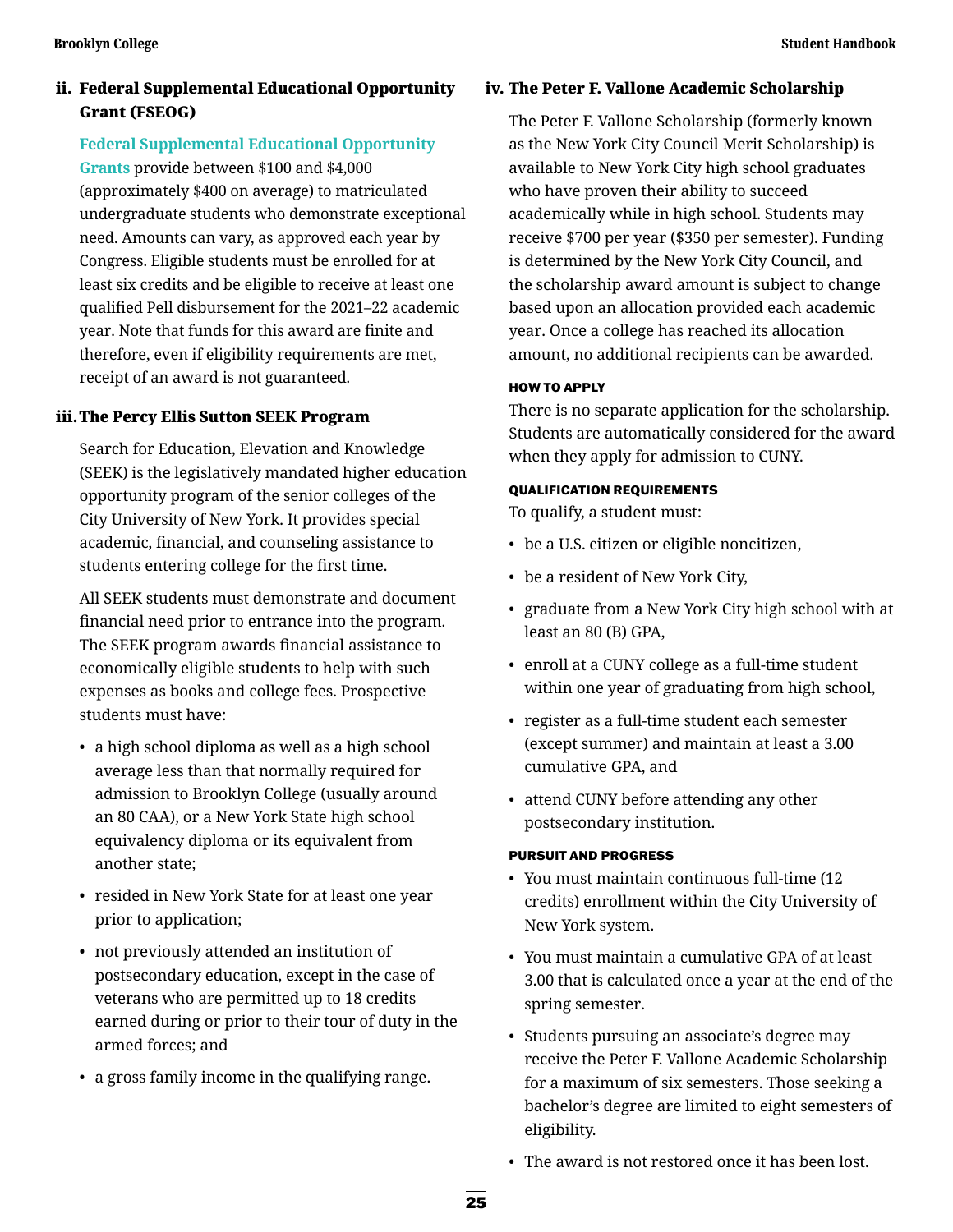### ii. Federal Supplemental Educational Opportunity Grant (FSEOG)

**Federal Supplemental Educational Opportunity Grants** provide between $100 and $4,000 (approximately $400 on average) to matriculated undergraduate students who demonstrate exceptional need. Amounts can vary, as approved each year by Congress. Eligible students must be enrolled for at least six credits and be eligible to receive at least one qualified Pell disbursement for the 2021–22 academic year. Note that funds for this award are finite and therefore, even if eligibility requirements are met, receipt of an award is not guaranteed.

### iii. The Percy Ellis Sutton SEEK Program

Search for Education, Elevation and Knowledge (SEEK) is the legislatively mandated higher education opportunity program of the senior colleges of the City University of New York. It provides special academic, financial, and counseling assistance to students entering college for the first time.

All SEEK students must demonstrate and document financial need prior to entrance into the program. The SEEK program awards financial assistance to economically eligible students to help with such expenses as books and college fees. Prospective students must have:

- a high school diploma as well as a high school average less than that normally required for admission to Brooklyn College (usually around an 80 CAA), or a New York State high school equivalency diploma or its equivalent from another state;
- resided in New York State for at least one year prior to application;
- not previously attended an institution of postsecondary education, except in the case of veterans who are permitted up to 18 credits earned during or prior to their tour of duty in the armed forces; and
- a gross family income in the qualifying range.

### iv. The Peter F. Vallone Academic Scholarship

The Peter F. Vallone Scholarship (formerly known as the New York City Council Merit Scholarship) is available to New York City high school graduates who have proven their ability to succeed academically while in high school. Students may receive $700 per year ($350 per semester). Funding is determined by the New York City Council, and the scholarship award amount is subject to change based upon an allocation provided each academic year. Once a college has reached its allocation amount, no additional recipients can be awarded.

#### HOW TO APPLY

There is no separate application for the scholarship. Students are automatically considered for the award when they apply for admission to CUNY.

#### QUALIFICATION REQUIREMENTS

To qualify, a student must:

- be a U.S. citizen or eligible noncitizen,
- be a resident of New York City,
- graduate from a New York City high school with at least an 80 (B) GPA,
- enroll at a CUNY college as a full-time student within one year of graduating from high school,
- register as a full-time student each semester (except summer) and maintain at least a 3.00 cumulative GPA, and
- attend CUNY before attending any other postsecondary institution.

#### PURSUIT AND PROGRESS

- You must maintain continuous full-time (12 credits) enrollment within the City University of New York system.
- You must maintain a cumulative GPA of at least 3.00 that is calculated once a year at the end of the spring semester.
- Students pursuing an associate's degree may receive the Peter F. Vallone Academic Scholarship for a maximum of six semesters. Those seeking a bachelor's degree are limited to eight semesters of eligibility.
- The award is not restored once it has been lost.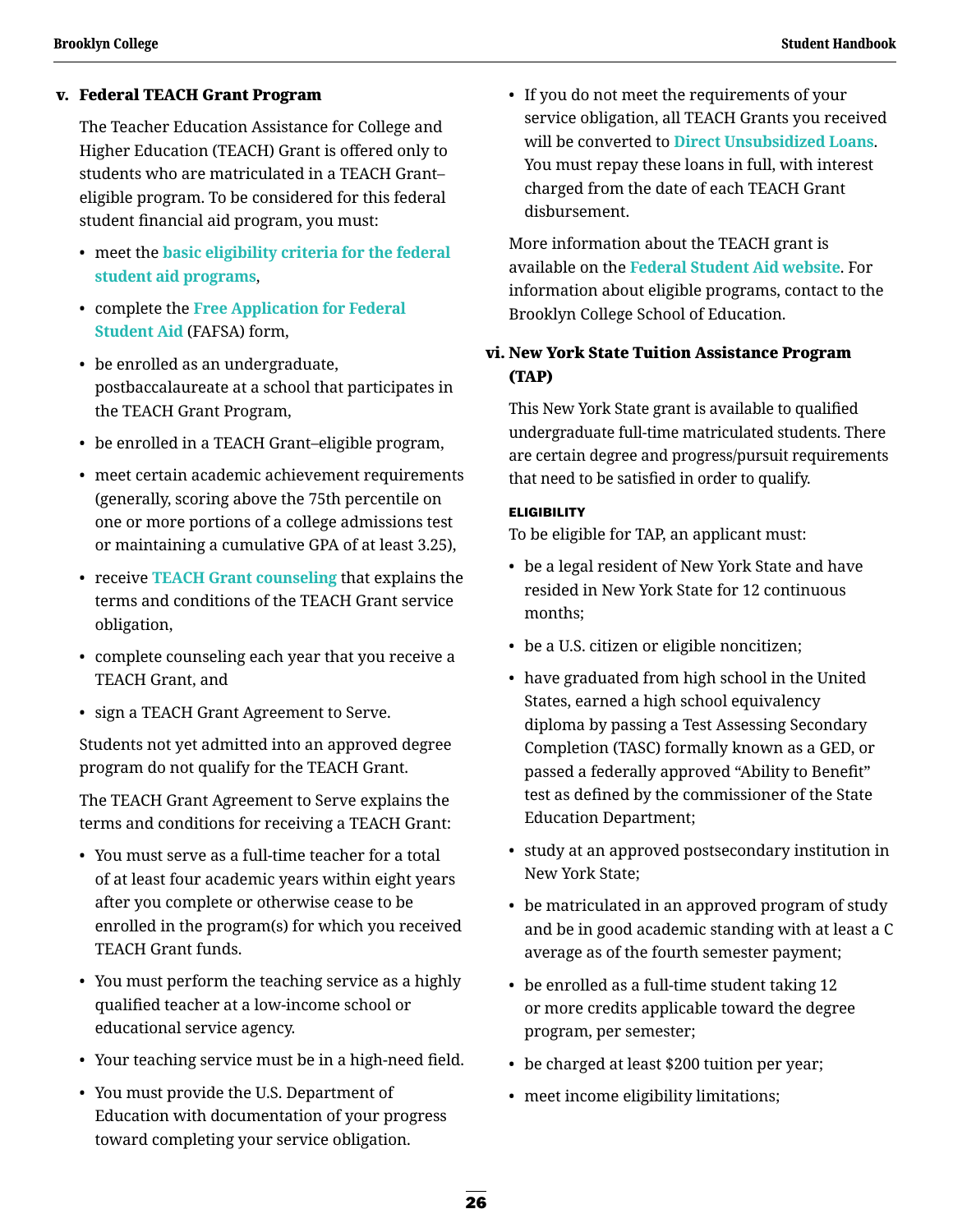### v. Federal TEACH Grant Program

The Teacher Education Assistance for College and Higher Education (TEACH) Grant is offered only to students who are matriculated in a TEACH Grant–eligible program. To be considered for this federal student financial aid program, you must:

- meet the **basic eligibility criteria for the federal student aid programs**,
- complete the **Free Application for Federal Student Aid** (FAFSA) form,
- be enrolled as an undergraduate, postbaccalaureate at a school that participates in the TEACH Grant Program,
- be enrolled in a TEACH Grant–eligible program,
- meet certain academic achievement requirements (generally, scoring above the 75th percentile on one or more portions of a college admissions test or maintaining a cumulative GPA of at least 3.25),
- receive **TEACH Grant counseling** that explains the terms and conditions of the TEACH Grant service obligation,
- complete counseling each year that you receive a TEACH Grant, and
- sign a TEACH Grant Agreement to Serve.

Students not yet admitted into an approved degree program do not qualify for the TEACH Grant.

The TEACH Grant Agreement to Serve explains the terms and conditions for receiving a TEACH Grant:

- You must serve as a full-time teacher for a total of at least four academic years within eight years after you complete or otherwise cease to be enrolled in the program(s) for which you received TEACH Grant funds.
- You must perform the teaching service as a highly qualified teacher at a low-income school or educational service agency.
- Your teaching service must be in a high-need field.
- You must provide the U.S. Department of Education with documentation of your progress toward completing your service obligation.
- If you do not meet the requirements of your service obligation, all TEACH Grants you received will be converted to **Direct Unsubsidized Loans**. You must repay these loans in full, with interest charged from the date of each TEACH Grant disbursement.

More information about the TEACH grant is available on the **Federal Student Aid website**. For information about eligible programs, contact to the Brooklyn College School of Education.

### vi. New York State Tuition Assistance Program (TAP)

This New York State grant is available to qualified undergraduate full-time matriculated students. There are certain degree and progress/pursuit requirements that need to be satisfied in order to qualify.

#### ELIGIBILITY

To be eligible for TAP, an applicant must:

- be a legal resident of New York State and have resided in New York State for 12 continuous months;
- be a U.S. citizen or eligible noncitizen;
- have graduated from high school in the United States, earned a high school equivalency diploma by passing a Test Assessing Secondary Completion (TASC) formally known as a GED, or passed a federally approved "Ability to Benefit" test as defined by the commissioner of the State Education Department;
- study at an approved postsecondary institution in New York State;
- be matriculated in an approved program of study and be in good academic standing with at least a C average as of the fourth semester payment;
- be enrolled as a full-time student taking 12 or more credits applicable toward the degree program, per semester;
- be charged at least $200 tuition per year;
- meet income eligibility limitations;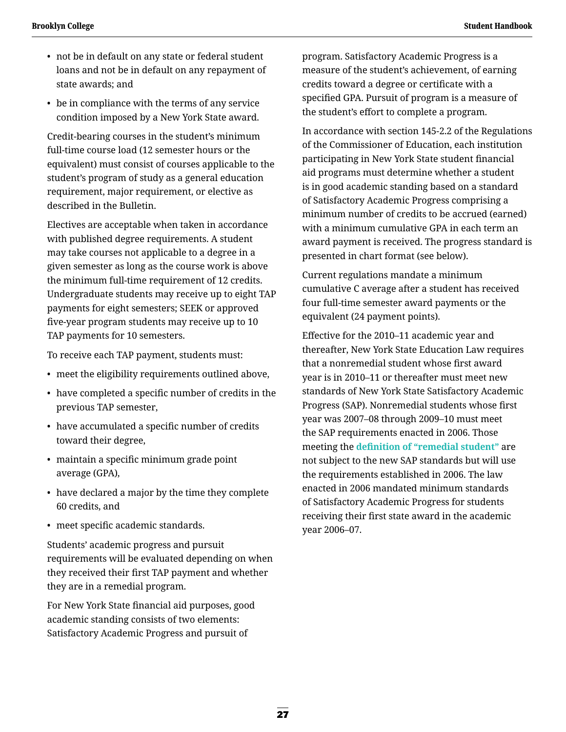- not be in default on any state or federal student loans and not be in default on any repayment of state awards; and
- be in compliance with the terms of any service condition imposed by a New York State award.

Credit-bearing courses in the student's minimum full-time course load (12 semester hours or the equivalent) must consist of courses applicable to the student's program of study as a general education requirement, major requirement, or elective as described in the Bulletin.

Electives are acceptable when taken in accordance with published degree requirements. A student may take courses not applicable to a degree in a given semester as long as the course work is above the minimum full-time requirement of 12 credits. Undergraduate students may receive up to eight TAP payments for eight semesters; SEEK or approved five-year program students may receive up to 10 TAP payments for 10 semesters.

To receive each TAP payment, students must:

- meet the eligibility requirements outlined above,
- have completed a specific number of credits in the previous TAP semester,
- have accumulated a specific number of credits toward their degree,
- maintain a specific minimum grade point average (GPA),
- have declared a major by the time they complete 60 credits, and
- meet specific academic standards.

Students' academic progress and pursuit requirements will be evaluated depending on when they received their first TAP payment and whether they are in a remedial program.

For New York State financial aid purposes, good academic standing consists of two elements: Satisfactory Academic Progress and pursuit of program. Satisfactory Academic Progress is a measure of the student's achievement, of earning credits toward a degree or certificate with a specified GPA. Pursuit of program is a measure of the student's effort to complete a program.

In accordance with section 145-2.2 of the Regulations of the Commissioner of Education, each institution participating in New York State student financial aid programs must determine whether a student is in good academic standing based on a standard of Satisfactory Academic Progress comprising a minimum number of credits to be accrued (earned) with a minimum cumulative GPA in each term an award payment is received. The progress standard is presented in chart format (see below).

Current regulations mandate a minimum cumulative C average after a student has received four full-time semester award payments or the equivalent (24 payment points).

Effective for the 2010–11 academic year and thereafter, New York State Education Law requires that a nonremedial student whose first award year is in 2010–11 or thereafter must meet new standards of New York State Satisfactory Academic Progress (SAP). Nonremedial students whose first year was 2007–08 through 2009–10 must meet the SAP requirements enacted in 2006. Those meeting the **definition of "remedial student"** are not subject to the new SAP standards but will use the requirements established in 2006. The law enacted in 2006 mandated minimum standards of Satisfactory Academic Progress for students receiving their first state award in the academic year 2006–07.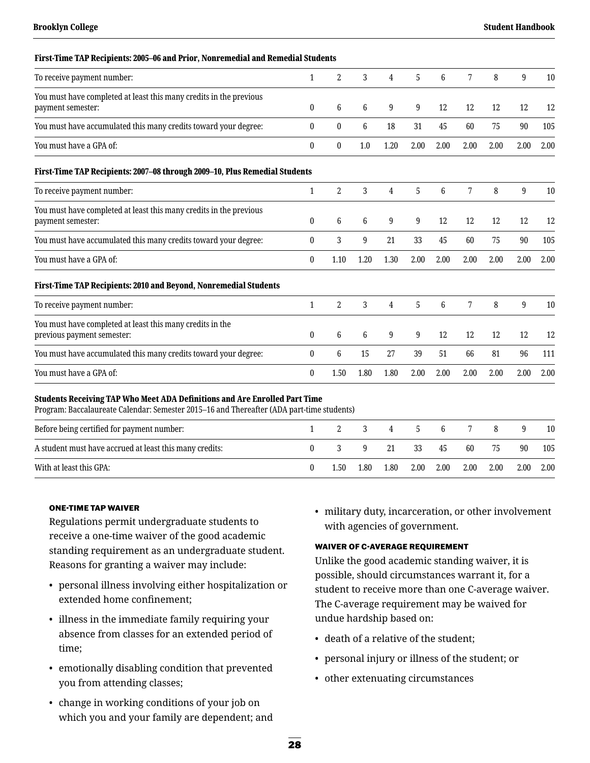**First-Time TAP Recipients: 2005–06 and Prior, Nonremedial and Remedial Students**

| To receive payment number: | 1 | 2 | 3 | 4 | 5 | 6 | 7 | 8 | 9 | 10 |
|---|---|---|---|---|---|---|---|---|---|---|
| You must have completed at least this many credits in the previous payment semester: | 0 | 6 | 6 | 9 | 9 | 12 | 12 | 12 | 12 | 12 |
| You must have accumulated this many credits toward your degree: | 0 | 0 | 6 | 18 | 31 | 45 | 60 | 75 | 90 | 105 |
| You must have a GPA of: | 0 | 0 | 1.0 | 1.20 | 2.00 | 2.00 | 2.00 | 2.00 | 2.00 | 2.00 |

**First-Time TAP Recipients: 2007–08 through 2009–10, Plus Remedial Students**

| To receive payment number: | 1 | 2 | 3 | 4 | 5 | 6 | 7 | 8 | 9 | 10 |
|---|---|---|---|---|---|---|---|---|---|---|
| You must have completed at least this many credits in the previous payment semester: | 0 | 6 | 6 | 9 | 9 | 12 | 12 | 12 | 12 | 12 |
| You must have accumulated this many credits toward your degree: | 0 | 3 | 9 | 21 | 33 | 45 | 60 | 75 | 90 | 105 |
| You must have a GPA of: | 0 | 1.10 | 1.20 | 1.30 | 2.00 | 2.00 | 2.00 | 2.00 | 2.00 | 2.00 |

**First-Time TAP Recipients: 2010 and Beyond, Nonremedial Students**

| To receive payment number: | 1 | 2 | 3 | 4 | 5 | 6 | 7 | 8 | 9 | 10 |
|---|---|---|---|---|---|---|---|---|---|---|
| You must have completed at least this many credits in the previous payment semester: | 0 | 6 | 6 | 9 | 9 | 12 | 12 | 12 | 12 | 12 |
| You must have accumulated this many credits toward your degree: | 0 | 6 | 15 | 27 | 39 | 51 | 66 | 81 | 96 | 111 |
| You must have a GPA of: | 0 | 1.50 | 1.80 | 1.80 | 2.00 | 2.00 | 2.00 | 2.00 | 2.00 | 2.00 |

**Students Receiving TAP Who Meet ADA Definitions and Are Enrolled Part Time**
Program: Baccalaureate Calendar: Semester 2015–16 and Thereafter (ADA part-time students)

| Before being certified for payment number: | 1 | 2 | 3 | 4 | 5 | 6 | 7 | 8 | 9 | 10 |
|---|---|---|---|---|---|---|---|---|---|---|
| A student must have accrued at least this many credits: | 0 | 3 | 9 | 21 | 33 | 45 | 60 | 75 | 90 | 105 |
| With at least this GPA: | 0 | 1.50 | 1.80 | 1.80 | 2.00 | 2.00 | 2.00 | 2.00 | 2.00 | 2.00 |

#### ONE-TIME TAP WAIVER

Regulations permit undergraduate students to receive a one-time waiver of the good academic standing requirement as an undergraduate student. Reasons for granting a waiver may include:

- personal illness involving either hospitalization or extended home confinement;
- illness in the immediate family requiring your absence from classes for an extended period of time;
- emotionally disabling condition that prevented you from attending classes;
- change in working conditions of your job on which you and your family are dependent; and
- military duty, incarceration, or other involvement with agencies of government.

#### WAIVER OF C-AVERAGE REQUIREMENT

Unlike the good academic standing waiver, it is possible, should circumstances warrant it, for a student to receive more than one C-average waiver. The C-average requirement may be waived for undue hardship based on:

- death of a relative of the student;
- personal injury or illness of the student; or
- other extenuating circumstances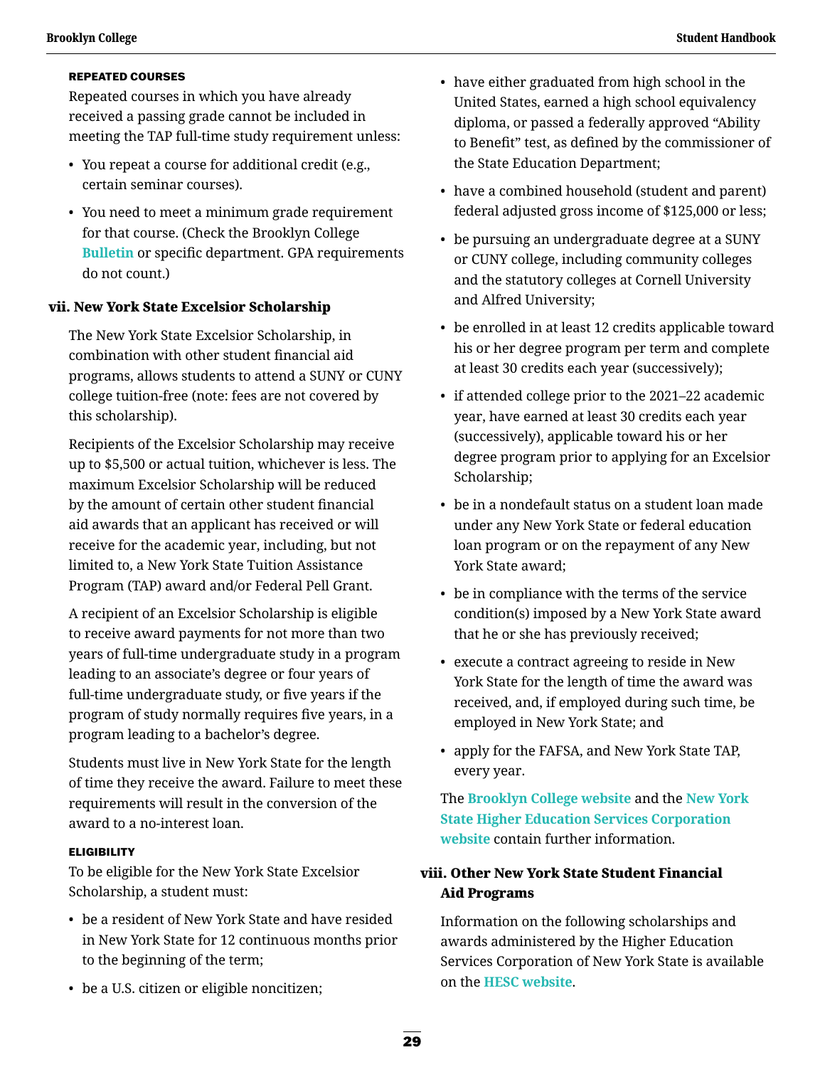#### REPEATED COURSES

Repeated courses in which you have already received a passing grade cannot be included in meeting the TAP full-time study requirement unless:

- You repeat a course for additional credit (e.g., certain seminar courses).
- You need to meet a minimum grade requirement for that course. (Check the Brooklyn College **Bulletin** or specific department. GPA requirements do not count.)

### vii. New York State Excelsior Scholarship

The New York State Excelsior Scholarship, in combination with other student financial aid programs, allows students to attend a SUNY or CUNY college tuition-free (note: fees are not covered by this scholarship).

Recipients of the Excelsior Scholarship may receive up to $5,500 or actual tuition, whichever is less. The maximum Excelsior Scholarship will be reduced by the amount of certain other student financial aid awards that an applicant has received or will receive for the academic year, including, but not limited to, a New York State Tuition Assistance Program (TAP) award and/or Federal Pell Grant.

A recipient of an Excelsior Scholarship is eligible to receive award payments for not more than two years of full-time undergraduate study in a program leading to an associate's degree or four years of full-time undergraduate study, or five years if the program of study normally requires five years, in a program leading to a bachelor's degree.

Students must live in New York State for the length of time they receive the award. Failure to meet these requirements will result in the conversion of the award to a no-interest loan.

#### ELIGIBILITY

To be eligible for the New York State Excelsior Scholarship, a student must:

- be a resident of New York State and have resided in New York State for 12 continuous months prior to the beginning of the term;
- be a U.S. citizen or eligible noncitizen;
- have either graduated from high school in the United States, earned a high school equivalency diploma, or passed a federally approved "Ability to Benefit" test, as defined by the commissioner of the State Education Department;
- have a combined household (student and parent) federal adjusted gross income of $125,000 or less;
- be pursuing an undergraduate degree at a SUNY or CUNY college, including community colleges and the statutory colleges at Cornell University and Alfred University;
- be enrolled in at least 12 credits applicable toward his or her degree program per term and complete at least 30 credits each year (successively);
- if attended college prior to the 2021–22 academic year, have earned at least 30 credits each year (successively), applicable toward his or her degree program prior to applying for an Excelsior Scholarship;
- be in a nondefault status on a student loan made under any New York State or federal education loan program or on the repayment of any New York State award;
- be in compliance with the terms of the service condition(s) imposed by a New York State award that he or she has previously received;
- execute a contract agreeing to reside in New York State for the length of time the award was received, and, if employed during such time, be employed in New York State; and
- apply for the FAFSA, and New York State TAP, every year.

The **Brooklyn College website** and the **New York State Higher Education Services Corporation website** contain further information.

### viii. Other New York State Student Financial Aid Programs

Information on the following scholarships and awards administered by the Higher Education Services Corporation of New York State is available on the **HESC website**.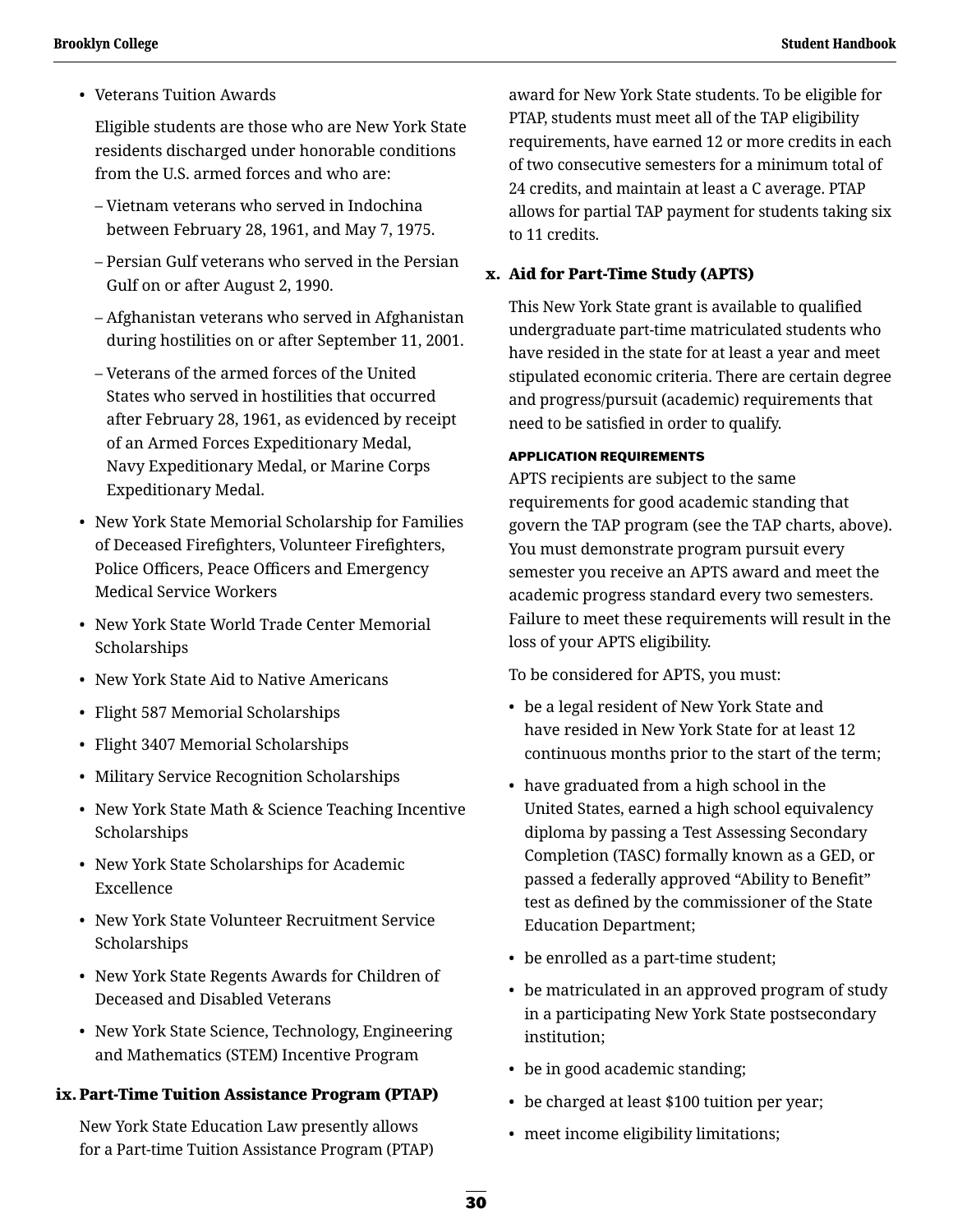- Veterans Tuition Awards

  Eligible students are those who are New York State residents discharged under honorable conditions from the U.S. armed forces and who are:

  – Vietnam veterans who served in Indochina between February 28, 1961, and May 7, 1975.

  – Persian Gulf veterans who served in the Persian Gulf on or after August 2, 1990.

  – Afghanistan veterans who served in Afghanistan during hostilities on or after September 11, 2001.

  – Veterans of the armed forces of the United States who served in hostilities that occurred after February 28, 1961, as evidenced by receipt of an Armed Forces Expeditionary Medal, Navy Expeditionary Medal, or Marine Corps Expeditionary Medal.

- New York State Memorial Scholarship for Families of Deceased Firefighters, Volunteer Firefighters, Police Officers, Peace Officers and Emergency Medical Service Workers
- New York State World Trade Center Memorial Scholarships
- New York State Aid to Native Americans
- Flight 587 Memorial Scholarships
- Flight 3407 Memorial Scholarships
- Military Service Recognition Scholarships
- New York State Math & Science Teaching Incentive Scholarships
- New York State Scholarships for Academic Excellence
- New York State Volunteer Recruitment Service Scholarships
- New York State Regents Awards for Children of Deceased and Disabled Veterans
- New York State Science, Technology, Engineering and Mathematics (STEM) Incentive Program

### ix. Part-Time Tuition Assistance Program (PTAP)

New York State Education Law presently allows for a Part-time Tuition Assistance Program (PTAP) award for New York State students. To be eligible for PTAP, students must meet all of the TAP eligibility requirements, have earned 12 or more credits in each of two consecutive semesters for a minimum total of 24 credits, and maintain at least a C average. PTAP allows for partial TAP payment for students taking six to 11 credits.

### x. Aid for Part-Time Study (APTS)

This New York State grant is available to qualified undergraduate part-time matriculated students who have resided in the state for at least a year and meet stipulated economic criteria. There are certain degree and progress/pursuit (academic) requirements that need to be satisfied in order to qualify.

#### APPLICATION REQUIREMENTS

APTS recipients are subject to the same requirements for good academic standing that govern the TAP program (see the TAP charts, above). You must demonstrate program pursuit every semester you receive an APTS award and meet the academic progress standard every two semesters. Failure to meet these requirements will result in the loss of your APTS eligibility.

To be considered for APTS, you must:

- be a legal resident of New York State and have resided in New York State for at least 12 continuous months prior to the start of the term;
- have graduated from a high school in the United States, earned a high school equivalency diploma by passing a Test Assessing Secondary Completion (TASC) formally known as a GED, or passed a federally approved “Ability to Benefit” test as defined by the commissioner of the State Education Department;
- be enrolled as a part-time student;
- be matriculated in an approved program of study in a participating New York State postsecondary institution;
- be in good academic standing;
- be charged at least $100 tuition per year;
- meet income eligibility limitations;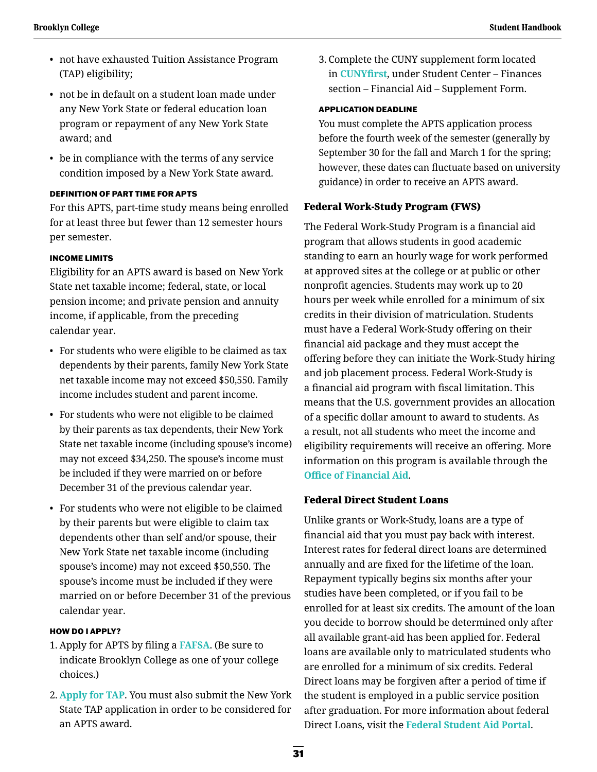- not have exhausted Tuition Assistance Program (TAP) eligibility;
- not be in default on a student loan made under any New York State or federal education loan program or repayment of any New York State award; and
- be in compliance with the terms of any service condition imposed by a New York State award.

#### DEFINITION OF PART TIME FOR APTS

For this APTS, part-time study means being enrolled for at least three but fewer than 12 semester hours per semester.

#### INCOME LIMITS

Eligibility for an APTS award is based on New York State net taxable income; federal, state, or local pension income; and private pension and annuity income, if applicable, from the preceding calendar year.

- For students who were eligible to be claimed as tax dependents by their parents, family New York State net taxable income may not exceed $50,550. Family income includes student and parent income.
- For students who were not eligible to be claimed by their parents as tax dependents, their New York State net taxable income (including spouse's income) may not exceed $34,250. The spouse's income must be included if they were married on or before December 31 of the previous calendar year.
- For students who were not eligible to be claimed by their parents but were eligible to claim tax dependents other than self and/or spouse, their New York State net taxable income (including spouse's income) may not exceed $50,550. The spouse's income must be included if they were married on or before December 31 of the previous calendar year.

#### HOW DO I APPLY?

1. Apply for APTS by filing a FAFSA. (Be sure to indicate Brooklyn College as one of your college choices.)
2. Apply for TAP. You must also submit the New York State TAP application in order to be considered for an APTS award.
3. Complete the CUNY supplement form located in CUNYfirst, under Student Center – Finances section – Financial Aid – Supplement Form.

#### APPLICATION DEADLINE

You must complete the APTS application process before the fourth week of the semester (generally by September 30 for the fall and March 1 for the spring; however, these dates can fluctuate based on university guidance) in order to receive an APTS award.

### Federal Work-Study Program (FWS)

The Federal Work-Study Program is a financial aid program that allows students in good academic standing to earn an hourly wage for work performed at approved sites at the college or at public or other nonprofit agencies. Students may work up to 20 hours per week while enrolled for a minimum of six credits in their division of matriculation. Students must have a Federal Work-Study offering on their financial aid package and they must accept the offering before they can initiate the Work-Study hiring and job placement process. Federal Work-Study is a financial aid program with fiscal limitation. This means that the U.S. government provides an allocation of a specific dollar amount to award to students. As a result, not all students who meet the income and eligibility requirements will receive an offering. More information on this program is available through the Office of Financial Aid.

### Federal Direct Student Loans

Unlike grants or Work-Study, loans are a type of financial aid that you must pay back with interest. Interest rates for federal direct loans are determined annually and are fixed for the lifetime of the loan. Repayment typically begins six months after your studies have been completed, or if you fail to be enrolled for at least six credits. The amount of the loan you decide to borrow should be determined only after all available grant-aid has been applied for. Federal loans are available only to matriculated students who are enrolled for a minimum of six credits. Federal Direct loans may be forgiven after a period of time if the student is employed in a public service position after graduation. For more information about federal Direct Loans, visit the Federal Student Aid Portal.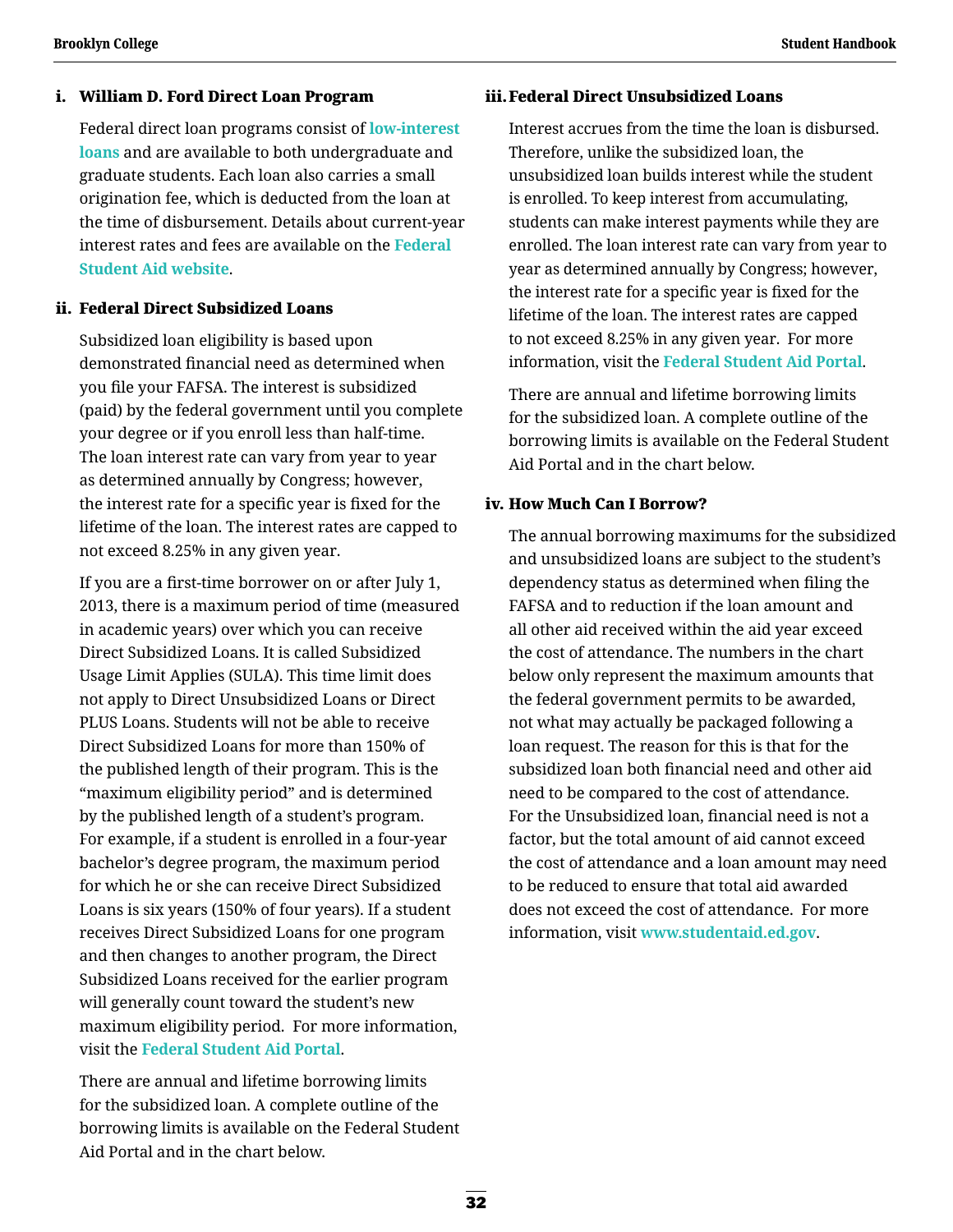### i. William D. Ford Direct Loan Program

Federal direct loan programs consist of low-interest loans and are available to both undergraduate and graduate students. Each loan also carries a small origination fee, which is deducted from the loan at the time of disbursement. Details about current-year interest rates and fees are available on the Federal Student Aid website.

### ii. Federal Direct Subsidized Loans

Subsidized loan eligibility is based upon demonstrated financial need as determined when you file your FAFSA. The interest is subsidized (paid) by the federal government until you complete your degree or if you enroll less than half-time. The loan interest rate can vary from year to year as determined annually by Congress; however, the interest rate for a specific year is fixed for the lifetime of the loan. The interest rates are capped to not exceed 8.25% in any given year.

If you are a first-time borrower on or after July 1, 2013, there is a maximum period of time (measured in academic years) over which you can receive Direct Subsidized Loans. It is called Subsidized Usage Limit Applies (SULA). This time limit does not apply to Direct Unsubsidized Loans or Direct PLUS Loans. Students will not be able to receive Direct Subsidized Loans for more than 150% of the published length of their program. This is the "maximum eligibility period" and is determined by the published length of a student's program. For example, if a student is enrolled in a four-year bachelor's degree program, the maximum period for which he or she can receive Direct Subsidized Loans is six years (150% of four years). If a student receives Direct Subsidized Loans for one program and then changes to another program, the Direct Subsidized Loans received for the earlier program will generally count toward the student's new maximum eligibility period. For more information, visit the Federal Student Aid Portal.

There are annual and lifetime borrowing limits for the subsidized loan. A complete outline of the borrowing limits is available on the Federal Student Aid Portal and in the chart below.

### iii. Federal Direct Unsubsidized Loans

Interest accrues from the time the loan is disbursed. Therefore, unlike the subsidized loan, the unsubsidized loan builds interest while the student is enrolled. To keep interest from accumulating, students can make interest payments while they are enrolled. The loan interest rate can vary from year to year as determined annually by Congress; however, the interest rate for a specific year is fixed for the lifetime of the loan. The interest rates are capped to not exceed 8.25% in any given year. For more information, visit the Federal Student Aid Portal.

There are annual and lifetime borrowing limits for the subsidized loan. A complete outline of the borrowing limits is available on the Federal Student Aid Portal and in the chart below.

### iv. How Much Can I Borrow?

The annual borrowing maximums for the subsidized and unsubsidized loans are subject to the student's dependency status as determined when filing the FAFSA and to reduction if the loan amount and all other aid received within the aid year exceed the cost of attendance. The numbers in the chart below only represent the maximum amounts that the federal government permits to be awarded, not what may actually be packaged following a loan request. The reason for this is that for the subsidized loan both financial need and other aid need to be compared to the cost of attendance. For the Unsubsidized loan, financial need is not a factor, but the total amount of aid cannot exceed the cost of attendance and a loan amount may need to be reduced to ensure that total aid awarded does not exceed the cost of attendance. For more information, visit www.studentaid.ed.gov.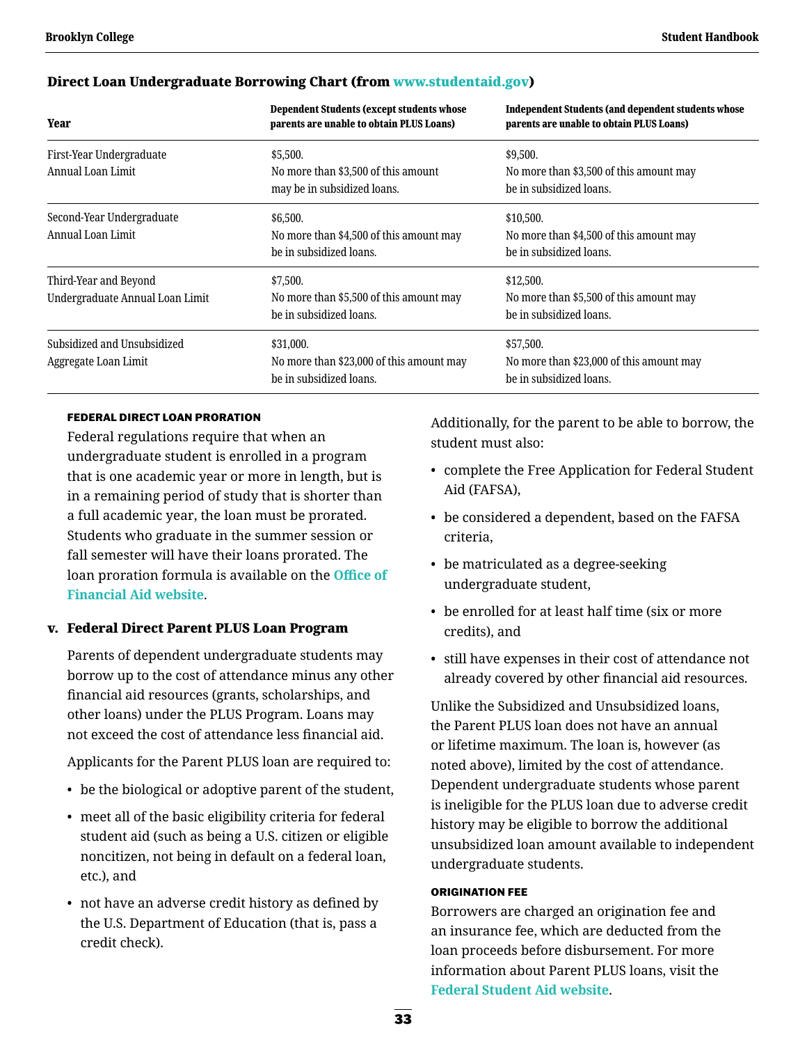### Direct Loan Undergraduate Borrowing Chart (from www.studentaid.gov)

| Year | Dependent Students (except students whose parents are unable to obtain PLUS Loans) | Independent Students (and dependent students whose parents are unable to obtain PLUS Loans) |
|---|---|---|
| First-Year Undergraduate Annual Loan Limit | $5,500. No more than $3,500 of this amount may be in subsidized loans. | $9,500. No more than $3,500 of this amount may be in subsidized loans. |
| Second-Year Undergraduate Annual Loan Limit | $6,500. No more than $4,500 of this amount may be in subsidized loans. | $10,500. No more than $4,500 of this amount may be in subsidized loans. |
| Third-Year and Beyond Undergraduate Annual Loan Limit | $7,500. No more than $5,500 of this amount may be in subsidized loans. | $12,500. No more than $5,500 of this amount may be in subsidized loans. |
| Subsidized and Unsubsidized Aggregate Loan Limit | $31,000. No more than $23,000 of this amount may be in subsidized loans. | $57,500. No more than $23,000 of this amount may be in subsidized loans. |

#### FEDERAL DIRECT LOAN PRORATION

Federal regulations require that when an undergraduate student is enrolled in a program that is one academic year or more in length, but is in a remaining period of study that is shorter than a full academic year, the loan must be prorated. Students who graduate in the summer session or fall semester will have their loans prorated. The loan proration formula is available on the Office of Financial Aid website.

### v. Federal Direct Parent PLUS Loan Program

Parents of dependent undergraduate students may borrow up to the cost of attendance minus any other financial aid resources (grants, scholarships, and other loans) under the PLUS Program. Loans may not exceed the cost of attendance less financial aid.

Applicants for the Parent PLUS loan are required to:

- be the biological or adoptive parent of the student,
- meet all of the basic eligibility criteria for federal student aid (such as being a U.S. citizen or eligible noncitizen, not being in default on a federal loan, etc.), and
- not have an adverse credit history as defined by the U.S. Department of Education (that is, pass a credit check).

Additionally, for the parent to be able to borrow, the student must also:

- complete the Free Application for Federal Student Aid (FAFSA),
- be considered a dependent, based on the FAFSA criteria,
- be matriculated as a degree-seeking undergraduate student,
- be enrolled for at least half time (six or more credits), and
- still have expenses in their cost of attendance not already covered by other financial aid resources.

Unlike the Subsidized and Unsubsidized loans, the Parent PLUS loan does not have an annual or lifetime maximum. The loan is, however (as noted above), limited by the cost of attendance. Dependent undergraduate students whose parent is ineligible for the PLUS loan due to adverse credit history may be eligible to borrow the additional unsubsidized loan amount available to independent undergraduate students.

#### ORIGINATION FEE

Borrowers are charged an origination fee and an insurance fee, which are deducted from the loan proceeds before disbursement. For more information about Parent PLUS loans, visit the Federal Student Aid website.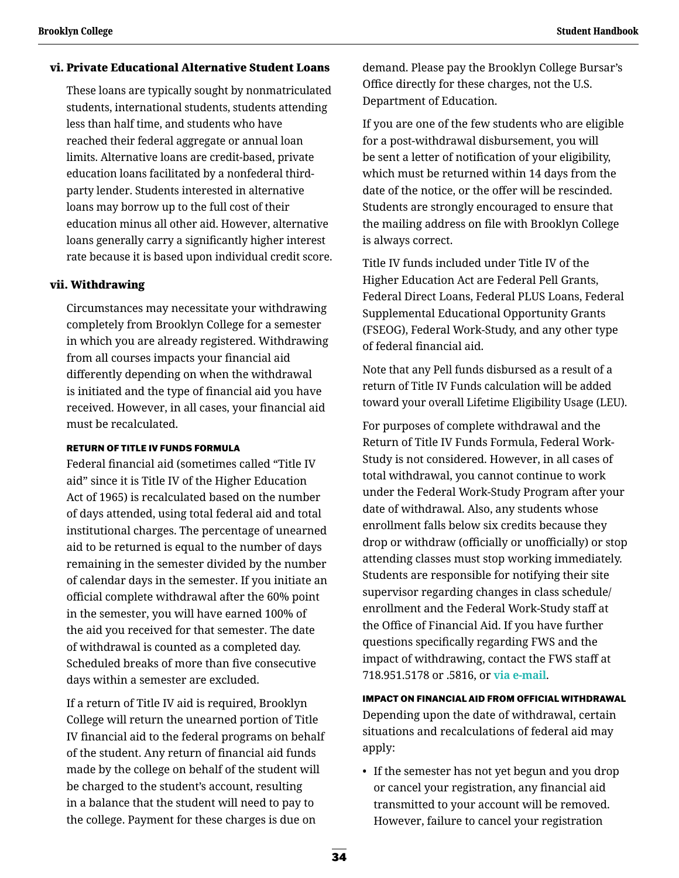### vi. Private Educational Alternative Student Loans

These loans are typically sought by nonmatriculated students, international students, students attending less than half time, and students who have reached their federal aggregate or annual loan limits. Alternative loans are credit-based, private education loans facilitated by a nonfederal third-party lender. Students interested in alternative loans may borrow up to the full cost of their education minus all other aid. However, alternative loans generally carry a significantly higher interest rate because it is based upon individual credit score.

### vii. Withdrawing

Circumstances may necessitate your withdrawing completely from Brooklyn College for a semester in which you are already registered. Withdrawing from all courses impacts your financial aid differently depending on when the withdrawal is initiated and the type of financial aid you have received. However, in all cases, your financial aid must be recalculated.

#### RETURN OF TITLE IV FUNDS FORMULA

Federal financial aid (sometimes called "Title IV aid" since it is Title IV of the Higher Education Act of 1965) is recalculated based on the number of days attended, using total federal aid and total institutional charges. The percentage of unearned aid to be returned is equal to the number of days remaining in the semester divided by the number of calendar days in the semester. If you initiate an official complete withdrawal after the 60% point in the semester, you will have earned 100% of the aid you received for that semester. The date of withdrawal is counted as a completed day. Scheduled breaks of more than five consecutive days within a semester are excluded.

If a return of Title IV aid is required, Brooklyn College will return the unearned portion of Title IV financial aid to the federal programs on behalf of the student. Any return of financial aid funds made by the college on behalf of the student will be charged to the student's account, resulting in a balance that the student will need to pay to the college. Payment for these charges is due on demand. Please pay the Brooklyn College Bursar's Office directly for these charges, not the U.S. Department of Education.

If you are one of the few students who are eligible for a post-withdrawal disbursement, you will be sent a letter of notification of your eligibility, which must be returned within 14 days from the date of the notice, or the offer will be rescinded. Students are strongly encouraged to ensure that the mailing address on file with Brooklyn College is always correct.

Title IV funds included under Title IV of the Higher Education Act are Federal Pell Grants, Federal Direct Loans, Federal PLUS Loans, Federal Supplemental Educational Opportunity Grants (FSEOG), Federal Work-Study, and any other type of federal financial aid.

Note that any Pell funds disbursed as a result of a return of Title IV Funds calculation will be added toward your overall Lifetime Eligibility Usage (LEU).

For purposes of complete withdrawal and the Return of Title IV Funds Formula, Federal Work-Study is not considered. However, in all cases of total withdrawal, you cannot continue to work under the Federal Work-Study Program after your date of withdrawal. Also, any students whose enrollment falls below six credits because they drop or withdraw (officially or unofficially) or stop attending classes must stop working immediately. Students are responsible for notifying their site supervisor regarding changes in class schedule/enrollment and the Federal Work-Study staff at the Office of Financial Aid. If you have further questions specifically regarding FWS and the impact of withdrawing, contact the FWS staff at 718.951.5178 or .5816, or via e-mail.

#### IMPACT ON FINANCIAL AID FROM OFFICIAL WITHDRAWAL

Depending upon the date of withdrawal, certain situations and recalculations of federal aid may apply:

- If the semester has not yet begun and you drop or cancel your registration, any financial aid transmitted to your account will be removed. However, failure to cancel your registration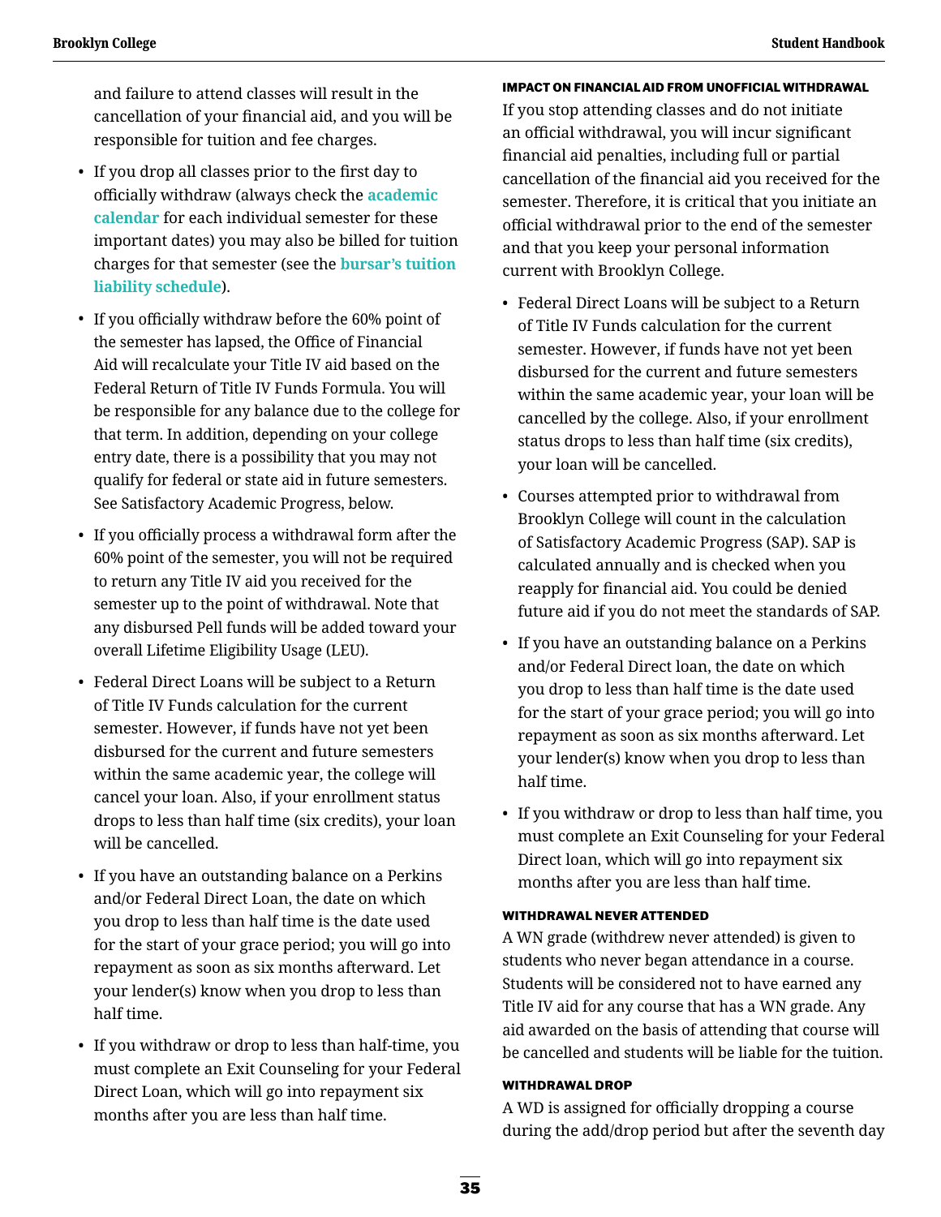and failure to attend classes will result in the cancellation of your financial aid, and you will be responsible for tuition and fee charges.

- If you drop all classes prior to the first day to officially withdraw (always check the **academic calendar** for each individual semester for these important dates) you may also be billed for tuition charges for that semester (see the **bursar's tuition liability schedule**).
- If you officially withdraw before the 60% point of the semester has lapsed, the Office of Financial Aid will recalculate your Title IV aid based on the Federal Return of Title IV Funds Formula. You will be responsible for any balance due to the college for that term. In addition, depending on your college entry date, there is a possibility that you may not qualify for federal or state aid in future semesters. See Satisfactory Academic Progress, below.
- If you officially process a withdrawal form after the 60% point of the semester, you will not be required to return any Title IV aid you received for the semester up to the point of withdrawal. Note that any disbursed Pell funds will be added toward your overall Lifetime Eligibility Usage (LEU).
- Federal Direct Loans will be subject to a Return of Title IV Funds calculation for the current semester. However, if funds have not yet been disbursed for the current and future semesters within the same academic year, the college will cancel your loan. Also, if your enrollment status drops to less than half time (six credits), your loan will be cancelled.
- If you have an outstanding balance on a Perkins and/or Federal Direct Loan, the date on which you drop to less than half time is the date used for the start of your grace period; you will go into repayment as soon as six months afterward. Let your lender(s) know when you drop to less than half time.
- If you withdraw or drop to less than half-time, you must complete an Exit Counseling for your Federal Direct Loan, which will go into repayment six months after you are less than half time.

#### IMPACT ON FINANCIAL AID FROM UNOFFICIAL WITHDRAWAL

If you stop attending classes and do not initiate an official withdrawal, you will incur significant financial aid penalties, including full or partial cancellation of the financial aid you received for the semester. Therefore, it is critical that you initiate an official withdrawal prior to the end of the semester and that you keep your personal information current with Brooklyn College.

- Federal Direct Loans will be subject to a Return of Title IV Funds calculation for the current semester. However, if funds have not yet been disbursed for the current and future semesters within the same academic year, your loan will be cancelled by the college. Also, if your enrollment status drops to less than half time (six credits), your loan will be cancelled.
- Courses attempted prior to withdrawal from Brooklyn College will count in the calculation of Satisfactory Academic Progress (SAP). SAP is calculated annually and is checked when you reapply for financial aid. You could be denied future aid if you do not meet the standards of SAP.
- If you have an outstanding balance on a Perkins and/or Federal Direct loan, the date on which you drop to less than half time is the date used for the start of your grace period; you will go into repayment as soon as six months afterward. Let your lender(s) know when you drop to less than half time.
- If you withdraw or drop to less than half time, you must complete an Exit Counseling for your Federal Direct loan, which will go into repayment six months after you are less than half time.

#### WITHDRAWAL NEVER ATTENDED

A WN grade (withdrew never attended) is given to students who never began attendance in a course. Students will be considered not to have earned any Title IV aid for any course that has a WN grade. Any aid awarded on the basis of attending that course will be cancelled and students will be liable for the tuition.

#### WITHDRAWAL DROP

A WD is assigned for officially dropping a course during the add/drop period but after the seventh day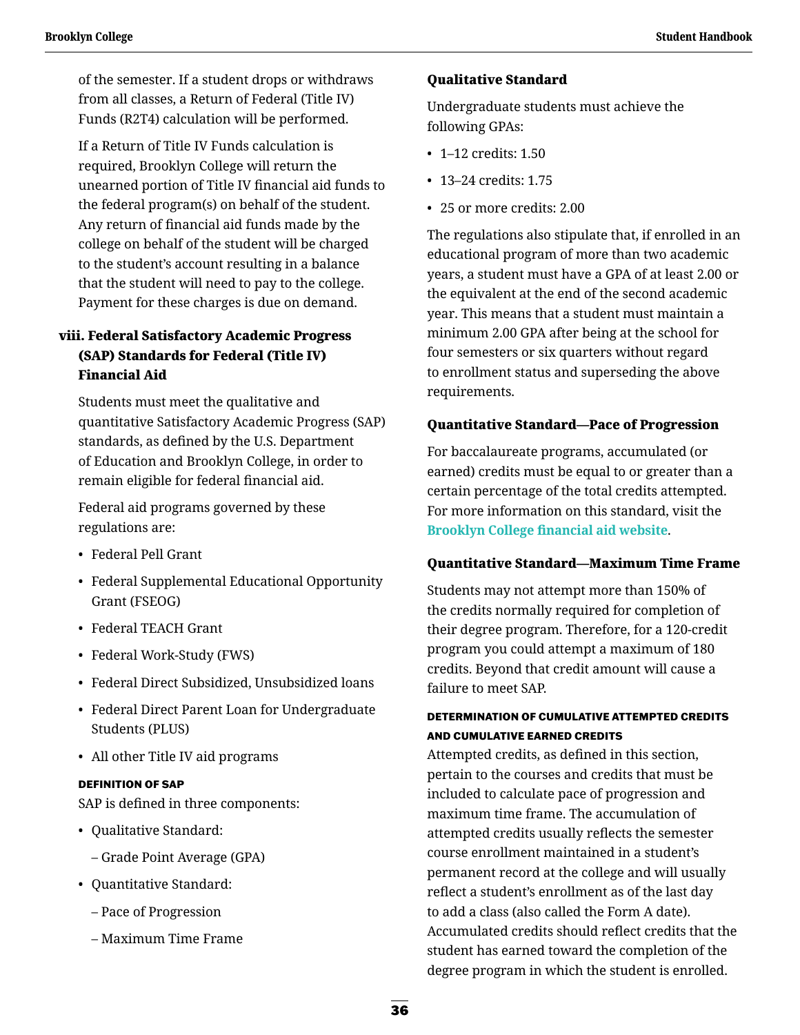of the semester. If a student drops or withdraws from all classes, a Return of Federal (Title IV) Funds (R2T4) calculation will be performed.

If a Return of Title IV Funds calculation is required, Brooklyn College will return the unearned portion of Title IV financial aid funds to the federal program(s) on behalf of the student. Any return of financial aid funds made by the college on behalf of the student will be charged to the student's account resulting in a balance that the student will need to pay to the college. Payment for these charges is due on demand.

### viii. Federal Satisfactory Academic Progress (SAP) Standards for Federal (Title IV) Financial Aid

Students must meet the qualitative and quantitative Satisfactory Academic Progress (SAP) standards, as defined by the U.S. Department of Education and Brooklyn College, in order to remain eligible for federal financial aid.

Federal aid programs governed by these regulations are:

- Federal Pell Grant
- Federal Supplemental Educational Opportunity Grant (FSEOG)
- Federal TEACH Grant
- Federal Work-Study (FWS)
- Federal Direct Subsidized, Unsubsidized loans
- Federal Direct Parent Loan for Undergraduate Students (PLUS)
- All other Title IV aid programs

#### DEFINITION OF SAP

SAP is defined in three components:

- Qualitative Standard:
  - Grade Point Average (GPA)
- Quantitative Standard:
  - Pace of Progression
  - Maximum Time Frame

#### Qualitative Standard

Undergraduate students must achieve the following GPAs:

- 1–12 credits: 1.50
- 13–24 credits: 1.75
- 25 or more credits: 2.00

The regulations also stipulate that, if enrolled in an educational program of more than two academic years, a student must have a GPA of at least 2.00 or the equivalent at the end of the second academic year. This means that a student must maintain a minimum 2.00 GPA after being at the school for four semesters or six quarters without regard to enrollment status and superseding the above requirements.

#### Quantitative Standard—Pace of Progression

For baccalaureate programs, accumulated (or earned) credits must be equal to or greater than a certain percentage of the total credits attempted. For more information on this standard, visit the **Brooklyn College financial aid website**.

#### Quantitative Standard—Maximum Time Frame

Students may not attempt more than 150% of the credits normally required for completion of their degree program. Therefore, for a 120-credit program you could attempt a maximum of 180 credits. Beyond that credit amount will cause a failure to meet SAP.

#### DETERMINATION OF CUMULATIVE ATTEMPTED CREDITS AND CUMULATIVE EARNED CREDITS

Attempted credits, as defined in this section, pertain to the courses and credits that must be included to calculate pace of progression and maximum time frame. The accumulation of attempted credits usually reflects the semester course enrollment maintained in a student's permanent record at the college and will usually reflect a student's enrollment as of the last day to add a class (also called the Form A date). Accumulated credits should reflect credits that the student has earned toward the completion of the degree program in which the student is enrolled.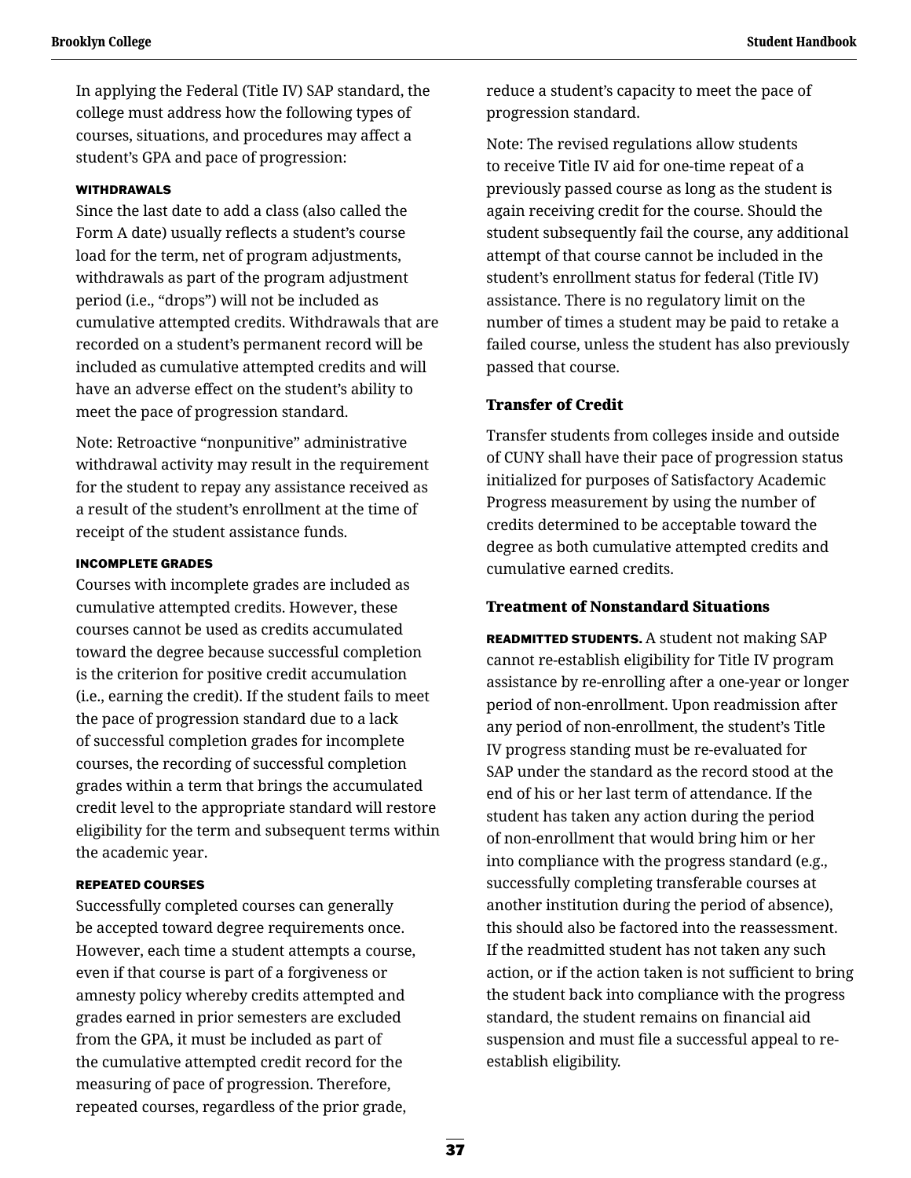In applying the Federal (Title IV) SAP standard, the college must address how the following types of courses, situations, and procedures may affect a student's GPA and pace of progression:

#### WITHDRAWALS

Since the last date to add a class (also called the Form A date) usually reflects a student's course load for the term, net of program adjustments, withdrawals as part of the program adjustment period (i.e., "drops") will not be included as cumulative attempted credits. Withdrawals that are recorded on a student's permanent record will be included as cumulative attempted credits and will have an adverse effect on the student's ability to meet the pace of progression standard.

Note: Retroactive "nonpunitive" administrative withdrawal activity may result in the requirement for the student to repay any assistance received as a result of the student's enrollment at the time of receipt of the student assistance funds.

#### INCOMPLETE GRADES

Courses with incomplete grades are included as cumulative attempted credits. However, these courses cannot be used as credits accumulated toward the degree because successful completion is the criterion for positive credit accumulation (i.e., earning the credit). If the student fails to meet the pace of progression standard due to a lack of successful completion grades for incomplete courses, the recording of successful completion grades within a term that brings the accumulated credit level to the appropriate standard will restore eligibility for the term and subsequent terms within the academic year.

#### REPEATED COURSES

Successfully completed courses can generally be accepted toward degree requirements once. However, each time a student attempts a course, even if that course is part of a forgiveness or amnesty policy whereby credits attempted and grades earned in prior semesters are excluded from the GPA, it must be included as part of the cumulative attempted credit record for the measuring of pace of progression. Therefore, repeated courses, regardless of the prior grade, reduce a student's capacity to meet the pace of progression standard.

Note: The revised regulations allow students to receive Title IV aid for one-time repeat of a previously passed course as long as the student is again receiving credit for the course. Should the student subsequently fail the course, any additional attempt of that course cannot be included in the student's enrollment status for federal (Title IV) assistance. There is no regulatory limit on the number of times a student may be paid to retake a failed course, unless the student has also previously passed that course.

### Transfer of Credit

Transfer students from colleges inside and outside of CUNY shall have their pace of progression status initialized for purposes of Satisfactory Academic Progress measurement by using the number of credits determined to be acceptable toward the degree as both cumulative attempted credits and cumulative earned credits.

### Treatment of Nonstandard Situations

**READMITTED STUDENTS.** A student not making SAP cannot re-establish eligibility for Title IV program assistance by re-enrolling after a one-year or longer period of non-enrollment. Upon readmission after any period of non-enrollment, the student's Title IV progress standing must be re-evaluated for SAP under the standard as the record stood at the end of his or her last term of attendance. If the student has taken any action during the period of non-enrollment that would bring him or her into compliance with the progress standard (e.g., successfully completing transferable courses at another institution during the period of absence), this should also be factored into the reassessment. If the readmitted student has not taken any such action, or if the action taken is not sufficient to bring the student back into compliance with the progress standard, the student remains on financial aid suspension and must file a successful appeal to re-establish eligibility.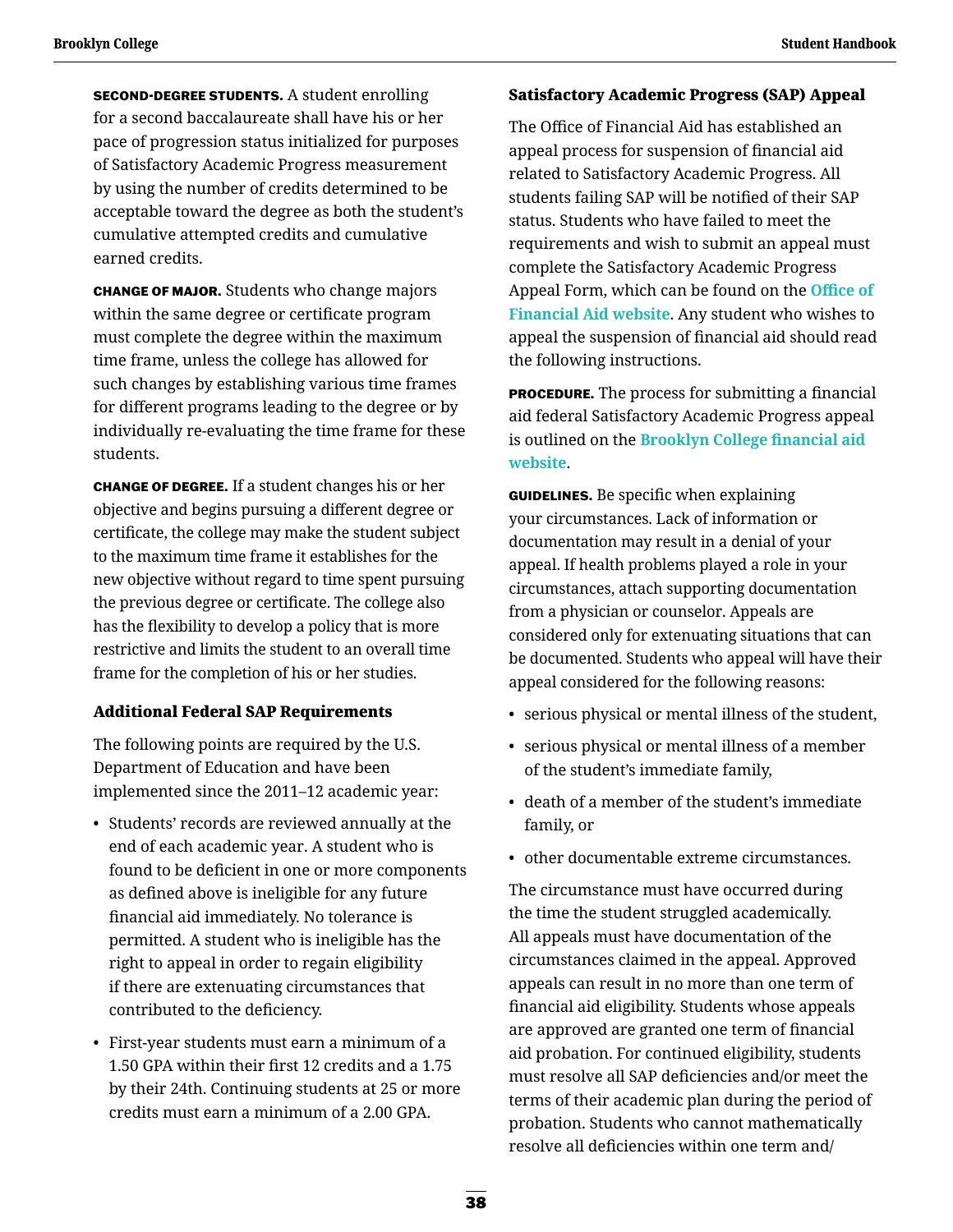**SECOND-DEGREE STUDENTS.** A student enrolling for a second baccalaureate shall have his or her pace of progression status initialized for purposes of Satisfactory Academic Progress measurement by using the number of credits determined to be acceptable toward the degree as both the student's cumulative attempted credits and cumulative earned credits.

**CHANGE OF MAJOR.** Students who change majors within the same degree or certificate program must complete the degree within the maximum time frame, unless the college has allowed for such changes by establishing various time frames for different programs leading to the degree or by individually re-evaluating the time frame for these students.

**CHANGE OF DEGREE.** If a student changes his or her objective and begins pursuing a different degree or certificate, the college may make the student subject to the maximum time frame it establishes for the new objective without regard to time spent pursuing the previous degree or certificate. The college also has the flexibility to develop a policy that is more restrictive and limits the student to an overall time frame for the completion of his or her studies.

### Additional Federal SAP Requirements

The following points are required by the U.S. Department of Education and have been implemented since the 2011–12 academic year:

- Students' records are reviewed annually at the end of each academic year. A student who is found to be deficient in one or more components as defined above is ineligible for any future financial aid immediately. No tolerance is permitted. A student who is ineligible has the right to appeal in order to regain eligibility if there are extenuating circumstances that contributed to the deficiency.
- First-year students must earn a minimum of a 1.50 GPA within their first 12 credits and a 1.75 by their 24th. Continuing students at 25 or more credits must earn a minimum of a 2.00 GPA.

### Satisfactory Academic Progress (SAP) Appeal

The Office of Financial Aid has established an appeal process for suspension of financial aid related to Satisfactory Academic Progress. All students failing SAP will be notified of their SAP status. Students who have failed to meet the requirements and wish to submit an appeal must complete the Satisfactory Academic Progress Appeal Form, which can be found on the **Office of Financial Aid website**. Any student who wishes to appeal the suspension of financial aid should read the following instructions.

**PROCEDURE.** The process for submitting a financial aid federal Satisfactory Academic Progress appeal is outlined on the **Brooklyn College financial aid website**.

**GUIDELINES.** Be specific when explaining your circumstances. Lack of information or documentation may result in a denial of your appeal. If health problems played a role in your circumstances, attach supporting documentation from a physician or counselor. Appeals are considered only for extenuating situations that can be documented. Students who appeal will have their appeal considered for the following reasons:

- serious physical or mental illness of the student,
- serious physical or mental illness of a member of the student's immediate family,
- death of a member of the student's immediate family, or
- other documentable extreme circumstances.

The circumstance must have occurred during the time the student struggled academically. All appeals must have documentation of the circumstances claimed in the appeal. Approved appeals can result in no more than one term of financial aid eligibility. Students whose appeals are approved are granted one term of financial aid probation. For continued eligibility, students must resolve all SAP deficiencies and/or meet the terms of their academic plan during the period of probation. Students who cannot mathematically resolve all deficiencies within one term and/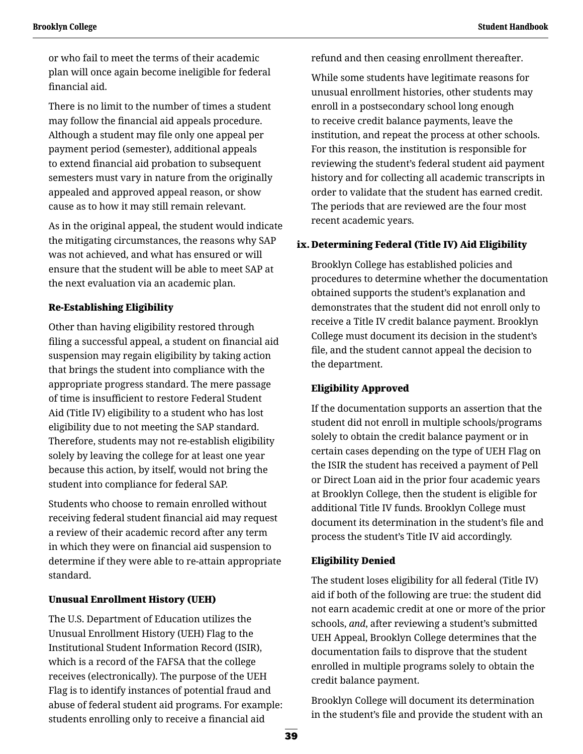or who fail to meet the terms of their academic plan will once again become ineligible for federal financial aid.

There is no limit to the number of times a student may follow the financial aid appeals procedure. Although a student may file only one appeal per payment period (semester), additional appeals to extend financial aid probation to subsequent semesters must vary in nature from the originally appealed and approved appeal reason, or show cause as to how it may still remain relevant.

As in the original appeal, the student would indicate the mitigating circumstances, the reasons why SAP was not achieved, and what has ensured or will ensure that the student will be able to meet SAP at the next evaluation via an academic plan.

#### Re-Establishing Eligibility

Other than having eligibility restored through filing a successful appeal, a student on financial aid suspension may regain eligibility by taking action that brings the student into compliance with the appropriate progress standard. The mere passage of time is insufficient to restore Federal Student Aid (Title IV) eligibility to a student who has lost eligibility due to not meeting the SAP standard. Therefore, students may not re-establish eligibility solely by leaving the college for at least one year because this action, by itself, would not bring the student into compliance for federal SAP.

Students who choose to remain enrolled without receiving federal student financial aid may request a review of their academic record after any term in which they were on financial aid suspension to determine if they were able to re-attain appropriate standard.

#### Unusual Enrollment History (UEH)

The U.S. Department of Education utilizes the Unusual Enrollment History (UEH) Flag to the Institutional Student Information Record (ISIR), which is a record of the FAFSA that the college receives (electronically). The purpose of the UEH Flag is to identify instances of potential fraud and abuse of federal student aid programs. For example: students enrolling only to receive a financial aid refund and then ceasing enrollment thereafter.

While some students have legitimate reasons for unusual enrollment histories, other students may enroll in a postsecondary school long enough to receive credit balance payments, leave the institution, and repeat the process at other schools. For this reason, the institution is responsible for reviewing the student's federal student aid payment history and for collecting all academic transcripts in order to validate that the student has earned credit. The periods that are reviewed are the four most recent academic years.

### ix. Determining Federal (Title IV) Aid Eligibility

Brooklyn College has established policies and procedures to determine whether the documentation obtained supports the student's explanation and demonstrates that the student did not enroll only to receive a Title IV credit balance payment. Brooklyn College must document its decision in the student's file, and the student cannot appeal the decision to the department.

#### Eligibility Approved

If the documentation supports an assertion that the student did not enroll in multiple schools/programs solely to obtain the credit balance payment or in certain cases depending on the type of UEH Flag on the ISIR the student has received a payment of Pell or Direct Loan aid in the prior four academic years at Brooklyn College, then the student is eligible for additional Title IV funds. Brooklyn College must document its determination in the student's file and process the student's Title IV aid accordingly.

#### Eligibility Denied

The student loses eligibility for all federal (Title IV) aid if both of the following are true: the student did not earn academic credit at one or more of the prior schools, *and*, after reviewing a student's submitted UEH Appeal, Brooklyn College determines that the documentation fails to disprove that the student enrolled in multiple programs solely to obtain the credit balance payment.

Brooklyn College will document its determination in the student's file and provide the student with an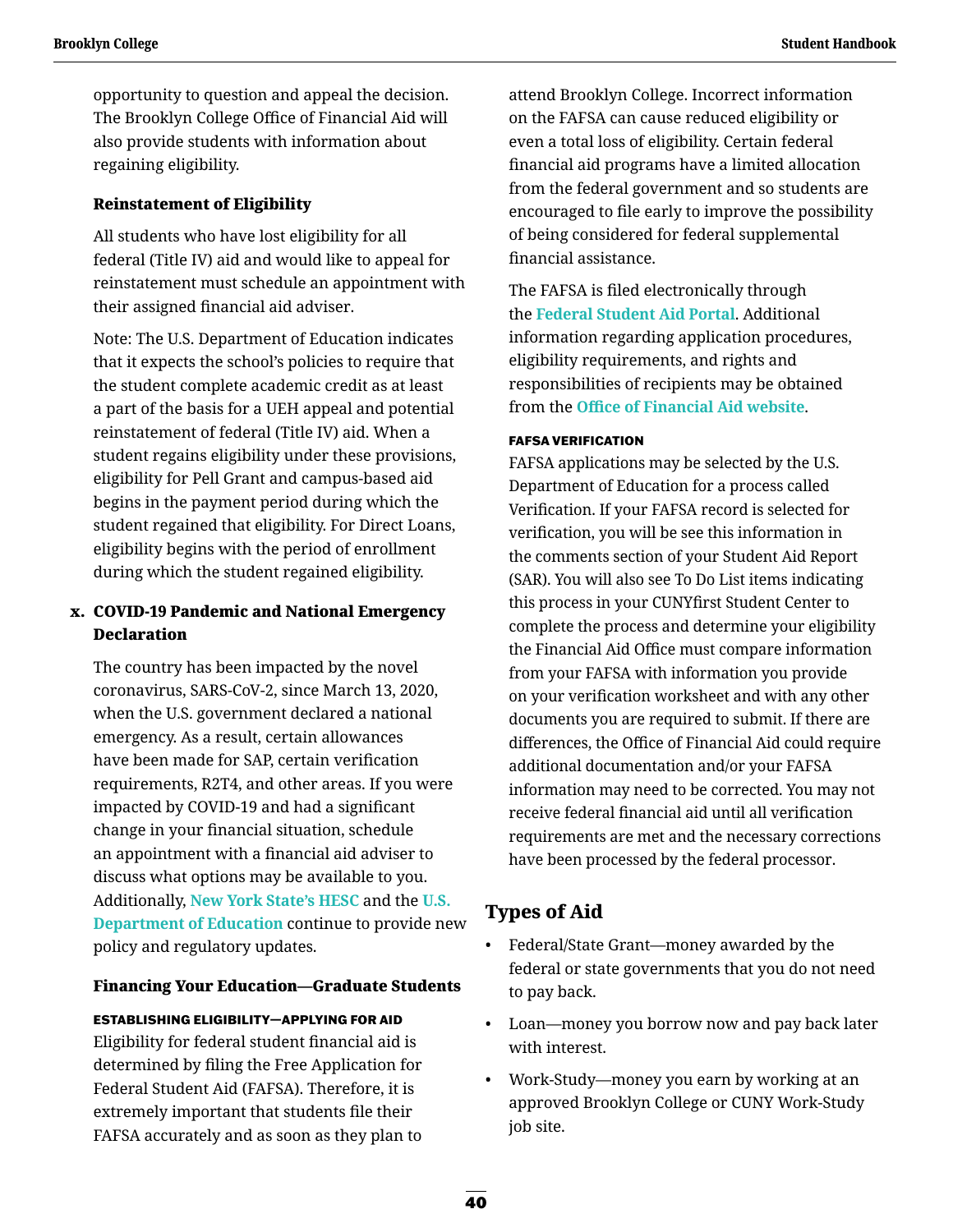opportunity to question and appeal the decision. The Brooklyn College Office of Financial Aid will also provide students with information about regaining eligibility.

#### Reinstatement of Eligibility

All students who have lost eligibility for all federal (Title IV) aid and would like to appeal for reinstatement must schedule an appointment with their assigned financial aid adviser.

Note: The U.S. Department of Education indicates that it expects the school's policies to require that the student complete academic credit as at least a part of the basis for a UEH appeal and potential reinstatement of federal (Title IV) aid. When a student regains eligibility under these provisions, eligibility for Pell Grant and campus-based aid begins in the payment period during which the student regained that eligibility. For Direct Loans, eligibility begins with the period of enrollment during which the student regained eligibility.

### x. COVID-19 Pandemic and National Emergency Declaration

The country has been impacted by the novel coronavirus, SARS-CoV-2, since March 13, 2020, when the U.S. government declared a national emergency. As a result, certain allowances have been made for SAP, certain verification requirements, R2T4, and other areas. If you were impacted by COVID-19 and had a significant change in your financial situation, schedule an appointment with a financial aid adviser to discuss what options may be available to you. Additionally, New York State's HESC and the U.S. Department of Education continue to provide new policy and regulatory updates.

#### Financing Your Education—Graduate Students

##### ESTABLISHING ELIGIBILITY—APPLYING FOR AID

Eligibility for federal student financial aid is determined by filing the Free Application for Federal Student Aid (FAFSA). Therefore, it is extremely important that students file their FAFSA accurately and as soon as they plan to attend Brooklyn College. Incorrect information on the FAFSA can cause reduced eligibility or even a total loss of eligibility. Certain federal financial aid programs have a limited allocation from the federal government and so students are encouraged to file early to improve the possibility of being considered for federal supplemental financial assistance.

The FAFSA is filed electronically through the Federal Student Aid Portal. Additional information regarding application procedures, eligibility requirements, and rights and responsibilities of recipients may be obtained from the Office of Financial Aid website.

##### FAFSA VERIFICATION

FAFSA applications may be selected by the U.S. Department of Education for a process called Verification. If your FAFSA record is selected for verification, you will be see this information in the comments section of your Student Aid Report (SAR). You will also see To Do List items indicating this process in your CUNYfirst Student Center to complete the process and determine your eligibility the Financial Aid Office must compare information from your FAFSA with information you provide on your verification worksheet and with any other documents you are required to submit. If there are differences, the Office of Financial Aid could require additional documentation and/or your FAFSA information may need to be corrected. You may not receive federal financial aid until all verification requirements are met and the necessary corrections have been processed by the federal processor.

## Types of Aid

- Federal/State Grant—money awarded by the federal or state governments that you do not need to pay back.
- Loan—money you borrow now and pay back later with interest.
- Work-Study—money you earn by working at an approved Brooklyn College or CUNY Work-Study job site.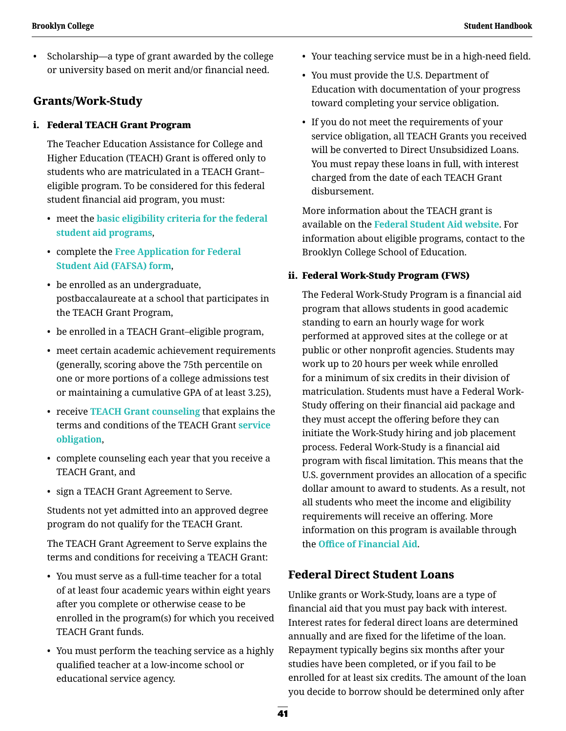- Scholarship—a type of grant awarded by the college or university based on merit and/or financial need.

## Grants/Work-Study

### i. Federal TEACH Grant Program

The Teacher Education Assistance for College and Higher Education (TEACH) Grant is offered only to students who are matriculated in a TEACH Grant–eligible program. To be considered for this federal student financial aid program, you must:

- meet the **basic eligibility criteria for the federal student aid programs**,
- complete the **Free Application for Federal Student Aid (FAFSA) form**,
- be enrolled as an undergraduate, postbaccalaureate at a school that participates in the TEACH Grant Program,
- be enrolled in a TEACH Grant–eligible program,
- meet certain academic achievement requirements (generally, scoring above the 75th percentile on one or more portions of a college admissions test or maintaining a cumulative GPA of at least 3.25),
- receive **TEACH Grant counseling** that explains the terms and conditions of the TEACH Grant **service obligation**,
- complete counseling each year that you receive a TEACH Grant, and
- sign a TEACH Grant Agreement to Serve.

Students not yet admitted into an approved degree program do not qualify for the TEACH Grant.

The TEACH Grant Agreement to Serve explains the terms and conditions for receiving a TEACH Grant:

- You must serve as a full-time teacher for a total of at least four academic years within eight years after you complete or otherwise cease to be enrolled in the program(s) for which you received TEACH Grant funds.
- You must perform the teaching service as a highly qualified teacher at a low-income school or educational service agency.
- Your teaching service must be in a high-need field.
- You must provide the U.S. Department of Education with documentation of your progress toward completing your service obligation.
- If you do not meet the requirements of your service obligation, all TEACH Grants you received will be converted to Direct Unsubsidized Loans. You must repay these loans in full, with interest charged from the date of each TEACH Grant disbursement.

More information about the TEACH grant is available on the **Federal Student Aid website**. For information about eligible programs, contact to the Brooklyn College School of Education.

### ii. Federal Work-Study Program (FWS)

The Federal Work-Study Program is a financial aid program that allows students in good academic standing to earn an hourly wage for work performed at approved sites at the college or at public or other nonprofit agencies. Students may work up to 20 hours per week while enrolled for a minimum of six credits in their division of matriculation. Students must have a Federal Work-Study offering on their financial aid package and they must accept the offering before they can initiate the Work-Study hiring and job placement process. Federal Work-Study is a financial aid program with fiscal limitation. This means that the U.S. government provides an allocation of a specific dollar amount to award to students. As a result, not all students who meet the income and eligibility requirements will receive an offering. More information on this program is available through the **Office of Financial Aid**.

## Federal Direct Student Loans

Unlike grants or Work-Study, loans are a type of financial aid that you must pay back with interest. Interest rates for federal direct loans are determined annually and are fixed for the lifetime of the loan. Repayment typically begins six months after your studies have been completed, or if you fail to be enrolled for at least six credits. The amount of the loan you decide to borrow should be determined only after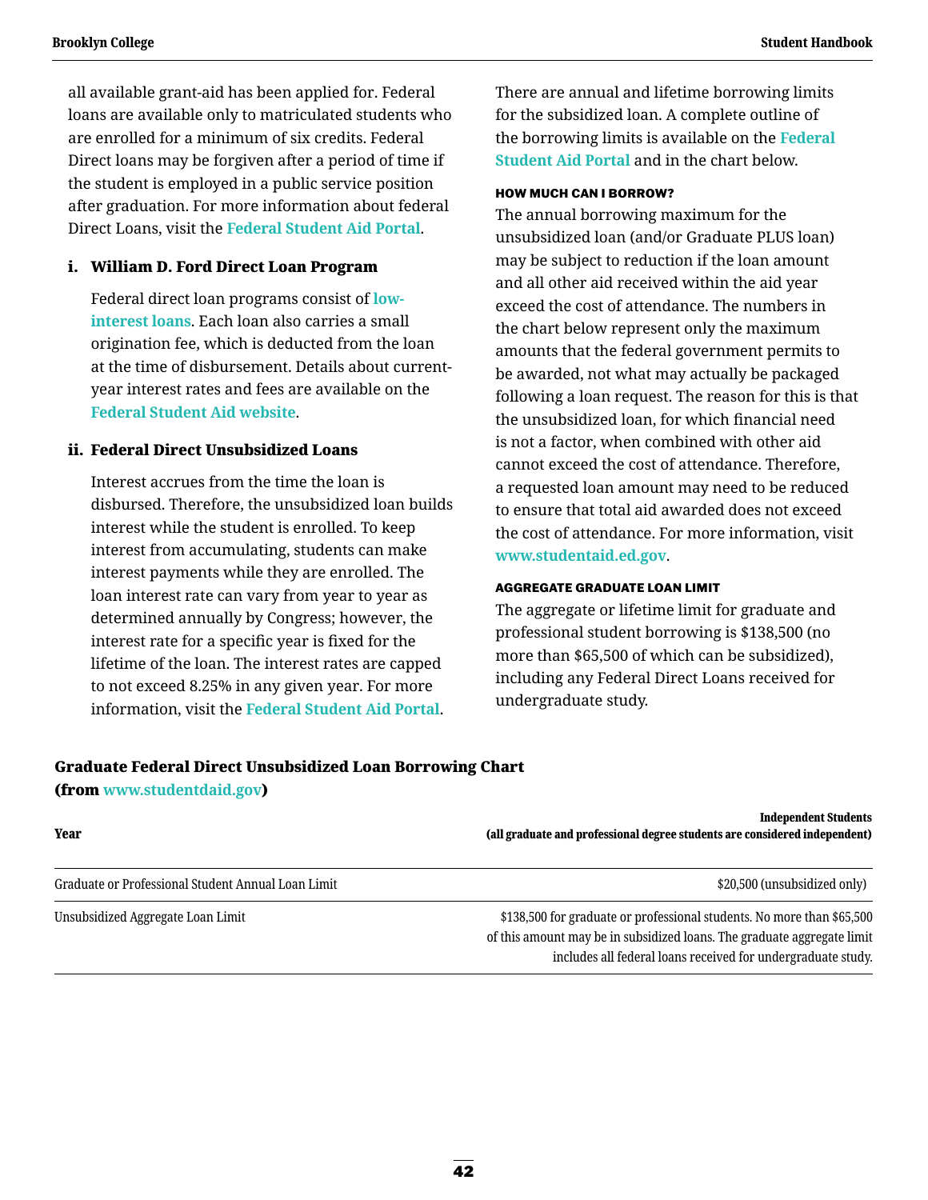all available grant-aid has been applied for. Federal loans are available only to matriculated students who are enrolled for a minimum of six credits. Federal Direct loans may be forgiven after a period of time if the student is employed in a public service position after graduation. For more information about federal Direct Loans, visit the **Federal Student Aid Portal**.

### i. William D. Ford Direct Loan Program

Federal direct loan programs consist of **low-interest loans**. Each loan also carries a small origination fee, which is deducted from the loan at the time of disbursement. Details about current-year interest rates and fees are available on the **Federal Student Aid website**.

### ii. Federal Direct Unsubsidized Loans

Interest accrues from the time the loan is disbursed. Therefore, the unsubsidized loan builds interest while the student is enrolled. To keep interest from accumulating, students can make interest payments while they are enrolled. The loan interest rate can vary from year to year as determined annually by Congress; however, the interest rate for a specific year is fixed for the lifetime of the loan. The interest rates are capped to not exceed 8.25% in any given year. For more information, visit the **Federal Student Aid Portal**.

There are annual and lifetime borrowing limits for the subsidized loan. A complete outline of the borrowing limits is available on the **Federal Student Aid Portal** and in the chart below.

#### HOW MUCH CAN I BORROW?

The annual borrowing maximum for the unsubsidized loan (and/or Graduate PLUS loan) may be subject to reduction if the loan amount and all other aid received within the aid year exceed the cost of attendance. The numbers in the chart below represent only the maximum amounts that the federal government permits to be awarded, not what may actually be packaged following a loan request. The reason for this is that the unsubsidized loan, for which financial need is not a factor, when combined with other aid cannot exceed the cost of attendance. Therefore, a requested loan amount may need to be reduced to ensure that total aid awarded does not exceed the cost of attendance. For more information, visit **www.studentaid.ed.gov**.

#### AGGREGATE GRADUATE LOAN LIMIT

The aggregate or lifetime limit for graduate and professional student borrowing is $138,500 (no more than $65,500 of which can be subsidized), including any Federal Direct Loans received for undergraduate study.

### Graduate Federal Direct Unsubsidized Loan Borrowing Chart (from www.studentdaid.gov)

| Year | Independent Students (all graduate and professional degree students are considered independent) |
|---|---|
| Graduate or Professional Student Annual Loan Limit | $20,500 (unsubsidized only) |
| Unsubsidized Aggregate Loan Limit | $138,500 for graduate or professional students. No more than $65,500 of this amount may be in subsidized loans. The graduate aggregate limit includes all federal loans received for undergraduate study. |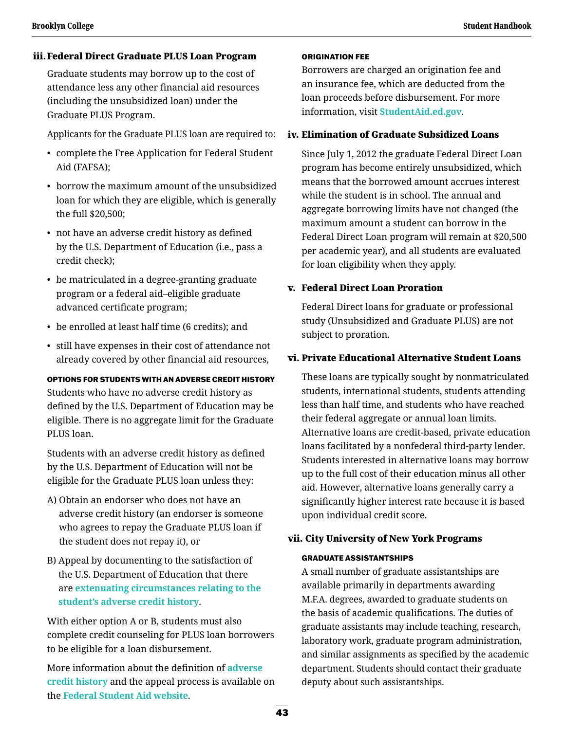### iii. Federal Direct Graduate PLUS Loan Program

Graduate students may borrow up to the cost of attendance less any other financial aid resources (including the unsubsidized loan) under the Graduate PLUS Program.

Applicants for the Graduate PLUS loan are required to:

- complete the Free Application for Federal Student Aid (FAFSA);
- borrow the maximum amount of the unsubsidized loan for which they are eligible, which is generally the full $20,500;
- not have an adverse credit history as defined by the U.S. Department of Education (i.e., pass a credit check);
- be matriculated in a degree-granting graduate program or a federal aid–eligible graduate advanced certificate program;
- be enrolled at least half time (6 credits); and
- still have expenses in their cost of attendance not already covered by other financial aid resources,

#### OPTIONS FOR STUDENTS WITH AN ADVERSE CREDIT HISTORY

Students who have no adverse credit history as defined by the U.S. Department of Education may be eligible. There is no aggregate limit for the Graduate PLUS loan.

Students with an adverse credit history as defined by the U.S. Department of Education will not be eligible for the Graduate PLUS loan unless they:

A) Obtain an endorser who does not have an adverse credit history (an endorser is someone who agrees to repay the Graduate PLUS loan if the student does not repay it), or

B) Appeal by documenting to the satisfaction of the U.S. Department of Education that there are **extenuating circumstances relating to the student's adverse credit history**.

With either option A or B, students must also complete credit counseling for PLUS loan borrowers to be eligible for a loan disbursement.

More information about the definition of **adverse credit history** and the appeal process is available on the **Federal Student Aid website**.

#### ORIGINATION FEE

Borrowers are charged an origination fee and an insurance fee, which are deducted from the loan proceeds before disbursement. For more information, visit **StudentAid.ed.gov**.

### iv. Elimination of Graduate Subsidized Loans

Since July 1, 2012 the graduate Federal Direct Loan program has become entirely unsubsidized, which means that the borrowed amount accrues interest while the student is in school. The annual and aggregate borrowing limits have not changed (the maximum amount a student can borrow in the Federal Direct Loan program will remain at $20,500 per academic year), and all students are evaluated for loan eligibility when they apply.

### v. Federal Direct Loan Proration

Federal Direct loans for graduate or professional study (Unsubsidized and Graduate PLUS) are not subject to proration.

### vi. Private Educational Alternative Student Loans

These loans are typically sought by nonmatriculated students, international students, students attending less than half time, and students who have reached their federal aggregate or annual loan limits. Alternative loans are credit-based, private education loans facilitated by a nonfederal third-party lender. Students interested in alternative loans may borrow up to the full cost of their education minus all other aid. However, alternative loans generally carry a significantly higher interest rate because it is based upon individual credit score.

### vii. City University of New York Programs

#### GRADUATE ASSISTANTSHIPS

A small number of graduate assistantships are available primarily in departments awarding M.F.A. degrees, awarded to graduate students on the basis of academic qualifications. The duties of graduate assistants may include teaching, research, laboratory work, graduate program administration, and similar assignments as specified by the academic department. Students should contact their graduate deputy about such assistantships.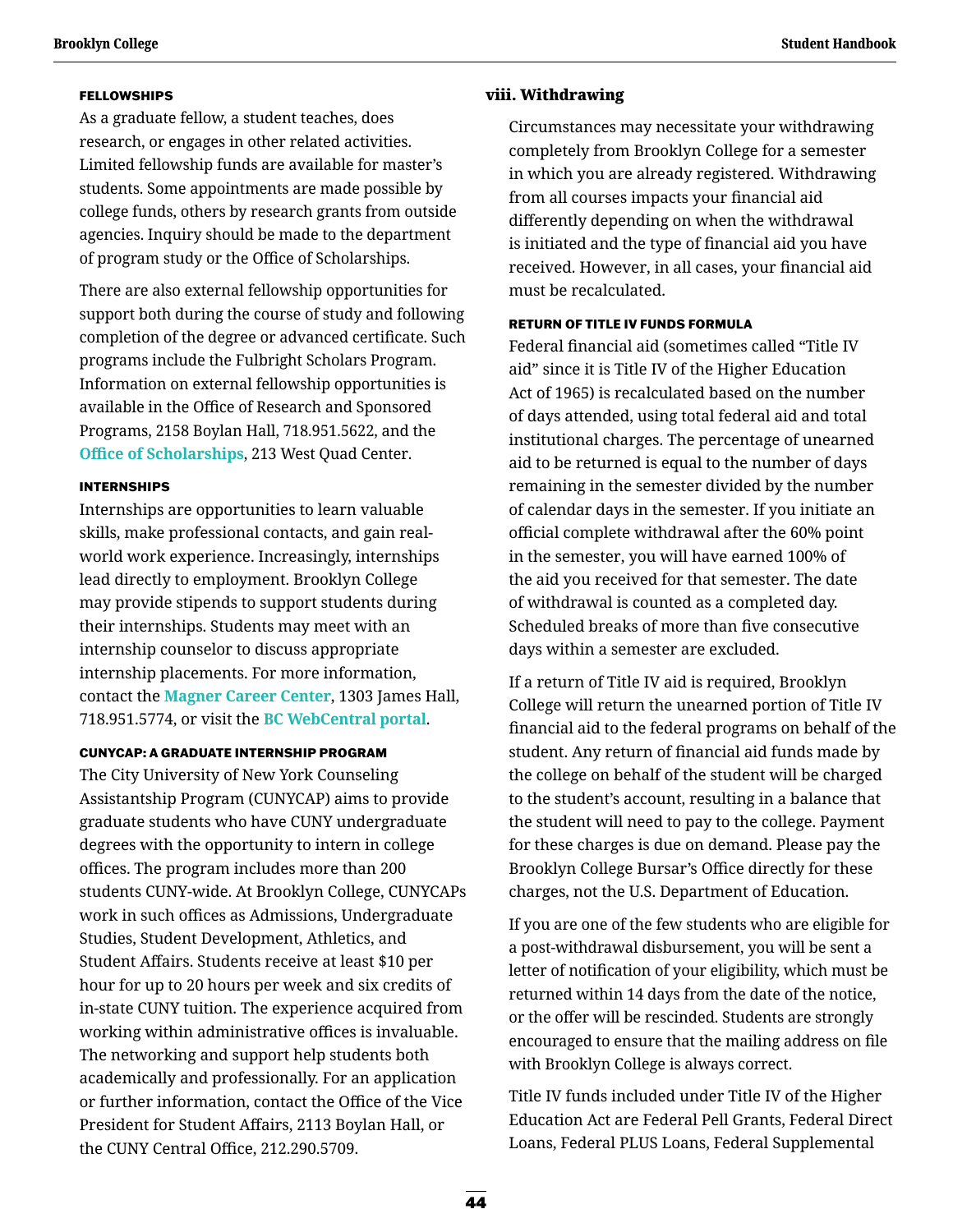#### FELLOWSHIPS

As a graduate fellow, a student teaches, does research, or engages in other related activities. Limited fellowship funds are available for master's students. Some appointments are made possible by college funds, others by research grants from outside agencies. Inquiry should be made to the department of program study or the Office of Scholarships.

There are also external fellowship opportunities for support both during the course of study and following completion of the degree or advanced certificate. Such programs include the Fulbright Scholars Program. Information on external fellowship opportunities is available in the Office of Research and Sponsored Programs, 2158 Boylan Hall, 718.951.5622, and the **Office of Scholarships**, 213 West Quad Center.

#### INTERNSHIPS

Internships are opportunities to learn valuable skills, make professional contacts, and gain real-world work experience. Increasingly, internships lead directly to employment. Brooklyn College may provide stipends to support students during their internships. Students may meet with an internship counselor to discuss appropriate internship placements. For more information, contact the **Magner Career Center**, 1303 James Hall, 718.951.5774, or visit the **BC WebCentral portal**.

#### CUNYCAP: A GRADUATE INTERNSHIP PROGRAM

The City University of New York Counseling Assistantship Program (CUNYCAP) aims to provide graduate students who have CUNY undergraduate degrees with the opportunity to intern in college offices. The program includes more than 200 students CUNY-wide. At Brooklyn College, CUNYCAPs work in such offices as Admissions, Undergraduate Studies, Student Development, Athletics, and Student Affairs. Students receive at least $10 per hour for up to 20 hours per week and six credits of in-state CUNY tuition. The experience acquired from working within administrative offices is invaluable. The networking and support help students both academically and professionally. For an application or further information, contact the Office of the Vice President for Student Affairs, 2113 Boylan Hall, or the CUNY Central Office, 212.290.5709.

### viii. Withdrawing

Circumstances may necessitate your withdrawing completely from Brooklyn College for a semester in which you are already registered. Withdrawing from all courses impacts your financial aid differently depending on when the withdrawal is initiated and the type of financial aid you have received. However, in all cases, your financial aid must be recalculated.

#### RETURN OF TITLE IV FUNDS FORMULA

Federal financial aid (sometimes called "Title IV aid" since it is Title IV of the Higher Education Act of 1965) is recalculated based on the number of days attended, using total federal aid and total institutional charges. The percentage of unearned aid to be returned is equal to the number of days remaining in the semester divided by the number of calendar days in the semester. If you initiate an official complete withdrawal after the 60% point in the semester, you will have earned 100% of the aid you received for that semester. The date of withdrawal is counted as a completed day. Scheduled breaks of more than five consecutive days within a semester are excluded.

If a return of Title IV aid is required, Brooklyn College will return the unearned portion of Title IV financial aid to the federal programs on behalf of the student. Any return of financial aid funds made by the college on behalf of the student will be charged to the student's account, resulting in a balance that the student will need to pay to the college. Payment for these charges is due on demand. Please pay the Brooklyn College Bursar's Office directly for these charges, not the U.S. Department of Education.

If you are one of the few students who are eligible for a post-withdrawal disbursement, you will be sent a letter of notification of your eligibility, which must be returned within 14 days from the date of the notice, or the offer will be rescinded. Students are strongly encouraged to ensure that the mailing address on file with Brooklyn College is always correct.

Title IV funds included under Title IV of the Higher Education Act are Federal Pell Grants, Federal Direct Loans, Federal PLUS Loans, Federal Supplemental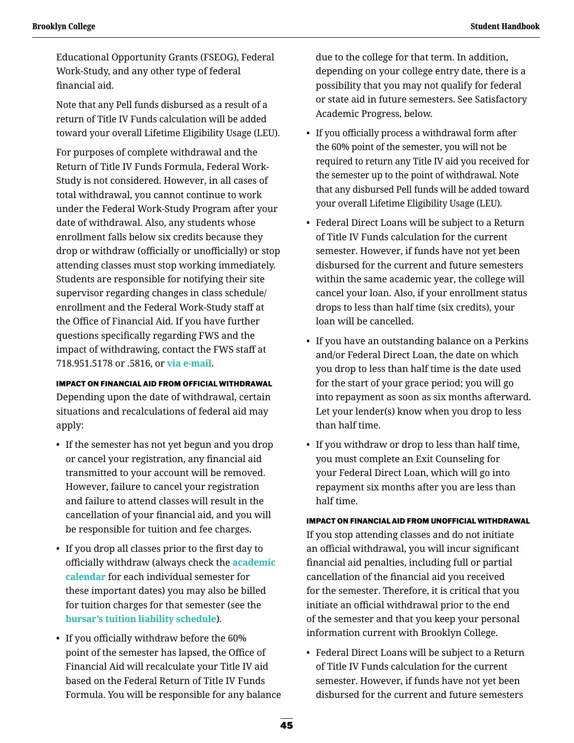Educational Opportunity Grants (FSEOG), Federal Work-Study, and any other type of federal financial aid.

Note that any Pell funds disbursed as a result of a return of Title IV Funds calculation will be added toward your overall Lifetime Eligibility Usage (LEU).

For purposes of complete withdrawal and the Return of Title IV Funds Formula, Federal Work-Study is not considered. However, in all cases of total withdrawal, you cannot continue to work under the Federal Work-Study Program after your date of withdrawal. Also, any students whose enrollment falls below six credits because they drop or withdraw (officially or unofficially) or stop attending classes must stop working immediately. Students are responsible for notifying their site supervisor regarding changes in class schedule/enrollment and the Federal Work-Study staff at the Office of Financial Aid. If you have further questions specifically regarding FWS and the impact of withdrawing, contact the FWS staff at 718.951.5178 or .5816, or via e-mail.

#### IMPACT ON FINANCIAL AID FROM OFFICIAL WITHDRAWAL

Depending upon the date of withdrawal, certain situations and recalculations of federal aid may apply:

- If the semester has not yet begun and you drop or cancel your registration, any financial aid transmitted to your account will be removed. However, failure to cancel your registration and failure to attend classes will result in the cancellation of your financial aid, and you will be responsible for tuition and fee charges.
- If you drop all classes prior to the first day to officially withdraw (always check the academic calendar for each individual semester for these important dates) you may also be billed for tuition charges for that semester (see the bursar's tuition liability schedule).
- If you officially withdraw before the 60% point of the semester has lapsed, the Office of Financial Aid will recalculate your Title IV aid based on the Federal Return of Title IV Funds Formula. You will be responsible for any balance due to the college for that term. In addition, depending on your college entry date, there is a possibility that you may not qualify for federal or state aid in future semesters. See Satisfactory Academic Progress, below.
- If you officially process a withdrawal form after the 60% point of the semester, you will not be required to return any Title IV aid you received for the semester up to the point of withdrawal. Note that any disbursed Pell funds will be added toward your overall Lifetime Eligibility Usage (LEU).
- Federal Direct Loans will be subject to a Return of Title IV Funds calculation for the current semester. However, if funds have not yet been disbursed for the current and future semesters within the same academic year, the college will cancel your loan. Also, if your enrollment status drops to less than half time (six credits), your loan will be cancelled.
- If you have an outstanding balance on a Perkins and/or Federal Direct Loan, the date on which you drop to less than half time is the date used for the start of your grace period; you will go into repayment as soon as six months afterward. Let your lender(s) know when you drop to less than half time.
- If you withdraw or drop to less than half time, you must complete an Exit Counseling for your Federal Direct Loan, which will go into repayment six months after you are less than half time.

#### IMPACT ON FINANCIAL AID FROM UNOFFICIAL WITHDRAWAL

If you stop attending classes and do not initiate an official withdrawal, you will incur significant financial aid penalties, including full or partial cancellation of the financial aid you received for the semester. Therefore, it is critical that you initiate an official withdrawal prior to the end of the semester and that you keep your personal information current with Brooklyn College.

- Federal Direct Loans will be subject to a Return of Title IV Funds calculation for the current semester. However, if funds have not yet been disbursed for the current and future semesters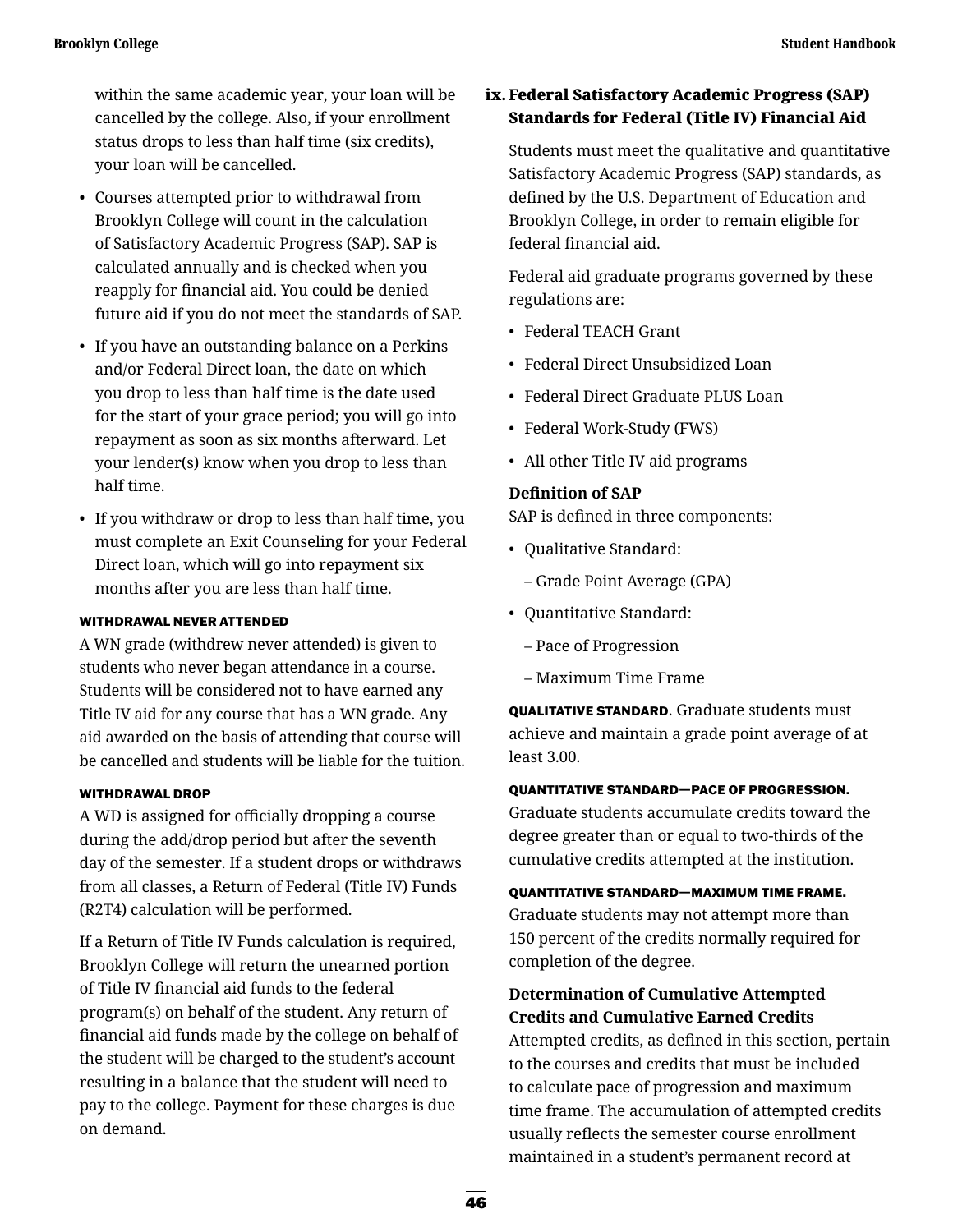within the same academic year, your loan will be cancelled by the college. Also, if your enrollment status drops to less than half time (six credits), your loan will be cancelled.

- Courses attempted prior to withdrawal from Brooklyn College will count in the calculation of Satisfactory Academic Progress (SAP). SAP is calculated annually and is checked when you reapply for financial aid. You could be denied future aid if you do not meet the standards of SAP.
- If you have an outstanding balance on a Perkins and/or Federal Direct loan, the date on which you drop to less than half time is the date used for the start of your grace period; you will go into repayment as soon as six months afterward. Let your lender(s) know when you drop to less than half time.
- If you withdraw or drop to less than half time, you must complete an Exit Counseling for your Federal Direct loan, which will go into repayment six months after you are less than half time.

#### WITHDRAWAL NEVER ATTENDED

A WN grade (withdrew never attended) is given to students who never began attendance in a course. Students will be considered not to have earned any Title IV aid for any course that has a WN grade. Any aid awarded on the basis of attending that course will be cancelled and students will be liable for the tuition.

#### WITHDRAWAL DROP

A WD is assigned for officially dropping a course during the add/drop period but after the seventh day of the semester. If a student drops or withdraws from all classes, a Return of Federal (Title IV) Funds (R2T4) calculation will be performed.

If a Return of Title IV Funds calculation is required, Brooklyn College will return the unearned portion of Title IV financial aid funds to the federal program(s) on behalf of the student. Any return of financial aid funds made by the college on behalf of the student will be charged to the student's account resulting in a balance that the student will need to pay to the college. Payment for these charges is due on demand.

### ix. Federal Satisfactory Academic Progress (SAP) Standards for Federal (Title IV) Financial Aid

Students must meet the qualitative and quantitative Satisfactory Academic Progress (SAP) standards, as defined by the U.S. Department of Education and Brooklyn College, in order to remain eligible for federal financial aid.

Federal aid graduate programs governed by these regulations are:

- Federal TEACH Grant
- Federal Direct Unsubsidized Loan
- Federal Direct Graduate PLUS Loan
- Federal Work-Study (FWS)
- All other Title IV aid programs

**Definition of SAP**
SAP is defined in three components:

- Qualitative Standard:
  – Grade Point Average (GPA)
- Quantitative Standard:
  – Pace of Progression
  – Maximum Time Frame

**QUALITATIVE STANDARD**. Graduate students must achieve and maintain a grade point average of at least 3.00.

**QUANTITATIVE STANDARD—PACE OF PROGRESSION.**
Graduate students accumulate credits toward the degree greater than or equal to two-thirds of the cumulative credits attempted at the institution.

**QUANTITATIVE STANDARD—MAXIMUM TIME FRAME.**
Graduate students may not attempt more than 150 percent of the credits normally required for completion of the degree.

**Determination of Cumulative Attempted Credits and Cumulative Earned Credits**
Attempted credits, as defined in this section, pertain to the courses and credits that must be included to calculate pace of progression and maximum time frame. The accumulation of attempted credits usually reflects the semester course enrollment maintained in a student's permanent record at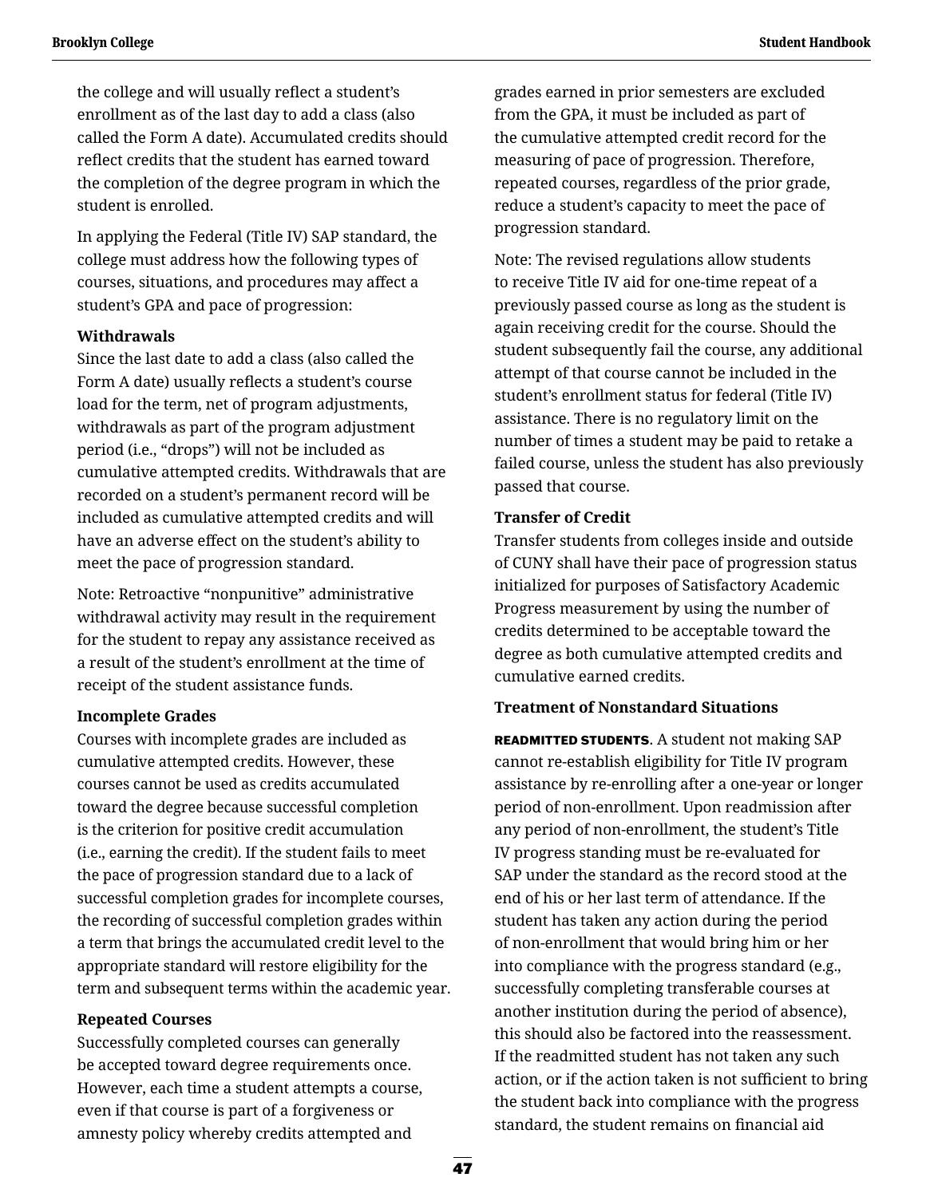the college and will usually reflect a student's enrollment as of the last day to add a class (also called the Form A date). Accumulated credits should reflect credits that the student has earned toward the completion of the degree program in which the student is enrolled.

In applying the Federal (Title IV) SAP standard, the college must address how the following types of courses, situations, and procedures may affect a student's GPA and pace of progression:

**Withdrawals**
Since the last date to add a class (also called the Form A date) usually reflects a student's course load for the term, net of program adjustments, withdrawals as part of the program adjustment period (i.e., "drops") will not be included as cumulative attempted credits. Withdrawals that are recorded on a student's permanent record will be included as cumulative attempted credits and will have an adverse effect on the student's ability to meet the pace of progression standard.

Note: Retroactive "nonpunitive" administrative withdrawal activity may result in the requirement for the student to repay any assistance received as a result of the student's enrollment at the time of receipt of the student assistance funds.

**Incomplete Grades**
Courses with incomplete grades are included as cumulative attempted credits. However, these courses cannot be used as credits accumulated toward the degree because successful completion is the criterion for positive credit accumulation (i.e., earning the credit). If the student fails to meet the pace of progression standard due to a lack of successful completion grades for incomplete courses, the recording of successful completion grades within a term that brings the accumulated credit level to the appropriate standard will restore eligibility for the term and subsequent terms within the academic year.

**Repeated Courses**
Successfully completed courses can generally be accepted toward degree requirements once. However, each time a student attempts a course, even if that course is part of a forgiveness or amnesty policy whereby credits attempted and grades earned in prior semesters are excluded from the GPA, it must be included as part of the cumulative attempted credit record for the measuring of pace of progression. Therefore, repeated courses, regardless of the prior grade, reduce a student's capacity to meet the pace of progression standard.

Note: The revised regulations allow students to receive Title IV aid for one-time repeat of a previously passed course as long as the student is again receiving credit for the course. Should the student subsequently fail the course, any additional attempt of that course cannot be included in the student's enrollment status for federal (Title IV) assistance. There is no regulatory limit on the number of times a student may be paid to retake a failed course, unless the student has also previously passed that course.

**Transfer of Credit**
Transfer students from colleges inside and outside of CUNY shall have their pace of progression status initialized for purposes of Satisfactory Academic Progress measurement by using the number of credits determined to be acceptable toward the degree as both cumulative attempted credits and cumulative earned credits.

**Treatment of Nonstandard Situations**

**READMITTED STUDENTS**. A student not making SAP cannot re-establish eligibility for Title IV program assistance by re-enrolling after a one-year or longer period of non-enrollment. Upon readmission after any period of non-enrollment, the student's Title IV progress standing must be re-evaluated for SAP under the standard as the record stood at the end of his or her last term of attendance. If the student has taken any action during the period of non-enrollment that would bring him or her into compliance with the progress standard (e.g., successfully completing transferable courses at another institution during the period of absence), this should also be factored into the reassessment. If the readmitted student has not taken any such action, or if the action taken is not sufficient to bring the student back into compliance with the progress standard, the student remains on financial aid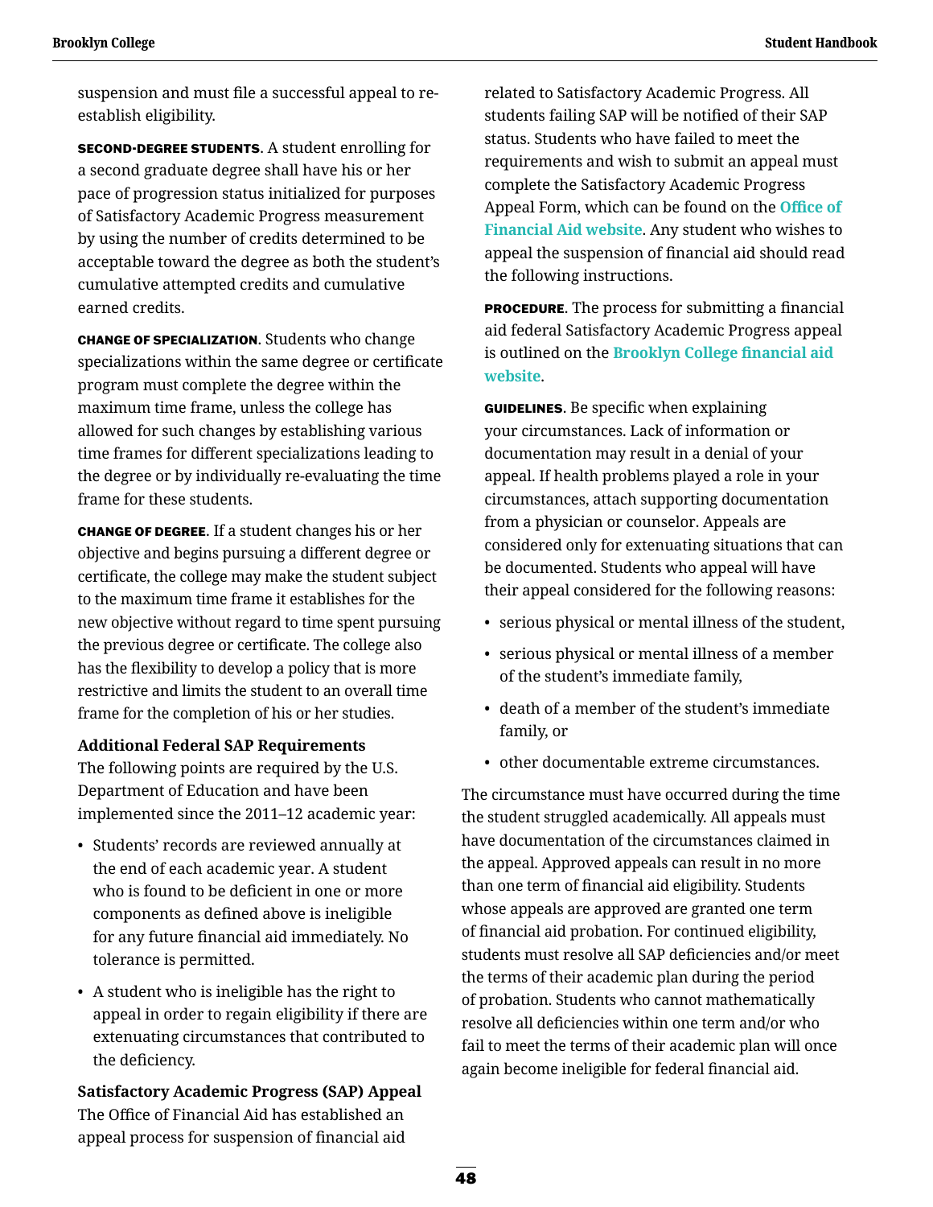suspension and must file a successful appeal to re-establish eligibility.

**SECOND-DEGREE STUDENTS**. A student enrolling for a second graduate degree shall have his or her pace of progression status initialized for purposes of Satisfactory Academic Progress measurement by using the number of credits determined to be acceptable toward the degree as both the student's cumulative attempted credits and cumulative earned credits.

**CHANGE OF SPECIALIZATION**. Students who change specializations within the same degree or certificate program must complete the degree within the maximum time frame, unless the college has allowed for such changes by establishing various time frames for different specializations leading to the degree or by individually re-evaluating the time frame for these students.

**CHANGE OF DEGREE**. If a student changes his or her objective and begins pursuing a different degree or certificate, the college may make the student subject to the maximum time frame it establishes for the new objective without regard to time spent pursuing the previous degree or certificate. The college also has the flexibility to develop a policy that is more restrictive and limits the student to an overall time frame for the completion of his or her studies.

### Additional Federal SAP Requirements

The following points are required by the U.S. Department of Education and have been implemented since the 2011–12 academic year:

- Students' records are reviewed annually at the end of each academic year. A student who is found to be deficient in one or more components as defined above is ineligible for any future financial aid immediately. No tolerance is permitted.
- A student who is ineligible has the right to appeal in order to regain eligibility if there are extenuating circumstances that contributed to the deficiency.

### Satisfactory Academic Progress (SAP) Appeal

The Office of Financial Aid has established an appeal process for suspension of financial aid related to Satisfactory Academic Progress. All students failing SAP will be notified of their SAP status. Students who have failed to meet the requirements and wish to submit an appeal must complete the Satisfactory Academic Progress Appeal Form, which can be found on the **Office of Financial Aid website**. Any student who wishes to appeal the suspension of financial aid should read the following instructions.

**PROCEDURE**. The process for submitting a financial aid federal Satisfactory Academic Progress appeal is outlined on the **Brooklyn College financial aid website**.

**GUIDELINES**. Be specific when explaining your circumstances. Lack of information or documentation may result in a denial of your appeal. If health problems played a role in your circumstances, attach supporting documentation from a physician or counselor. Appeals are considered only for extenuating situations that can be documented. Students who appeal will have their appeal considered for the following reasons:

- serious physical or mental illness of the student,
- serious physical or mental illness of a member of the student's immediate family,
- death of a member of the student's immediate family, or
- other documentable extreme circumstances.

The circumstance must have occurred during the time the student struggled academically. All appeals must have documentation of the circumstances claimed in the appeal. Approved appeals can result in no more than one term of financial aid eligibility. Students whose appeals are approved are granted one term of financial aid probation. For continued eligibility, students must resolve all SAP deficiencies and/or meet the terms of their academic plan during the period of probation. Students who cannot mathematically resolve all deficiencies within one term and/or who fail to meet the terms of their academic plan will once again become ineligible for federal financial aid.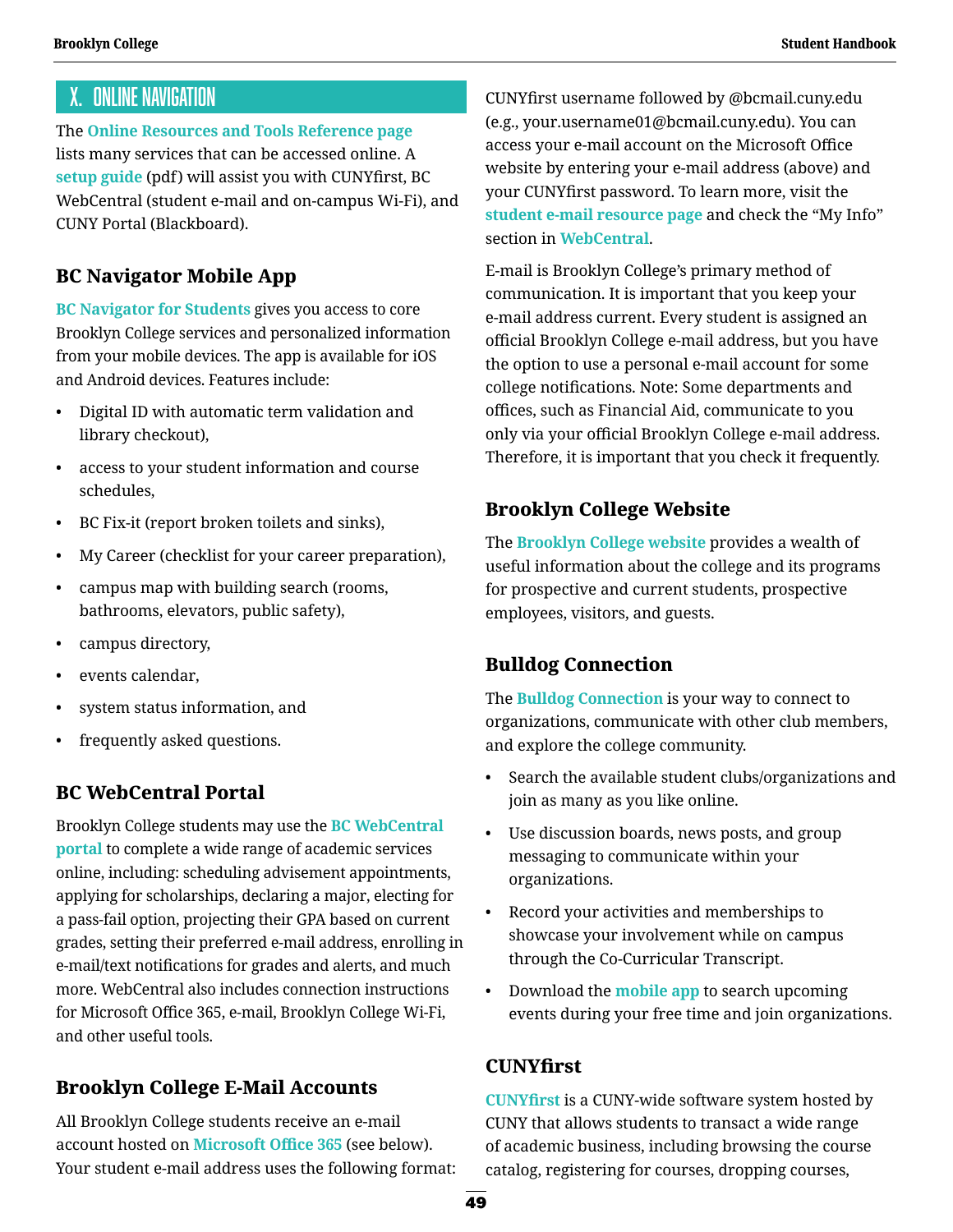## X. Online Navigation

The **Online Resources and Tools Reference page** lists many services that can be accessed online. A **setup guide** (pdf) will assist you with CUNYfirst, BC WebCentral (student e-mail and on-campus Wi-Fi), and CUNY Portal (Blackboard).

### BC Navigator Mobile App

**BC Navigator for Students** gives you access to core Brooklyn College services and personalized information from your mobile devices. The app is available for iOS and Android devices. Features include:

- Digital ID with automatic term validation and library checkout),
- access to your student information and course schedules,
- BC Fix-it (report broken toilets and sinks),
- My Career (checklist for your career preparation),
- campus map with building search (rooms, bathrooms, elevators, public safety),
- campus directory,
- events calendar,
- system status information, and
- frequently asked questions.

### BC WebCentral Portal

Brooklyn College students may use the **BC WebCentral portal** to complete a wide range of academic services online, including: scheduling advisement appointments, applying for scholarships, declaring a major, electing for a pass-fail option, projecting their GPA based on current grades, setting their preferred e-mail address, enrolling in e-mail/text notifications for grades and alerts, and much more. WebCentral also includes connection instructions for Microsoft Office 365, e-mail, Brooklyn College Wi-Fi, and other useful tools.

### Brooklyn College E-Mail Accounts

All Brooklyn College students receive an e-mail account hosted on **Microsoft Office 365** (see below). Your student e-mail address uses the following format: CUNYfirst username followed by @bcmail.cuny.edu (e.g., your.username01@bcmail.cuny.edu). You can access your e-mail account on the Microsoft Office website by entering your e-mail address (above) and your CUNYfirst password. To learn more, visit the **student e-mail resource page** and check the "My Info" section in **WebCentral**.

E-mail is Brooklyn College's primary method of communication. It is important that you keep your e-mail address current. Every student is assigned an official Brooklyn College e-mail address, but you have the option to use a personal e-mail account for some college notifications. Note: Some departments and offices, such as Financial Aid, communicate to you only via your official Brooklyn College e-mail address. Therefore, it is important that you check it frequently.

### Brooklyn College Website

The **Brooklyn College website** provides a wealth of useful information about the college and its programs for prospective and current students, prospective employees, visitors, and guests.

### Bulldog Connection

The **Bulldog Connection** is your way to connect to organizations, communicate with other club members, and explore the college community.

- Search the available student clubs/organizations and join as many as you like online.
- Use discussion boards, news posts, and group messaging to communicate within your organizations.
- Record your activities and memberships to showcase your involvement while on campus through the Co-Curricular Transcript.
- Download the **mobile app** to search upcoming events during your free time and join organizations.

### CUNYfirst

**CUNYfirst** is a CUNY-wide software system hosted by CUNY that allows students to transact a wide range of academic business, including browsing the course catalog, registering for courses, dropping courses,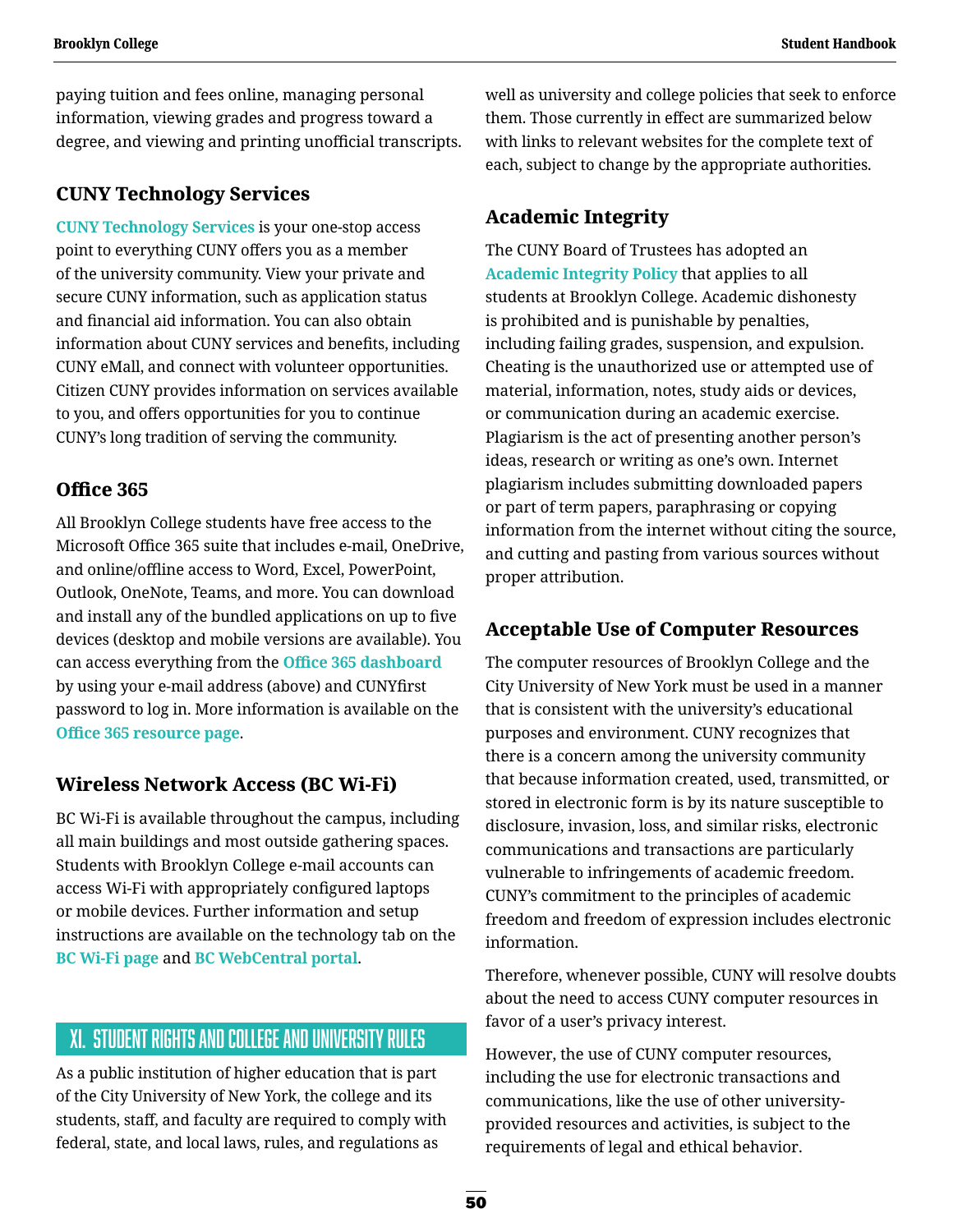paying tuition and fees online, managing personal information, viewing grades and progress toward a degree, and viewing and printing unofficial transcripts.

### CUNY Technology Services

**CUNY Technology Services** is your one-stop access point to everything CUNY offers you as a member of the university community. View your private and secure CUNY information, such as application status and financial aid information. You can also obtain information about CUNY services and benefits, including CUNY eMall, and connect with volunteer opportunities. Citizen CUNY provides information on services available to you, and offers opportunities for you to continue CUNY's long tradition of serving the community.

### Office 365

All Brooklyn College students have free access to the Microsoft Office 365 suite that includes e-mail, OneDrive, and online/offline access to Word, Excel, PowerPoint, Outlook, OneNote, Teams, and more. You can download and install any of the bundled applications on up to five devices (desktop and mobile versions are available). You can access everything from the **Office 365 dashboard** by using your e-mail address (above) and CUNYfirst password to log in. More information is available on the **Office 365 resource page**.

### Wireless Network Access (BC Wi-Fi)

BC Wi-Fi is available throughout the campus, including all main buildings and most outside gathering spaces. Students with Brooklyn College e-mail accounts can access Wi-Fi with appropriately configured laptops or mobile devices. Further information and setup instructions are available on the technology tab on the **BC Wi-Fi page** and **BC WebCentral portal**.

## XI. STUDENT RIGHTS AND COLLEGE AND UNIVERSITY RULES

As a public institution of higher education that is part of the City University of New York, the college and its students, staff, and faculty are required to comply with federal, state, and local laws, rules, and regulations as well as university and college policies that seek to enforce them. Those currently in effect are summarized below with links to relevant websites for the complete text of each, subject to change by the appropriate authorities.

### Academic Integrity

The CUNY Board of Trustees has adopted an **Academic Integrity Policy** that applies to all students at Brooklyn College. Academic dishonesty is prohibited and is punishable by penalties, including failing grades, suspension, and expulsion. Cheating is the unauthorized use or attempted use of material, information, notes, study aids or devices, or communication during an academic exercise. Plagiarism is the act of presenting another person's ideas, research or writing as one's own. Internet plagiarism includes submitting downloaded papers or part of term papers, paraphrasing or copying information from the internet without citing the source, and cutting and pasting from various sources without proper attribution.

### Acceptable Use of Computer Resources

The computer resources of Brooklyn College and the City University of New York must be used in a manner that is consistent with the university's educational purposes and environment. CUNY recognizes that there is a concern among the university community that because information created, used, transmitted, or stored in electronic form is by its nature susceptible to disclosure, invasion, loss, and similar risks, electronic communications and transactions are particularly vulnerable to infringements of academic freedom. CUNY's commitment to the principles of academic freedom and freedom of expression includes electronic information.

Therefore, whenever possible, CUNY will resolve doubts about the need to access CUNY computer resources in favor of a user's privacy interest.

However, the use of CUNY computer resources, including the use for electronic transactions and communications, like the use of other university-provided resources and activities, is subject to the requirements of legal and ethical behavior.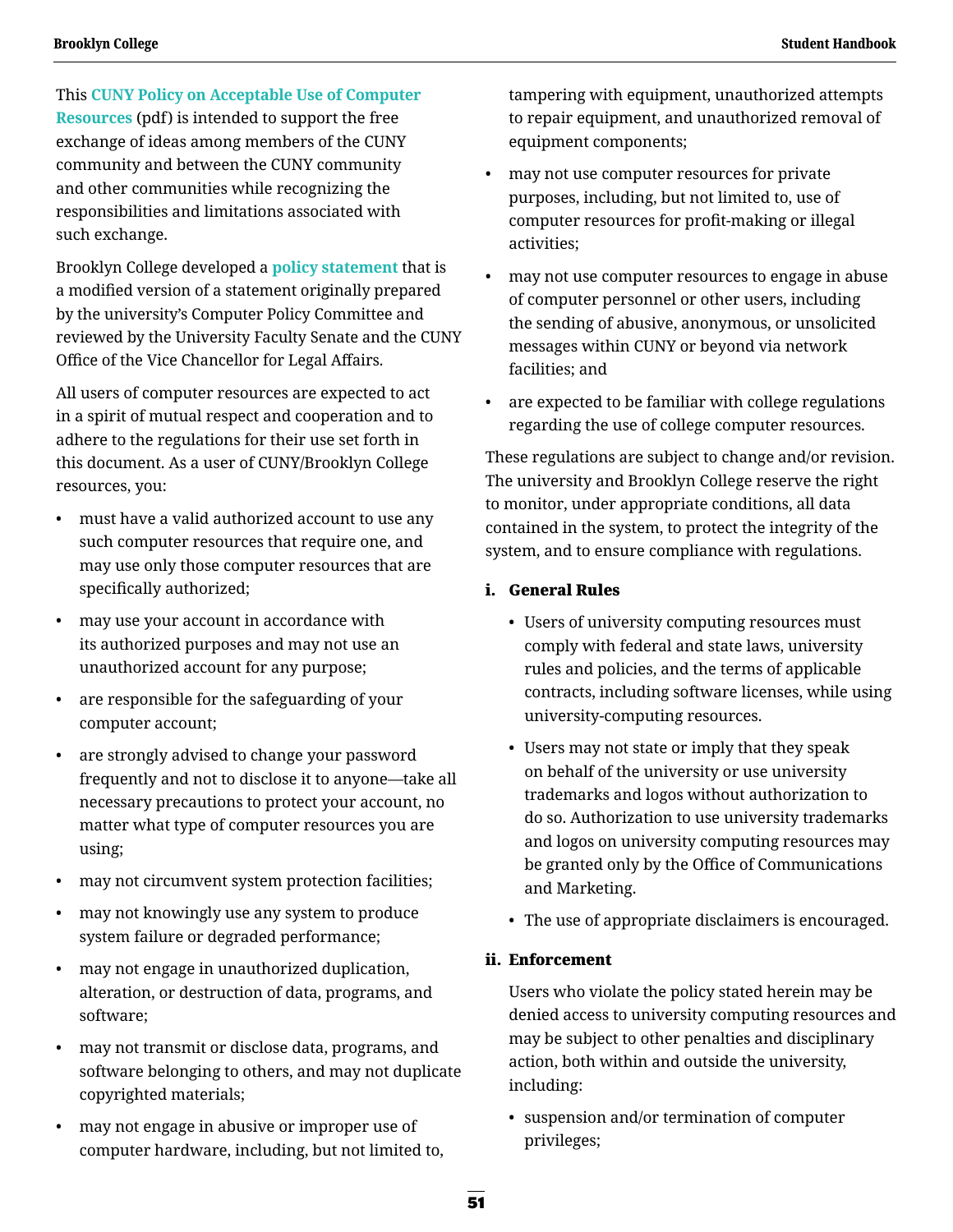This **CUNY Policy on Acceptable Use of Computer Resources** (pdf) is intended to support the free exchange of ideas among members of the CUNY community and between the CUNY community and other communities while recognizing the responsibilities and limitations associated with such exchange.

Brooklyn College developed a **policy statement** that is a modified version of a statement originally prepared by the university's Computer Policy Committee and reviewed by the University Faculty Senate and the CUNY Office of the Vice Chancellor for Legal Affairs.

All users of computer resources are expected to act in a spirit of mutual respect and cooperation and to adhere to the regulations for their use set forth in this document. As a user of CUNY/Brooklyn College resources, you:

- must have a valid authorized account to use any such computer resources that require one, and may use only those computer resources that are specifically authorized;
- may use your account in accordance with its authorized purposes and may not use an unauthorized account for any purpose;
- are responsible for the safeguarding of your computer account;
- are strongly advised to change your password frequently and not to disclose it to anyone—take all necessary precautions to protect your account, no matter what type of computer resources you are using;
- may not circumvent system protection facilities;
- may not knowingly use any system to produce system failure or degraded performance;
- may not engage in unauthorized duplication, alteration, or destruction of data, programs, and software;
- may not transmit or disclose data, programs, and software belonging to others, and may not duplicate copyrighted materials;
- may not engage in abusive or improper use of computer hardware, including, but not limited to, tampering with equipment, unauthorized attempts to repair equipment, and unauthorized removal of equipment components;
- may not use computer resources for private purposes, including, but not limited to, use of computer resources for profit-making or illegal activities;
- may not use computer resources to engage in abuse of computer personnel or other users, including the sending of abusive, anonymous, or unsolicited messages within CUNY or beyond via network facilities; and
- are expected to be familiar with college regulations regarding the use of college computer resources.

These regulations are subject to change and/or revision. The university and Brooklyn College reserve the right to monitor, under appropriate conditions, all data contained in the system, to protect the integrity of the system, and to ensure compliance with regulations.

### i. General Rules

- Users of university computing resources must comply with federal and state laws, university rules and policies, and the terms of applicable contracts, including software licenses, while using university-computing resources.
- Users may not state or imply that they speak on behalf of the university or use university trademarks and logos without authorization to do so. Authorization to use university trademarks and logos on university computing resources may be granted only by the Office of Communications and Marketing.
- The use of appropriate disclaimers is encouraged.

### ii. Enforcement

Users who violate the policy stated herein may be denied access to university computing resources and may be subject to other penalties and disciplinary action, both within and outside the university, including:

- suspension and/or termination of computer privileges;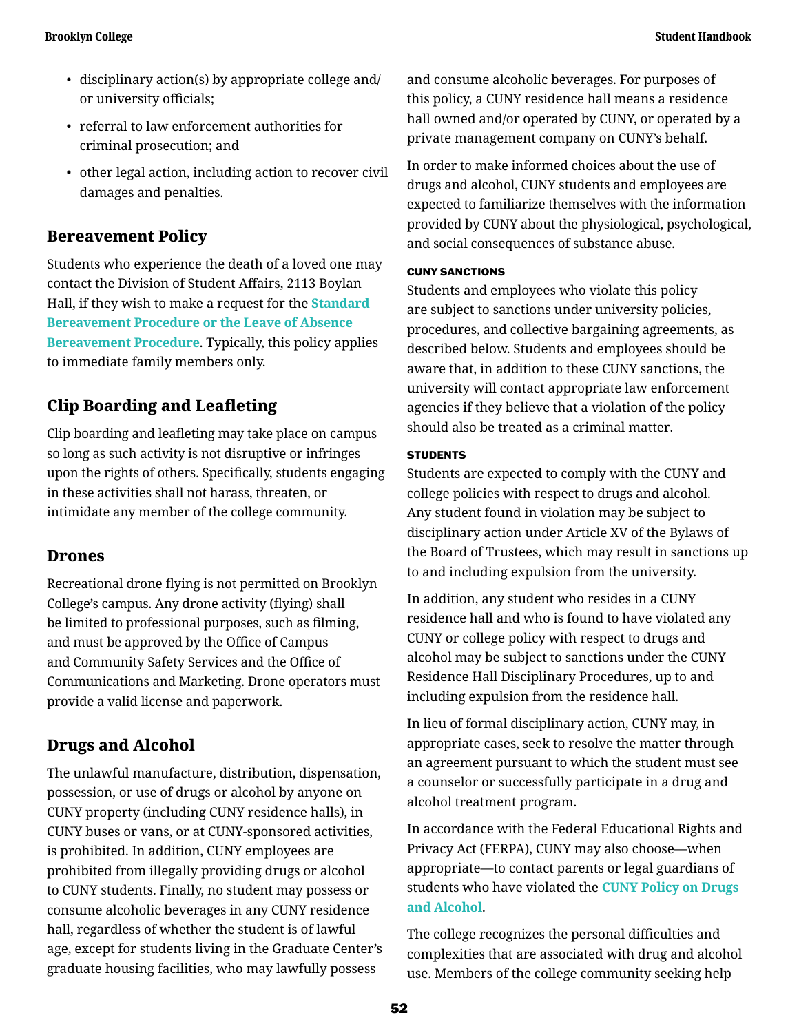- disciplinary action(s) by appropriate college and/or university officials;
- referral to law enforcement authorities for criminal prosecution; and
- other legal action, including action to recover civil damages and penalties.

## Bereavement Policy

Students who experience the death of a loved one may contact the Division of Student Affairs, 2113 Boylan Hall, if they wish to make a request for the **Standard Bereavement Procedure or the Leave of Absence Bereavement Procedure**. Typically, this policy applies to immediate family members only.

## Clip Boarding and Leafleting

Clip boarding and leafleting may take place on campus so long as such activity is not disruptive or infringes upon the rights of others. Specifically, students engaging in these activities shall not harass, threaten, or intimidate any member of the college community.

## Drones

Recreational drone flying is not permitted on Brooklyn College's campus. Any drone activity (flying) shall be limited to professional purposes, such as filming, and must be approved by the Office of Campus and Community Safety Services and the Office of Communications and Marketing. Drone operators must provide a valid license and paperwork.

## Drugs and Alcohol

The unlawful manufacture, distribution, dispensation, possession, or use of drugs or alcohol by anyone on CUNY property (including CUNY residence halls), in CUNY buses or vans, or at CUNY-sponsored activities, is prohibited. In addition, CUNY employees are prohibited from illegally providing drugs or alcohol to CUNY students. Finally, no student may possess or consume alcoholic beverages in any CUNY residence hall, regardless of whether the student is of lawful age, except for students living in the Graduate Center's graduate housing facilities, who may lawfully possess and consume alcoholic beverages. For purposes of this policy, a CUNY residence hall means a residence hall owned and/or operated by CUNY, or operated by a private management company on CUNY's behalf.

In order to make informed choices about the use of drugs and alcohol, CUNY students and employees are expected to familiarize themselves with the information provided by CUNY about the physiological, psychological, and social consequences of substance abuse.

#### CUNY SANCTIONS

Students and employees who violate this policy are subject to sanctions under university policies, procedures, and collective bargaining agreements, as described below. Students and employees should be aware that, in addition to these CUNY sanctions, the university will contact appropriate law enforcement agencies if they believe that a violation of the policy should also be treated as a criminal matter.

#### STUDENTS

Students are expected to comply with the CUNY and college policies with respect to drugs and alcohol. Any student found in violation may be subject to disciplinary action under Article XV of the Bylaws of the Board of Trustees, which may result in sanctions up to and including expulsion from the university.

In addition, any student who resides in a CUNY residence hall and who is found to have violated any CUNY or college policy with respect to drugs and alcohol may be subject to sanctions under the CUNY Residence Hall Disciplinary Procedures, up to and including expulsion from the residence hall.

In lieu of formal disciplinary action, CUNY may, in appropriate cases, seek to resolve the matter through an agreement pursuant to which the student must see a counselor or successfully participate in a drug and alcohol treatment program.

In accordance with the Federal Educational Rights and Privacy Act (FERPA), CUNY may also choose—when appropriate—to contact parents or legal guardians of students who have violated the **CUNY Policy on Drugs and Alcohol**.

The college recognizes the personal difficulties and complexities that are associated with drug and alcohol use. Members of the college community seeking help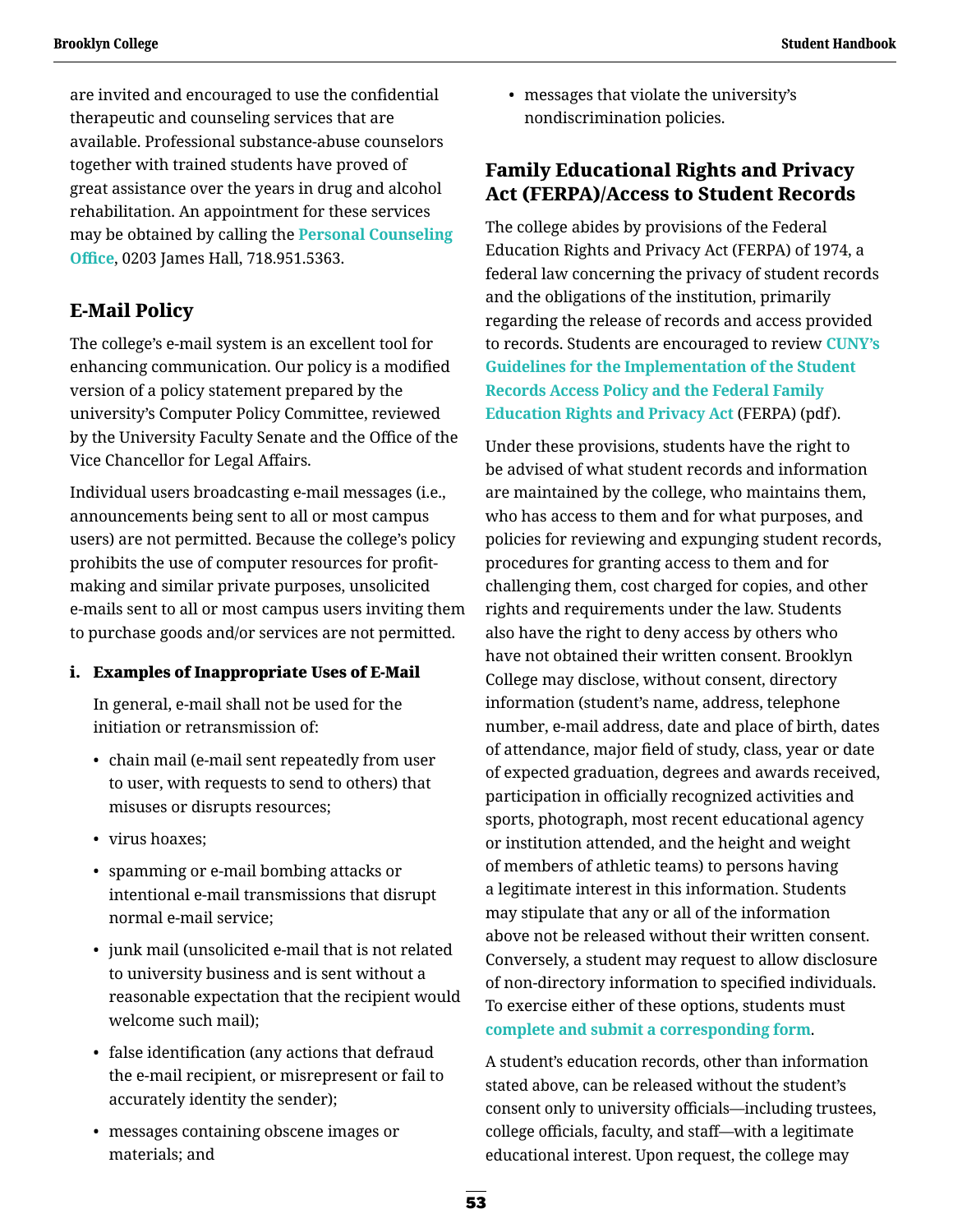are invited and encouraged to use the confidential therapeutic and counseling services that are available. Professional substance-abuse counselors together with trained students have proved of great assistance over the years in drug and alcohol rehabilitation. An appointment for these services may be obtained by calling the **Personal Counseling Office**, 0203 James Hall, 718.951.5363.

## E-Mail Policy

The college's e-mail system is an excellent tool for enhancing communication. Our policy is a modified version of a policy statement prepared by the university's Computer Policy Committee, reviewed by the University Faculty Senate and the Office of the Vice Chancellor for Legal Affairs.

Individual users broadcasting e-mail messages (i.e., announcements being sent to all or most campus users) are not permitted. Because the college's policy prohibits the use of computer resources for profit-making and similar private purposes, unsolicited e-mails sent to all or most campus users inviting them to purchase goods and/or services are not permitted.

### i. Examples of Inappropriate Uses of E-Mail

In general, e-mail shall not be used for the initiation or retransmission of:

- chain mail (e-mail sent repeatedly from user to user, with requests to send to others) that misuses or disrupts resources;
- virus hoaxes;
- spamming or e-mail bombing attacks or intentional e-mail transmissions that disrupt normal e-mail service;
- junk mail (unsolicited e-mail that is not related to university business and is sent without a reasonable expectation that the recipient would welcome such mail);
- false identification (any actions that defraud the e-mail recipient, or misrepresent or fail to accurately identity the sender);
- messages containing obscene images or materials; and
- messages that violate the university's nondiscrimination policies.

## Family Educational Rights and Privacy Act (FERPA)/Access to Student Records

The college abides by provisions of the Federal Education Rights and Privacy Act (FERPA) of 1974, a federal law concerning the privacy of student records and the obligations of the institution, primarily regarding the release of records and access provided to records. Students are encouraged to review **CUNY's Guidelines for the Implementation of the Student Records Access Policy and the Federal Family Education Rights and Privacy Act** (FERPA) (pdf).

Under these provisions, students have the right to be advised of what student records and information are maintained by the college, who maintains them, who has access to them and for what purposes, and policies for reviewing and expunging student records, procedures for granting access to them and for challenging them, cost charged for copies, and other rights and requirements under the law. Students also have the right to deny access by others who have not obtained their written consent. Brooklyn College may disclose, without consent, directory information (student's name, address, telephone number, e-mail address, date and place of birth, dates of attendance, major field of study, class, year or date of expected graduation, degrees and awards received, participation in officially recognized activities and sports, photograph, most recent educational agency or institution attended, and the height and weight of members of athletic teams) to persons having a legitimate interest in this information. Students may stipulate that any or all of the information above not be released without their written consent. Conversely, a student may request to allow disclosure of non-directory information to specified individuals. To exercise either of these options, students must **complete and submit a corresponding form**.

A student's education records, other than information stated above, can be released without the student's consent only to university officials—including trustees, college officials, faculty, and staff—with a legitimate educational interest. Upon request, the college may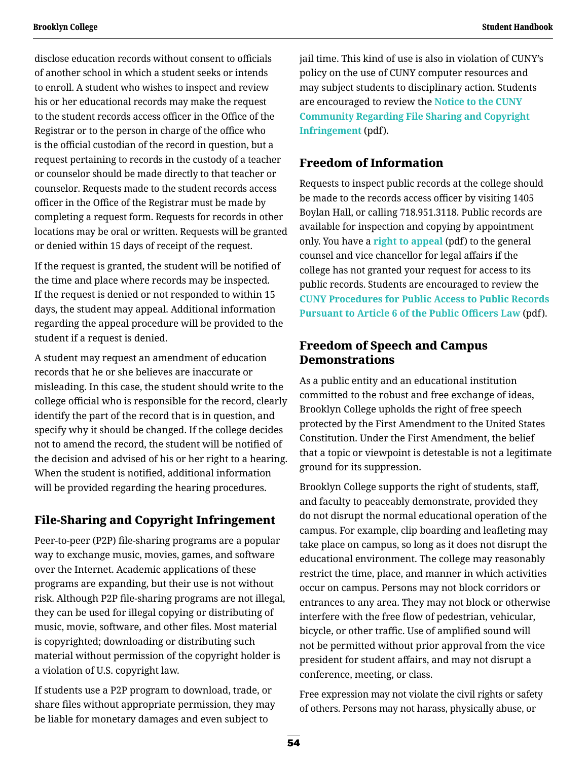disclose education records without consent to officials of another school in which a student seeks or intends to enroll. A student who wishes to inspect and review his or her educational records may make the request to the student records access officer in the Office of the Registrar or to the person in charge of the office who is the official custodian of the record in question, but a request pertaining to records in the custody of a teacher or counselor should be made directly to that teacher or counselor. Requests made to the student records access officer in the Office of the Registrar must be made by completing a request form. Requests for records in other locations may be oral or written. Requests will be granted or denied within 15 days of receipt of the request.

If the request is granted, the student will be notified of the time and place where records may be inspected. If the request is denied or not responded to within 15 days, the student may appeal. Additional information regarding the appeal procedure will be provided to the student if a request is denied.

A student may request an amendment of education records that he or she believes are inaccurate or misleading. In this case, the student should write to the college official who is responsible for the record, clearly identify the part of the record that is in question, and specify why it should be changed. If the college decides not to amend the record, the student will be notified of the decision and advised of his or her right to a hearing. When the student is notified, additional information will be provided regarding the hearing procedures.

## File-Sharing and Copyright Infringement

Peer-to-peer (P2P) file-sharing programs are a popular way to exchange music, movies, games, and software over the Internet. Academic applications of these programs are expanding, but their use is not without risk. Although P2P file-sharing programs are not illegal, they can be used for illegal copying or distributing of music, movie, software, and other files. Most material is copyrighted; downloading or distributing such material without permission of the copyright holder is a violation of U.S. copyright law.

If students use a P2P program to download, trade, or share files without appropriate permission, they may be liable for monetary damages and even subject to jail time. This kind of use is also in violation of CUNY's policy on the use of CUNY computer resources and may subject students to disciplinary action. Students are encouraged to review the **Notice to the CUNY Community Regarding File Sharing and Copyright Infringement** (pdf).

## Freedom of Information

Requests to inspect public records at the college should be made to the records access officer by visiting 1405 Boylan Hall, or calling 718.951.3118. Public records are available for inspection and copying by appointment only. You have a **right to appeal** (pdf) to the general counsel and vice chancellor for legal affairs if the college has not granted your request for access to its public records. Students are encouraged to review the **CUNY Procedures for Public Access to Public Records Pursuant to Article 6 of the Public Officers Law** (pdf).

## Freedom of Speech and Campus Demonstrations

As a public entity and an educational institution committed to the robust and free exchange of ideas, Brooklyn College upholds the right of free speech protected by the First Amendment to the United States Constitution. Under the First Amendment, the belief that a topic or viewpoint is detestable is not a legitimate ground for its suppression.

Brooklyn College supports the right of students, staff, and faculty to peaceably demonstrate, provided they do not disrupt the normal educational operation of the campus. For example, clip boarding and leafleting may take place on campus, so long as it does not disrupt the educational environment. The college may reasonably restrict the time, place, and manner in which activities occur on campus. Persons may not block corridors or entrances to any area. They may not block or otherwise interfere with the free flow of pedestrian, vehicular, bicycle, or other traffic. Use of amplified sound will not be permitted without prior approval from the vice president for student affairs, and may not disrupt a conference, meeting, or class.

Free expression may not violate the civil rights or safety of others. Persons may not harass, physically abuse, or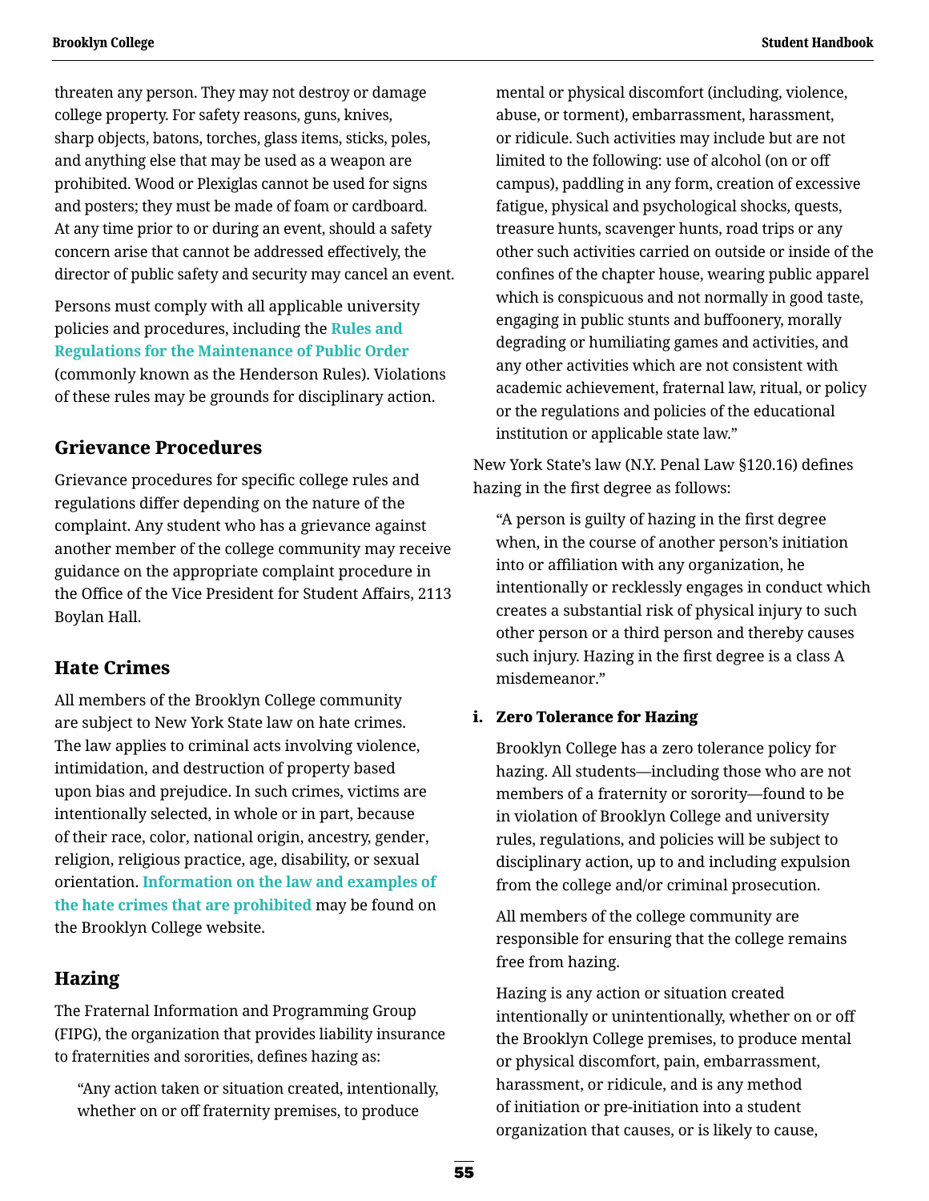threaten any person. They may not destroy or damage college property. For safety reasons, guns, knives, sharp objects, batons, torches, glass items, sticks, poles, and anything else that may be used as a weapon are prohibited. Wood or Plexiglas cannot be used for signs and posters; they must be made of foam or cardboard. At any time prior to or during an event, should a safety concern arise that cannot be addressed effectively, the director of public safety and security may cancel an event.

Persons must comply with all applicable university policies and procedures, including the **Rules and Regulations for the Maintenance of Public Order** (commonly known as the Henderson Rules). Violations of these rules may be grounds for disciplinary action.

## Grievance Procedures

Grievance procedures for specific college rules and regulations differ depending on the nature of the complaint. Any student who has a grievance against another member of the college community may receive guidance on the appropriate complaint procedure in the Office of the Vice President for Student Affairs, 2113 Boylan Hall.

## Hate Crimes

All members of the Brooklyn College community are subject to New York State law on hate crimes. The law applies to criminal acts involving violence, intimidation, and destruction of property based upon bias and prejudice. In such crimes, victims are intentionally selected, in whole or in part, because of their race, color, national origin, ancestry, gender, religion, religious practice, age, disability, or sexual orientation. **Information on the law and examples of the hate crimes that are prohibited** may be found on the Brooklyn College website.

## Hazing

The Fraternal Information and Programming Group (FIPG), the organization that provides liability insurance to fraternities and sororities, defines hazing as:

> “Any action taken or situation created, intentionally, whether on or off fraternity premises, to produce mental or physical discomfort (including, violence, abuse, or torment), embarrassment, harassment, or ridicule. Such activities may include but are not limited to the following: use of alcohol (on or off campus), paddling in any form, creation of excessive fatigue, physical and psychological shocks, quests, treasure hunts, scavenger hunts, road trips or any other such activities carried on outside or inside of the confines of the chapter house, wearing public apparel which is conspicuous and not normally in good taste, engaging in public stunts and buffoonery, morally degrading or humiliating games and activities, and any other activities which are not consistent with academic achievement, fraternal law, ritual, or policy or the regulations and policies of the educational institution or applicable state law.”

New York State’s law (N.Y. Penal Law §120.16) defines hazing in the first degree as follows:

> “A person is guilty of hazing in the first degree when, in the course of another person’s initiation into or affiliation with any organization, he intentionally or recklessly engages in conduct which creates a substantial risk of physical injury to such other person or a third person and thereby causes such injury. Hazing in the first degree is a class A misdemeanor.”

### i. Zero Tolerance for Hazing

Brooklyn College has a zero tolerance policy for hazing. All students—including those who are not members of a fraternity or sorority—found to be in violation of Brooklyn College and university rules, regulations, and policies will be subject to disciplinary action, up to and including expulsion from the college and/or criminal prosecution.

All members of the college community are responsible for ensuring that the college remains free from hazing.

Hazing is any action or situation created intentionally or unintentionally, whether on or off the Brooklyn College premises, to produce mental or physical discomfort, pain, embarrassment, harassment, or ridicule, and is any method of initiation or pre-initiation into a student organization that causes, or is likely to cause,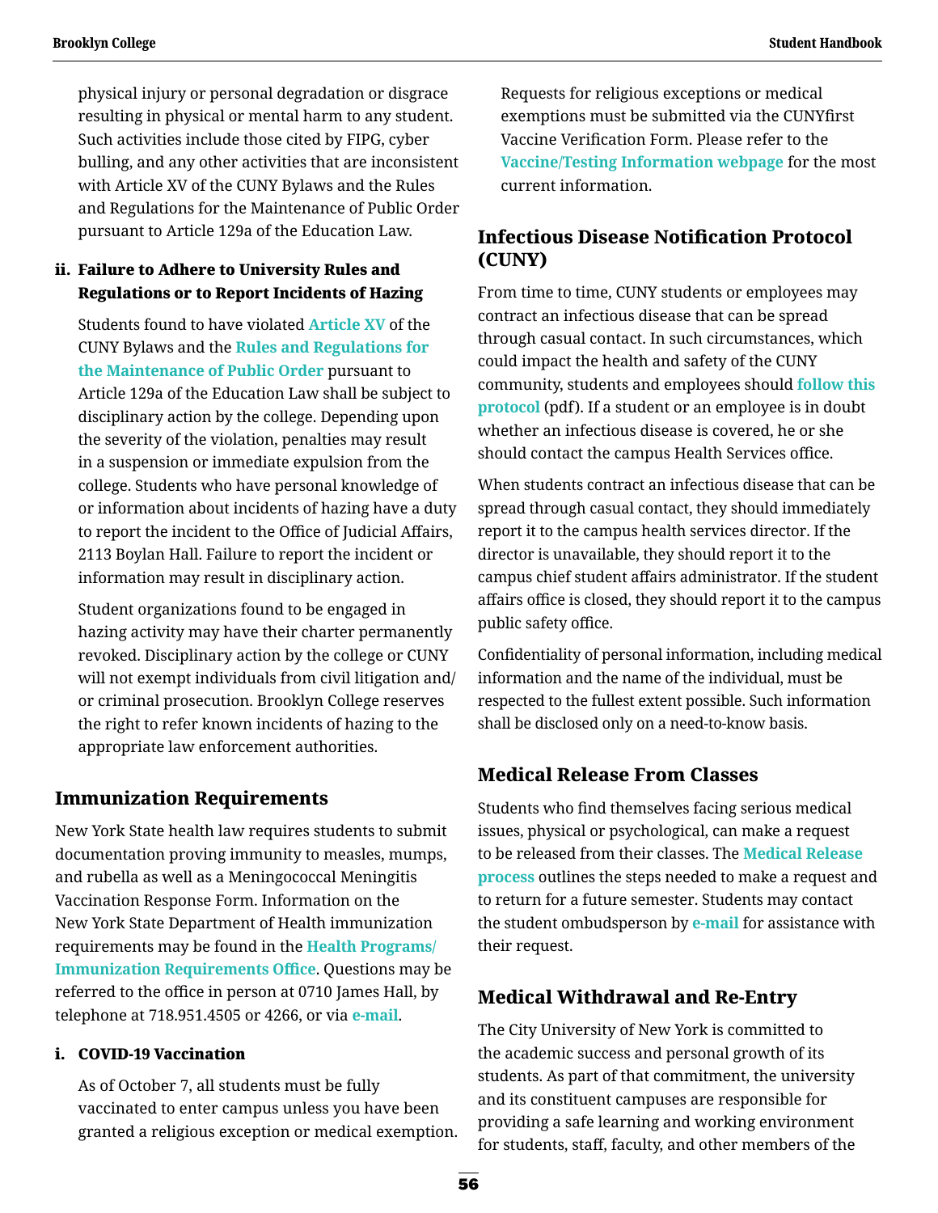physical injury or personal degradation or disgrace resulting in physical or mental harm to any student. Such activities include those cited by FIPG, cyber bulling, and any other activities that are inconsistent with Article XV of the CUNY Bylaws and the Rules and Regulations for the Maintenance of Public Order pursuant to Article 129a of the Education Law.

### ii. Failure to Adhere to University Rules and Regulations or to Report Incidents of Hazing

Students found to have violated **Article XV** of the CUNY Bylaws and the **Rules and Regulations for the Maintenance of Public Order** pursuant to Article 129a of the Education Law shall be subject to disciplinary action by the college. Depending upon the severity of the violation, penalties may result in a suspension or immediate expulsion from the college. Students who have personal knowledge of or information about incidents of hazing have a duty to report the incident to the Office of Judicial Affairs, 2113 Boylan Hall. Failure to report the incident or information may result in disciplinary action.

Student organizations found to be engaged in hazing activity may have their charter permanently revoked. Disciplinary action by the college or CUNY will not exempt individuals from civil litigation and/or criminal prosecution. Brooklyn College reserves the right to refer known incidents of hazing to the appropriate law enforcement authorities.

## Immunization Requirements

New York State health law requires students to submit documentation proving immunity to measles, mumps, and rubella as well as a Meningococcal Meningitis Vaccination Response Form. Information on the New York State Department of Health immunization requirements may be found in the **Health Programs/Immunization Requirements Office**. Questions may be referred to the office in person at 0710 James Hall, by telephone at 718.951.4505 or 4266, or via **e-mail**.

### i. COVID-19 Vaccination

As of October 7, all students must be fully vaccinated to enter campus unless you have been granted a religious exception or medical exemption. Requests for religious exceptions or medical exemptions must be submitted via the CUNYfirst Vaccine Verification Form. Please refer to the **Vaccine/Testing Information webpage** for the most current information.

## Infectious Disease Notification Protocol (CUNY)

From time to time, CUNY students or employees may contract an infectious disease that can be spread through casual contact. In such circumstances, which could impact the health and safety of the CUNY community, students and employees should **follow this protocol** (pdf). If a student or an employee is in doubt whether an infectious disease is covered, he or she should contact the campus Health Services office.

When students contract an infectious disease that can be spread through casual contact, they should immediately report it to the campus health services director. If the director is unavailable, they should report it to the campus chief student affairs administrator. If the student affairs office is closed, they should report it to the campus public safety office.

Confidentiality of personal information, including medical information and the name of the individual, must be respected to the fullest extent possible. Such information shall be disclosed only on a need-to-know basis.

## Medical Release From Classes

Students who find themselves facing serious medical issues, physical or psychological, can make a request to be released from their classes. The **Medical Release process** outlines the steps needed to make a request and to return for a future semester. Students may contact the student ombudsperson by **e-mail** for assistance with their request.

## Medical Withdrawal and Re-Entry

The City University of New York is committed to the academic success and personal growth of its students. As part of that commitment, the university and its constituent campuses are responsible for providing a safe learning and working environment for students, staff, faculty, and other members of the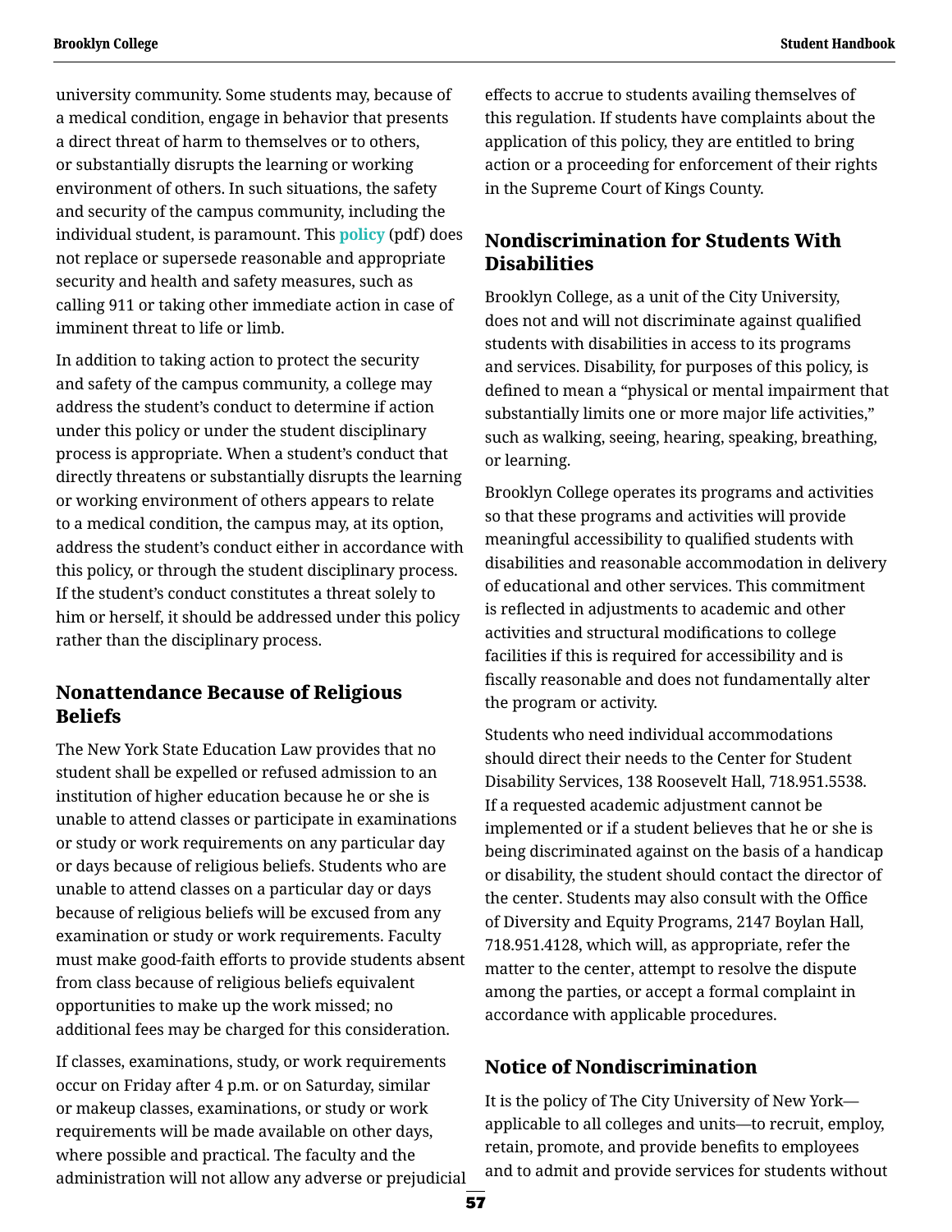university community. Some students may, because of a medical condition, engage in behavior that presents a direct threat of harm to themselves or to others, or substantially disrupts the learning or working environment of others. In such situations, the safety and security of the campus community, including the individual student, is paramount. This **policy** (pdf) does not replace or supersede reasonable and appropriate security and health and safety measures, such as calling 911 or taking other immediate action in case of imminent threat to life or limb.

In addition to taking action to protect the security and safety of the campus community, a college may address the student's conduct to determine if action under this policy or under the student disciplinary process is appropriate. When a student's conduct that directly threatens or substantially disrupts the learning or working environment of others appears to relate to a medical condition, the campus may, at its option, address the student's conduct either in accordance with this policy, or through the student disciplinary process. If the student's conduct constitutes a threat solely to him or herself, it should be addressed under this policy rather than the disciplinary process.

## Nonattendance Because of Religious Beliefs

The New York State Education Law provides that no student shall be expelled or refused admission to an institution of higher education because he or she is unable to attend classes or participate in examinations or study or work requirements on any particular day or days because of religious beliefs. Students who are unable to attend classes on a particular day or days because of religious beliefs will be excused from any examination or study or work requirements. Faculty must make good-faith efforts to provide students absent from class because of religious beliefs equivalent opportunities to make up the work missed; no additional fees may be charged for this consideration.

If classes, examinations, study, or work requirements occur on Friday after 4 p.m. or on Saturday, similar or makeup classes, examinations, or study or work requirements will be made available on other days, where possible and practical. The faculty and the administration will not allow any adverse or prejudicial effects to accrue to students availing themselves of this regulation. If students have complaints about the application of this policy, they are entitled to bring action or a proceeding for enforcement of their rights in the Supreme Court of Kings County.

## Nondiscrimination for Students With Disabilities

Brooklyn College, as a unit of the City University, does not and will not discriminate against qualified students with disabilities in access to its programs and services. Disability, for purposes of this policy, is defined to mean a "physical or mental impairment that substantially limits one or more major life activities," such as walking, seeing, hearing, speaking, breathing, or learning.

Brooklyn College operates its programs and activities so that these programs and activities will provide meaningful accessibility to qualified students with disabilities and reasonable accommodation in delivery of educational and other services. This commitment is reflected in adjustments to academic and other activities and structural modifications to college facilities if this is required for accessibility and is fiscally reasonable and does not fundamentally alter the program or activity.

Students who need individual accommodations should direct their needs to the Center for Student Disability Services, 138 Roosevelt Hall, 718.951.5538. If a requested academic adjustment cannot be implemented or if a student believes that he or she is being discriminated against on the basis of a handicap or disability, the student should contact the director of the center. Students may also consult with the Office of Diversity and Equity Programs, 2147 Boylan Hall, 718.951.4128, which will, as appropriate, refer the matter to the center, attempt to resolve the dispute among the parties, or accept a formal complaint in accordance with applicable procedures.

## Notice of Nondiscrimination

It is the policy of The City University of New York—applicable to all colleges and units—to recruit, employ, retain, promote, and provide benefits to employees and to admit and provide services for students without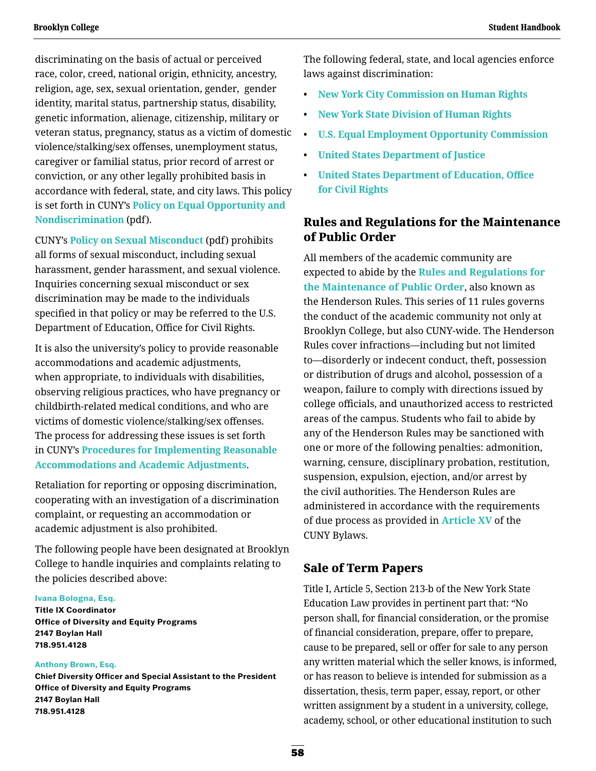discriminating on the basis of actual or perceived race, color, creed, national origin, ethnicity, ancestry, religion, age, sex, sexual orientation, gender, gender identity, marital status, partnership status, disability, genetic information, alienage, citizenship, military or veteran status, pregnancy, status as a victim of domestic violence/stalking/sex offenses, unemployment status, caregiver or familial status, prior record of arrest or conviction, or any other legally prohibited basis in accordance with federal, state, and city laws. This policy is set forth in CUNY's **Policy on Equal Opportunity and Nondiscrimination** (pdf).

CUNY's **Policy on Sexual Misconduct** (pdf) prohibits all forms of sexual misconduct, including sexual harassment, gender harassment, and sexual violence. Inquiries concerning sexual misconduct or sex discrimination may be made to the individuals specified in that policy or may be referred to the U.S. Department of Education, Office for Civil Rights.

It is also the university's policy to provide reasonable accommodations and academic adjustments, when appropriate, to individuals with disabilities, observing religious practices, who have pregnancy or childbirth-related medical conditions, and who are victims of domestic violence/stalking/sex offenses. The process for addressing these issues is set forth in CUNY's **Procedures for Implementing Reasonable Accommodations and Academic Adjustments**.

Retaliation for reporting or opposing discrimination, cooperating with an investigation of a discrimination complaint, or requesting an accommodation or academic adjustment is also prohibited.

The following people have been designated at Brooklyn College to handle inquiries and complaints relating to the policies described above:

**Ivana Bologna, Esq.**
**Title IX Coordinator**
**Office of Diversity and Equity Programs**
**2147 Boylan Hall**
**718.951.4128**

**Anthony Brown, Esq.**
**Chief Diversity Officer and Special Assistant to the President**
**Office of Diversity and Equity Programs**
**2147 Boylan Hall**
**718.951.4128**

The following federal, state, and local agencies enforce laws against discrimination:

- **New York City Commission on Human Rights**
- **New York State Division of Human Rights**
- **U.S. Equal Employment Opportunity Commission**
- **United States Department of Justice**
- **United States Department of Education, Office for Civil Rights**

## Rules and Regulations for the Maintenance of Public Order

All members of the academic community are expected to abide by the **Rules and Regulations for the Maintenance of Public Order**, also known as the Henderson Rules. This series of 11 rules governs the conduct of the academic community not only at Brooklyn College, but also CUNY-wide. The Henderson Rules cover infractions—including but not limited to—disorderly or indecent conduct, theft, possession or distribution of drugs and alcohol, possession of a weapon, failure to comply with directions issued by college officials, and unauthorized access to restricted areas of the campus. Students who fail to abide by any of the Henderson Rules may be sanctioned with one or more of the following penalties: admonition, warning, censure, disciplinary probation, restitution, suspension, expulsion, ejection, and/or arrest by the civil authorities. The Henderson Rules are administered in accordance with the requirements of due process as provided in **Article XV** of the CUNY Bylaws.

## Sale of Term Papers

Title I, Article 5, Section 213-b of the New York State Education Law provides in pertinent part that: "No person shall, for financial consideration, or the promise of financial consideration, prepare, offer to prepare, cause to be prepared, sell or offer for sale to any person any written material which the seller knows, is informed, or has reason to believe is intended for submission as a dissertation, thesis, term paper, essay, report, or other written assignment by a student in a university, college, academy, school, or other educational institution to such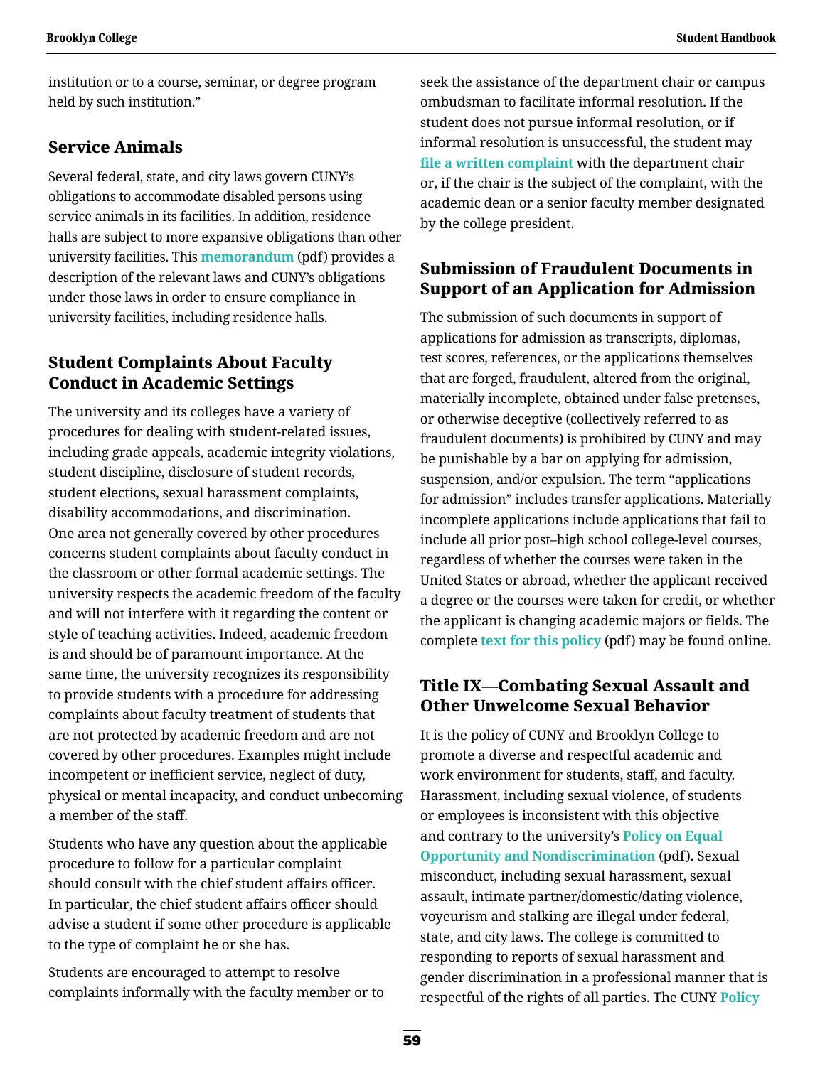institution or to a course, seminar, or degree program held by such institution."

## Service Animals

Several federal, state, and city laws govern CUNY's obligations to accommodate disabled persons using service animals in its facilities. In addition, residence halls are subject to more expansive obligations than other university facilities. This **memorandum** (pdf) provides a description of the relevant laws and CUNY's obligations under those laws in order to ensure compliance in university facilities, including residence halls.

## Student Complaints About Faculty Conduct in Academic Settings

The university and its colleges have a variety of procedures for dealing with student-related issues, including grade appeals, academic integrity violations, student discipline, disclosure of student records, student elections, sexual harassment complaints, disability accommodations, and discrimination. One area not generally covered by other procedures concerns student complaints about faculty conduct in the classroom or other formal academic settings. The university respects the academic freedom of the faculty and will not interfere with it regarding the content or style of teaching activities. Indeed, academic freedom is and should be of paramount importance. At the same time, the university recognizes its responsibility to provide students with a procedure for addressing complaints about faculty treatment of students that are not protected by academic freedom and are not covered by other procedures. Examples might include incompetent or inefficient service, neglect of duty, physical or mental incapacity, and conduct unbecoming a member of the staff.

Students who have any question about the applicable procedure to follow for a particular complaint should consult with the chief student affairs officer. In particular, the chief student affairs officer should advise a student if some other procedure is applicable to the type of complaint he or she has.

Students are encouraged to attempt to resolve complaints informally with the faculty member or to seek the assistance of the department chair or campus ombudsman to facilitate informal resolution. If the student does not pursue informal resolution, or if informal resolution is unsuccessful, the student may **file a written complaint** with the department chair or, if the chair is the subject of the complaint, with the academic dean or a senior faculty member designated by the college president.

## Submission of Fraudulent Documents in Support of an Application for Admission

The submission of such documents in support of applications for admission as transcripts, diplomas, test scores, references, or the applications themselves that are forged, fraudulent, altered from the original, materially incomplete, obtained under false pretenses, or otherwise deceptive (collectively referred to as fraudulent documents) is prohibited by CUNY and may be punishable by a bar on applying for admission, suspension, and/or expulsion. The term "applications for admission" includes transfer applications. Materially incomplete applications include applications that fail to include all prior post–high school college-level courses, regardless of whether the courses were taken in the United States or abroad, whether the applicant received a degree or the courses were taken for credit, or whether the applicant is changing academic majors or fields. The complete **text for this policy** (pdf) may be found online.

## Title IX—Combating Sexual Assault and Other Unwelcome Sexual Behavior

It is the policy of CUNY and Brooklyn College to promote a diverse and respectful academic and work environment for students, staff, and faculty. Harassment, including sexual violence, of students or employees is inconsistent with this objective and contrary to the university's **Policy on Equal Opportunity and Nondiscrimination** (pdf). Sexual misconduct, including sexual harassment, sexual assault, intimate partner/domestic/dating violence, voyeurism and stalking are illegal under federal, state, and city laws. The college is committed to responding to reports of sexual harassment and gender discrimination in a professional manner that is respectful of the rights of all parties. The CUNY **Policy**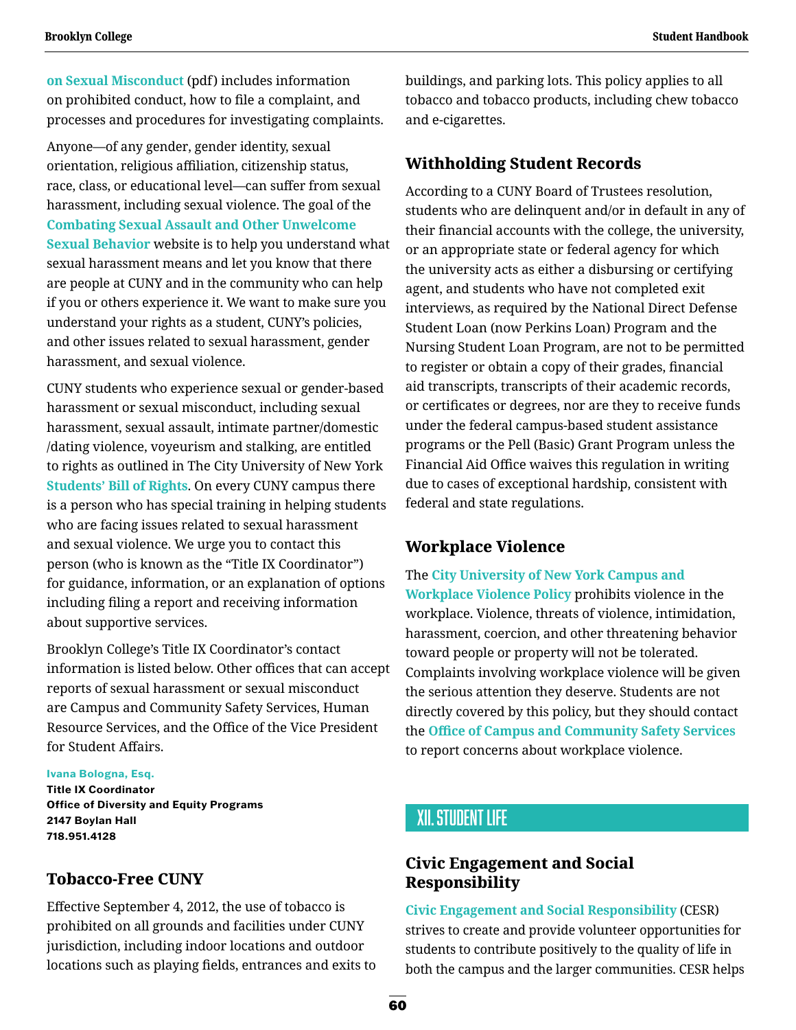on Sexual Misconduct (pdf) includes information on prohibited conduct, how to file a complaint, and processes and procedures for investigating complaints.

Anyone—of any gender, gender identity, sexual orientation, religious affiliation, citizenship status, race, class, or educational level—can suffer from sexual harassment, including sexual violence. The goal of the Combating Sexual Assault and Other Unwelcome Sexual Behavior website is to help you understand what sexual harassment means and let you know that there are people at CUNY and in the community who can help if you or others experience it. We want to make sure you understand your rights as a student, CUNY's policies, and other issues related to sexual harassment, gender harassment, and sexual violence.

CUNY students who experience sexual or gender-based harassment or sexual misconduct, including sexual harassment, sexual assault, intimate partner/domestic /dating violence, voyeurism and stalking, are entitled to rights as outlined in The City University of New York Students' Bill of Rights. On every CUNY campus there is a person who has special training in helping students who are facing issues related to sexual harassment and sexual violence. We urge you to contact this person (who is known as the "Title IX Coordinator") for guidance, information, or an explanation of options including filing a report and receiving information about supportive services.

Brooklyn College's Title IX Coordinator's contact information is listed below. Other offices that can accept reports of sexual harassment or sexual misconduct are Campus and Community Safety Services, Human Resource Services, and the Office of the Vice President for Student Affairs.

**Ivana Bologna, Esq.**
**Title IX Coordinator**
**Office of Diversity and Equity Programs**
**2147 Boylan Hall**
**718.951.4128**

## Tobacco-Free CUNY

Effective September 4, 2012, the use of tobacco is prohibited on all grounds and facilities under CUNY jurisdiction, including indoor locations and outdoor locations such as playing fields, entrances and exits to buildings, and parking lots. This policy applies to all tobacco and tobacco products, including chew tobacco and e-cigarettes.

## Withholding Student Records

According to a CUNY Board of Trustees resolution, students who are delinquent and/or in default in any of their financial accounts with the college, the university, or an appropriate state or federal agency for which the university acts as either a disbursing or certifying agent, and students who have not completed exit interviews, as required by the National Direct Defense Student Loan (now Perkins Loan) Program and the Nursing Student Loan Program, are not to be permitted to register or obtain a copy of their grades, financial aid transcripts, transcripts of their academic records, or certificates or degrees, nor are they to receive funds under the federal campus-based student assistance programs or the Pell (Basic) Grant Program unless the Financial Aid Office waives this regulation in writing due to cases of exceptional hardship, consistent with federal and state regulations.

## Workplace Violence

The City University of New York Campus and Workplace Violence Policy prohibits violence in the workplace. Violence, threats of violence, intimidation, harassment, coercion, and other threatening behavior toward people or property will not be tolerated. Complaints involving workplace violence will be given the serious attention they deserve. Students are not directly covered by this policy, but they should contact the Office of Campus and Community Safety Services to report concerns about workplace violence.

# XII. Student Life

## Civic Engagement and Social Responsibility

Civic Engagement and Social Responsibility (CESR) strives to create and provide volunteer opportunities for students to contribute positively to the quality of life in both the campus and the larger communities. CESR helps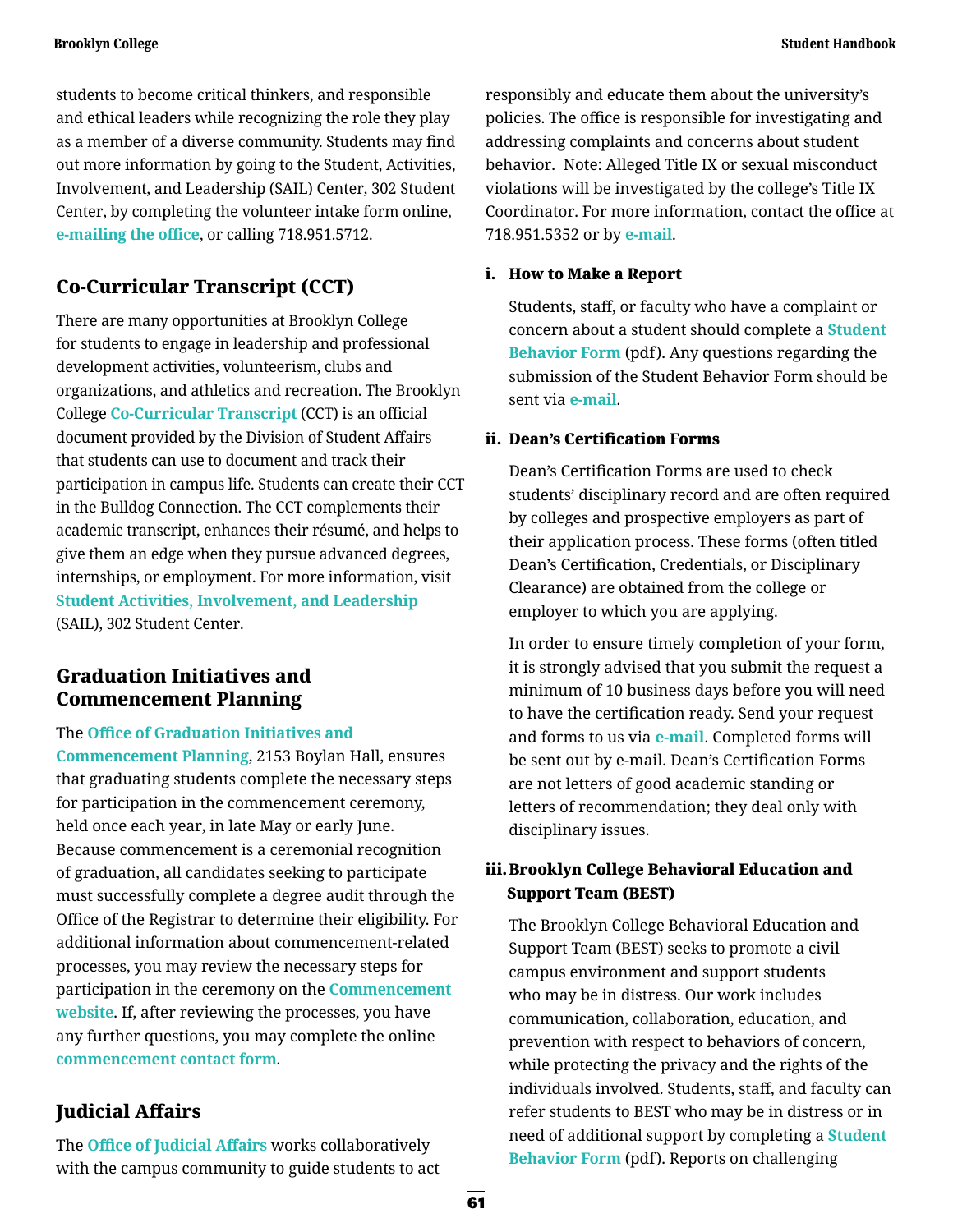students to become critical thinkers, and responsible and ethical leaders while recognizing the role they play as a member of a diverse community. Students may find out more information by going to the Student, Activities, Involvement, and Leadership (SAIL) Center, 302 Student Center, by completing the volunteer intake form online, **e-mailing the office**, or calling 718.951.5712.

## Co-Curricular Transcript (CCT)

There are many opportunities at Brooklyn College for students to engage in leadership and professional development activities, volunteerism, clubs and organizations, and athletics and recreation. The Brooklyn College **Co-Curricular Transcript** (CCT) is an official document provided by the Division of Student Affairs that students can use to document and track their participation in campus life. Students can create their CCT in the Bulldog Connection. The CCT complements their academic transcript, enhances their résumé, and helps to give them an edge when they pursue advanced degrees, internships, or employment. For more information, visit **Student Activities, Involvement, and Leadership** (SAIL), 302 Student Center.

## Graduation Initiatives and Commencement Planning

The **Office of Graduation Initiatives and Commencement Planning**, 2153 Boylan Hall, ensures that graduating students complete the necessary steps for participation in the commencement ceremony, held once each year, in late May or early June. Because commencement is a ceremonial recognition of graduation, all candidates seeking to participate must successfully complete a degree audit through the Office of the Registrar to determine their eligibility. For additional information about commencement-related processes, you may review the necessary steps for participation in the ceremony on the **Commencement website**. If, after reviewing the processes, you have any further questions, you may complete the online **commencement contact form**.

## Judicial Affairs

The **Office of Judicial Affairs** works collaboratively with the campus community to guide students to act responsibly and educate them about the university's policies. The office is responsible for investigating and addressing complaints and concerns about student behavior. Note: Alleged Title IX or sexual misconduct violations will be investigated by the college's Title IX Coordinator. For more information, contact the office at 718.951.5352 or by **e-mail**.

### i. How to Make a Report

Students, staff, or faculty who have a complaint or concern about a student should complete a **Student Behavior Form** (pdf). Any questions regarding the submission of the Student Behavior Form should be sent via **e-mail**.

### ii. Dean's Certification Forms

Dean's Certification Forms are used to check students' disciplinary record and are often required by colleges and prospective employers as part of their application process. These forms (often titled Dean's Certification, Credentials, or Disciplinary Clearance) are obtained from the college or employer to which you are applying.

In order to ensure timely completion of your form, it is strongly advised that you submit the request a minimum of 10 business days before you will need to have the certification ready. Send your request and forms to us via **e-mail**. Completed forms will be sent out by e-mail. Dean's Certification Forms are not letters of good academic standing or letters of recommendation; they deal only with disciplinary issues.

### iii. Brooklyn College Behavioral Education and Support Team (BEST)

The Brooklyn College Behavioral Education and Support Team (BEST) seeks to promote a civil campus environment and support students who may be in distress. Our work includes communication, collaboration, education, and prevention with respect to behaviors of concern, while protecting the privacy and the rights of the individuals involved. Students, staff, and faculty can refer students to BEST who may be in distress or in need of additional support by completing a **Student Behavior Form** (pdf). Reports on challenging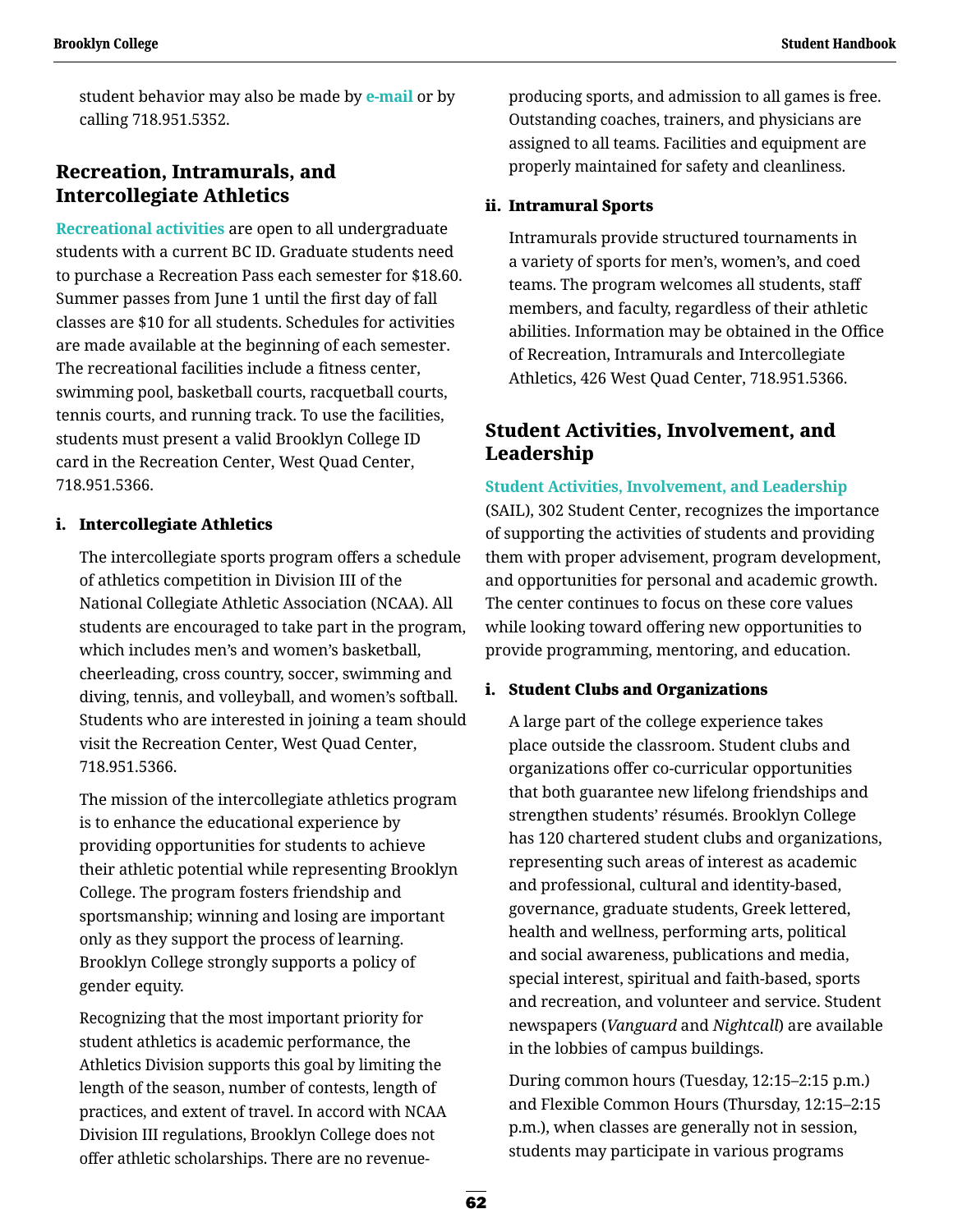student behavior may also be made by e-mail or by calling 718.951.5352.

## Recreation, Intramurals, and Intercollegiate Athletics

Recreational activities are open to all undergraduate students with a current BC ID. Graduate students need to purchase a Recreation Pass each semester for $18.60. Summer passes from June 1 until the first day of fall classes are $10 for all students. Schedules for activities are made available at the beginning of each semester. The recreational facilities include a fitness center, swimming pool, basketball courts, racquetball courts, tennis courts, and running track. To use the facilities, students must present a valid Brooklyn College ID card in the Recreation Center, West Quad Center, 718.951.5366.

### i. Intercollegiate Athletics

The intercollegiate sports program offers a schedule of athletics competition in Division III of the National Collegiate Athletic Association (NCAA). All students are encouraged to take part in the program, which includes men's and women's basketball, cheerleading, cross country, soccer, swimming and diving, tennis, and volleyball, and women's softball. Students who are interested in joining a team should visit the Recreation Center, West Quad Center, 718.951.5366.

The mission of the intercollegiate athletics program is to enhance the educational experience by providing opportunities for students to achieve their athletic potential while representing Brooklyn College. The program fosters friendship and sportsmanship; winning and losing are important only as they support the process of learning. Brooklyn College strongly supports a policy of gender equity.

Recognizing that the most important priority for student athletics is academic performance, the Athletics Division supports this goal by limiting the length of the season, number of contests, length of practices, and extent of travel. In accord with NCAA Division III regulations, Brooklyn College does not offer athletic scholarships. There are no revenue-producing sports, and admission to all games is free. Outstanding coaches, trainers, and physicians are assigned to all teams. Facilities and equipment are properly maintained for safety and cleanliness.

### ii. Intramural Sports

Intramurals provide structured tournaments in a variety of sports for men's, women's, and coed teams. The program welcomes all students, staff members, and faculty, regardless of their athletic abilities. Information may be obtained in the Office of Recreation, Intramurals and Intercollegiate Athletics, 426 West Quad Center, 718.951.5366.

## Student Activities, Involvement, and Leadership

Student Activities, Involvement, and Leadership (SAIL), 302 Student Center, recognizes the importance of supporting the activities of students and providing them with proper advisement, program development, and opportunities for personal and academic growth. The center continues to focus on these core values while looking toward offering new opportunities to provide programming, mentoring, and education.

### i. Student Clubs and Organizations

A large part of the college experience takes place outside the classroom. Student clubs and organizations offer co-curricular opportunities that both guarantee new lifelong friendships and strengthen students' résumés. Brooklyn College has 120 chartered student clubs and organizations, representing such areas of interest as academic and professional, cultural and identity-based, governance, graduate students, Greek lettered, health and wellness, performing arts, political and social awareness, publications and media, special interest, spiritual and faith-based, sports and recreation, and volunteer and service. Student newspapers (*Vanguard* and *Nightcall*) are available in the lobbies of campus buildings.

During common hours (Tuesday, 12:15–2:15 p.m.) and Flexible Common Hours (Thursday, 12:15–2:15 p.m.), when classes are generally not in session, students may participate in various programs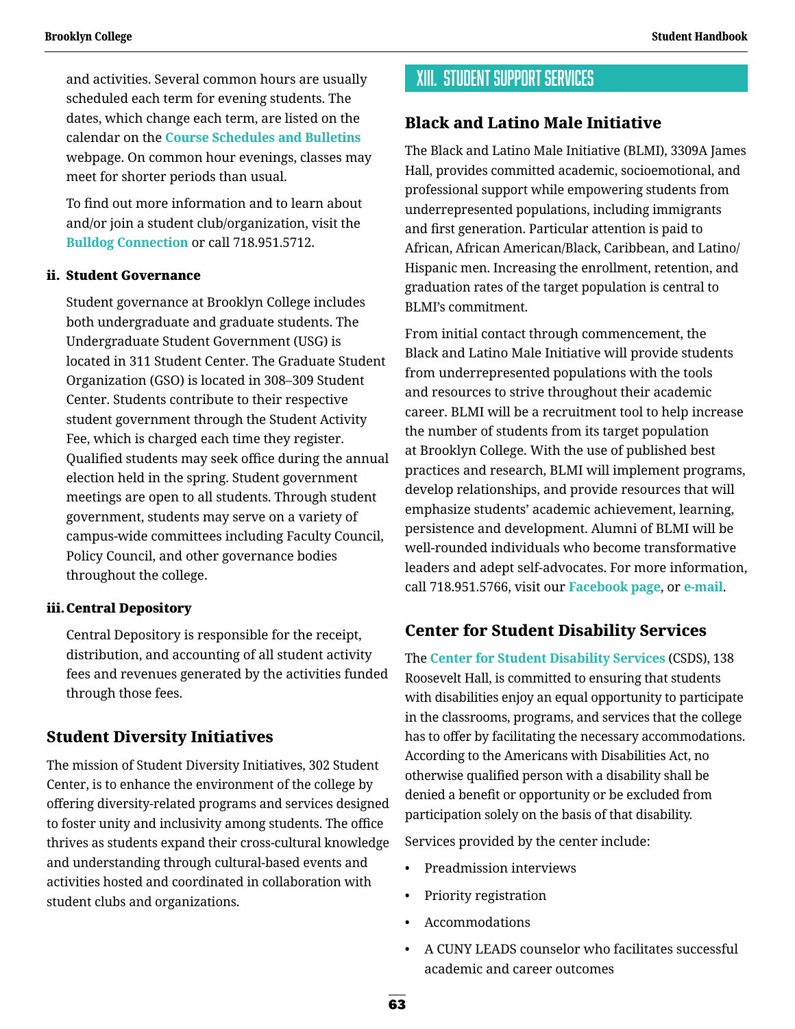and activities. Several common hours are usually scheduled each term for evening students. The dates, which change each term, are listed on the calendar on the **Course Schedules and Bulletins** webpage. On common hour evenings, classes may meet for shorter periods than usual.

To find out more information and to learn about and/or join a student club/organization, visit the **Bulldog Connection** or call 718.951.5712.

#### ii. Student Governance

Student governance at Brooklyn College includes both undergraduate and graduate students. The Undergraduate Student Government (USG) is located in 311 Student Center. The Graduate Student Organization (GSO) is located in 308–309 Student Center. Students contribute to their respective student government through the Student Activity Fee, which is charged each time they register. Qualified students may seek office during the annual election held in the spring. Student government meetings are open to all students. Through student government, students may serve on a variety of campus-wide committees including Faculty Council, Policy Council, and other governance bodies throughout the college.

#### iii. Central Depository

Central Depository is responsible for the receipt, distribution, and accounting of all student activity fees and revenues generated by the activities funded through those fees.

### Student Diversity Initiatives

The mission of Student Diversity Initiatives, 302 Student Center, is to enhance the environment of the college by offering diversity-related programs and services designed to foster unity and inclusivity among students. The office thrives as students expand their cross-cultural knowledge and understanding through cultural-based events and activities hosted and coordinated in collaboration with student clubs and organizations.

## XIII. Student Support Services

### Black and Latino Male Initiative

The Black and Latino Male Initiative (BLMI), 3309A James Hall, provides committed academic, socioemotional, and professional support while empowering students from underrepresented populations, including immigrants and first generation. Particular attention is paid to African, African American/Black, Caribbean, and Latino/Hispanic men. Increasing the enrollment, retention, and graduation rates of the target population is central to BLMI's commitment.

From initial contact through commencement, the Black and Latino Male Initiative will provide students from underrepresented populations with the tools and resources to strive throughout their academic career. BLMI will be a recruitment tool to help increase the number of students from its target population at Brooklyn College. With the use of published best practices and research, BLMI will implement programs, develop relationships, and provide resources that will emphasize students' academic achievement, learning, persistence and development. Alumni of BLMI will be well-rounded individuals who become transformative leaders and adept self-advocates. For more information, call 718.951.5766, visit our **Facebook page**, or **e-mail**.

### Center for Student Disability Services

The **Center for Student Disability Services** (CSDS), 138 Roosevelt Hall, is committed to ensuring that students with disabilities enjoy an equal opportunity to participate in the classrooms, programs, and services that the college has to offer by facilitating the necessary accommodations. According to the Americans with Disabilities Act, no otherwise qualified person with a disability shall be denied a benefit or opportunity or be excluded from participation solely on the basis of that disability.

Services provided by the center include:

- Preadmission interviews
- Priority registration
- Accommodations
- A CUNY LEADS counselor who facilitates successful academic and career outcomes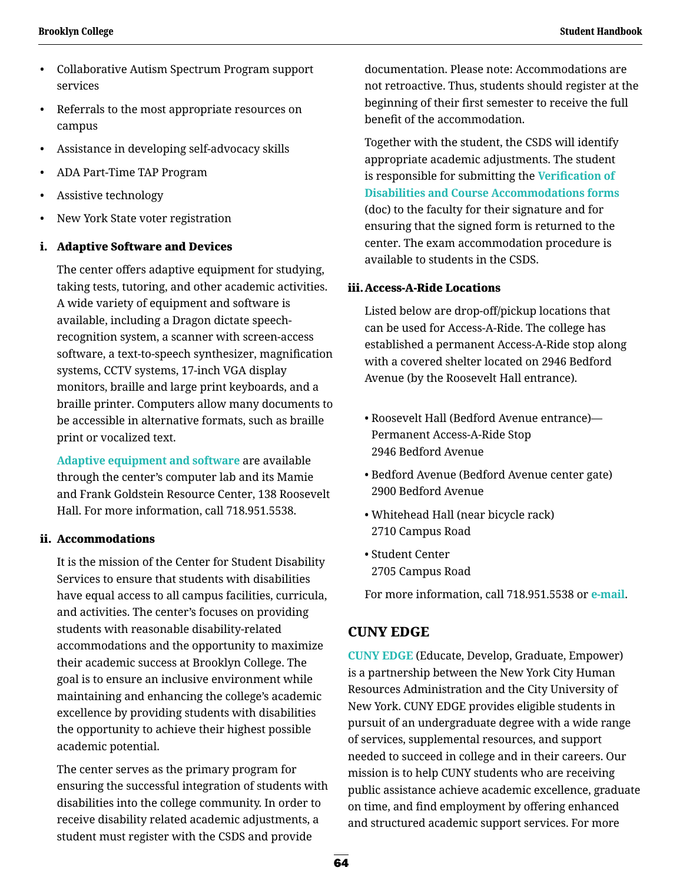- Collaborative Autism Spectrum Program support services
- Referrals to the most appropriate resources on campus
- Assistance in developing self-advocacy skills
- ADA Part-Time TAP Program
- Assistive technology
- New York State voter registration

#### i. Adaptive Software and Devices

The center offers adaptive equipment for studying, taking tests, tutoring, and other academic activities. A wide variety of equipment and software is available, including a Dragon dictate speech-recognition system, a scanner with screen-access software, a text-to-speech synthesizer, magnification systems, CCTV systems, 17-inch VGA display monitors, braille and large print keyboards, and a braille printer. Computers allow many documents to be accessible in alternative formats, such as braille print or vocalized text.

Adaptive equipment and software are available through the center's computer lab and its Mamie and Frank Goldstein Resource Center, 138 Roosevelt Hall. For more information, call 718.951.5538.

#### ii. Accommodations

It is the mission of the Center for Student Disability Services to ensure that students with disabilities have equal access to all campus facilities, curricula, and activities. The center's focuses on providing students with reasonable disability-related accommodations and the opportunity to maximize their academic success at Brooklyn College. The goal is to ensure an inclusive environment while maintaining and enhancing the college's academic excellence by providing students with disabilities the opportunity to achieve their highest possible academic potential.

The center serves as the primary program for ensuring the successful integration of students with disabilities into the college community. In order to receive disability related academic adjustments, a student must register with the CSDS and provide documentation. Please note: Accommodations are not retroactive. Thus, students should register at the beginning of their first semester to receive the full benefit of the accommodation.

Together with the student, the CSDS will identify appropriate academic adjustments. The student is responsible for submitting the Verification of Disabilities and Course Accommodations forms (doc) to the faculty for their signature and for ensuring that the signed form is returned to the center. The exam accommodation procedure is available to students in the CSDS.

#### iii. Access-A-Ride Locations

Listed below are drop-off/pickup locations that can be used for Access-A-Ride. The college has established a permanent Access-A-Ride stop along with a covered shelter located on 2946 Bedford Avenue (by the Roosevelt Hall entrance).

- Roosevelt Hall (Bedford Avenue entrance)—Permanent Access-A-Ride Stop
  2946 Bedford Avenue
- Bedford Avenue (Bedford Avenue center gate)
  2900 Bedford Avenue
- Whitehead Hall (near bicycle rack)
  2710 Campus Road
- Student Center
  2705 Campus Road

For more information, call 718.951.5538 or e-mail.

## CUNY EDGE

CUNY EDGE (Educate, Develop, Graduate, Empower) is a partnership between the New York City Human Resources Administration and the City University of New York. CUNY EDGE provides eligible students in pursuit of an undergraduate degree with a wide range of services, supplemental resources, and support needed to succeed in college and in their careers. Our mission is to help CUNY students who are receiving public assistance achieve academic excellence, graduate on time, and find employment by offering enhanced and structured academic support services. For more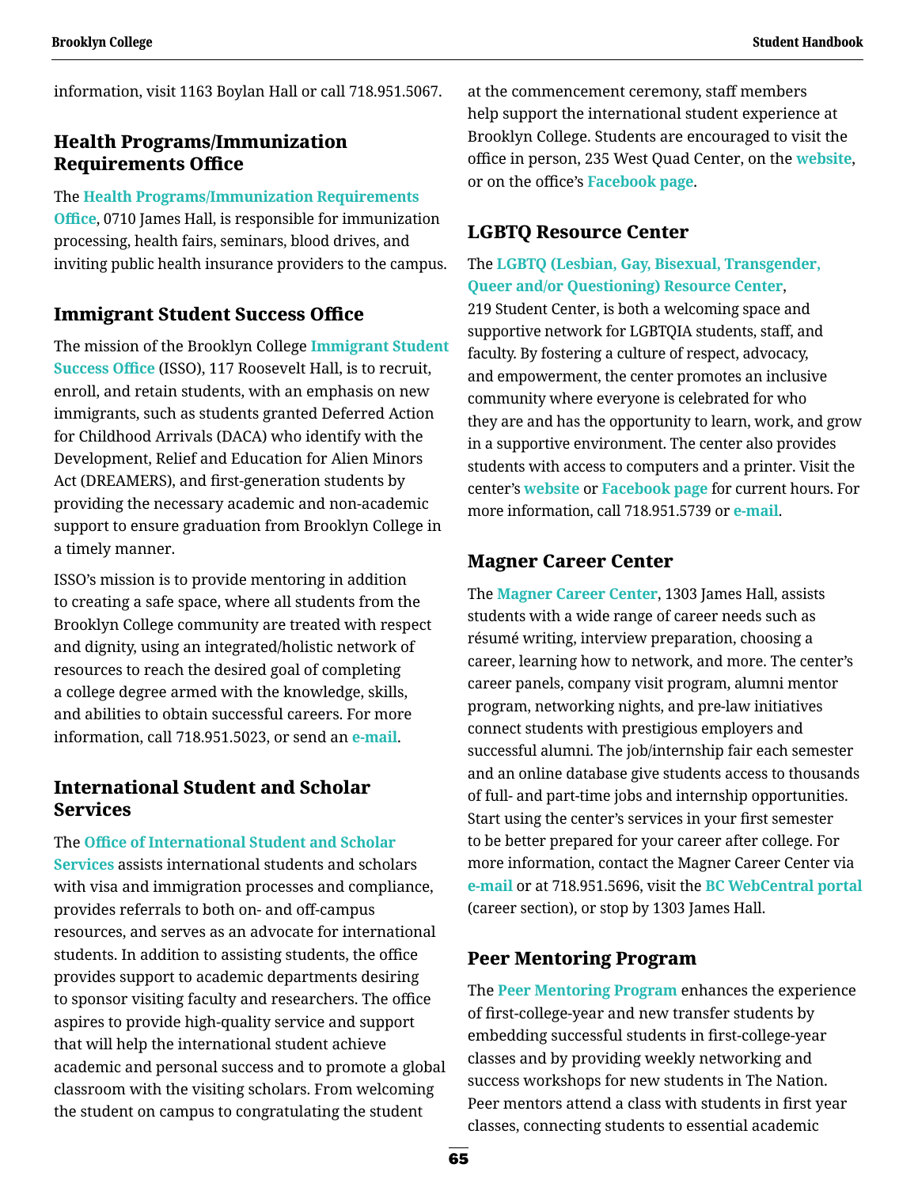information, visit 1163 Boylan Hall or call 718.951.5067.

## Health Programs/Immunization Requirements Office

The **Health Programs/Immunization Requirements Office**, 0710 James Hall, is responsible for immunization processing, health fairs, seminars, blood drives, and inviting public health insurance providers to the campus.

## Immigrant Student Success Office

The mission of the Brooklyn College **Immigrant Student Success Office** (ISSO), 117 Roosevelt Hall, is to recruit, enroll, and retain students, with an emphasis on new immigrants, such as students granted Deferred Action for Childhood Arrivals (DACA) who identify with the Development, Relief and Education for Alien Minors Act (DREAMERS), and first-generation students by providing the necessary academic and non-academic support to ensure graduation from Brooklyn College in a timely manner.

ISSO's mission is to provide mentoring in addition to creating a safe space, where all students from the Brooklyn College community are treated with respect and dignity, using an integrated/holistic network of resources to reach the desired goal of completing a college degree armed with the knowledge, skills, and abilities to obtain successful careers. For more information, call 718.951.5023, or send an **e-mail**.

## International Student and Scholar Services

The **Office of International Student and Scholar Services** assists international students and scholars with visa and immigration processes and compliance, provides referrals to both on- and off-campus resources, and serves as an advocate for international students. In addition to assisting students, the office provides support to academic departments desiring to sponsor visiting faculty and researchers. The office aspires to provide high-quality service and support that will help the international student achieve academic and personal success and to promote a global classroom with the visiting scholars. From welcoming the student on campus to congratulating the student at the commencement ceremony, staff members help support the international student experience at Brooklyn College. Students are encouraged to visit the office in person, 235 West Quad Center, on the **website**, or on the office's **Facebook page**.

## LGBTQ Resource Center

The **LGBTQ (Lesbian, Gay, Bisexual, Transgender, Queer and/or Questioning) Resource Center**, 219 Student Center, is both a welcoming space and supportive network for LGBTQIA students, staff, and faculty. By fostering a culture of respect, advocacy, and empowerment, the center promotes an inclusive community where everyone is celebrated for who they are and has the opportunity to learn, work, and grow in a supportive environment. The center also provides students with access to computers and a printer. Visit the center's **website** or **Facebook page** for current hours. For more information, call 718.951.5739 or **e-mail**.

## Magner Career Center

The **Magner Career Center**, 1303 James Hall, assists students with a wide range of career needs such as résumé writing, interview preparation, choosing a career, learning how to network, and more. The center's career panels, company visit program, alumni mentor program, networking nights, and pre-law initiatives connect students with prestigious employers and successful alumni. The job/internship fair each semester and an online database give students access to thousands of full- and part-time jobs and internship opportunities. Start using the center's services in your first semester to be better prepared for your career after college. For more information, contact the Magner Career Center via **e-mail** or at 718.951.5696, visit the **BC WebCentral portal** (career section), or stop by 1303 James Hall.

## Peer Mentoring Program

The **Peer Mentoring Program** enhances the experience of first-college-year and new transfer students by embedding successful students in first-college-year classes and by providing weekly networking and success workshops for new students in The Nation. Peer mentors attend a class with students in first year classes, connecting students to essential academic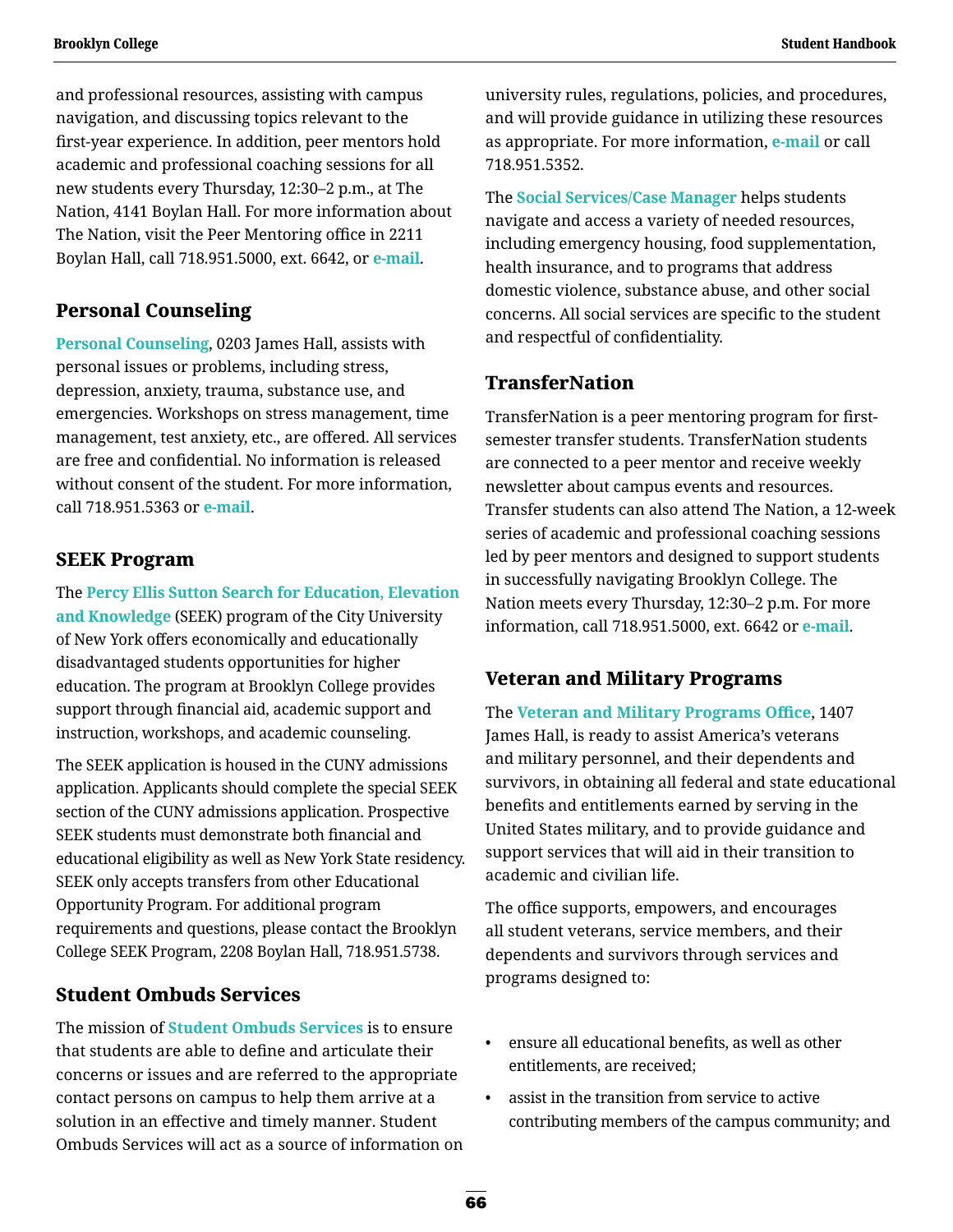and professional resources, assisting with campus navigation, and discussing topics relevant to the first-year experience. In addition, peer mentors hold academic and professional coaching sessions for all new students every Thursday, 12:30–2 p.m., at The Nation, 4141 Boylan Hall. For more information about The Nation, visit the Peer Mentoring office in 2211 Boylan Hall, call 718.951.5000, ext. 6642, or **e-mail**.

## Personal Counseling

**Personal Counseling**, 0203 James Hall, assists with personal issues or problems, including stress, depression, anxiety, trauma, substance use, and emergencies. Workshops on stress management, time management, test anxiety, etc., are offered. All services are free and confidential. No information is released without consent of the student. For more information, call 718.951.5363 or **e-mail**.

## SEEK Program

The **Percy Ellis Sutton Search for Education, Elevation and Knowledge** (SEEK) program of the City University of New York offers economically and educationally disadvantaged students opportunities for higher education. The program at Brooklyn College provides support through financial aid, academic support and instruction, workshops, and academic counseling.

The SEEK application is housed in the CUNY admissions application. Applicants should complete the special SEEK section of the CUNY admissions application. Prospective SEEK students must demonstrate both financial and educational eligibility as well as New York State residency. SEEK only accepts transfers from other Educational Opportunity Program. For additional program requirements and questions, please contact the Brooklyn College SEEK Program, 2208 Boylan Hall, 718.951.5738.

## Student Ombuds Services

The mission of **Student Ombuds Services** is to ensure that students are able to define and articulate their concerns or issues and are referred to the appropriate contact persons on campus to help them arrive at a solution in an effective and timely manner. Student Ombuds Services will act as a source of information on university rules, regulations, policies, and procedures, and will provide guidance in utilizing these resources as appropriate. For more information, **e-mail** or call 718.951.5352.

The **Social Services/Case Manager** helps students navigate and access a variety of needed resources, including emergency housing, food supplementation, health insurance, and to programs that address domestic violence, substance abuse, and other social concerns. All social services are specific to the student and respectful of confidentiality.

## TransferNation

TransferNation is a peer mentoring program for first-semester transfer students. TransferNation students are connected to a peer mentor and receive weekly newsletter about campus events and resources. Transfer students can also attend The Nation, a 12-week series of academic and professional coaching sessions led by peer mentors and designed to support students in successfully navigating Brooklyn College. The Nation meets every Thursday, 12:30–2 p.m. For more information, call 718.951.5000, ext. 6642 or **e-mail**.

## Veteran and Military Programs

The **Veteran and Military Programs Office**, 1407 James Hall, is ready to assist America's veterans and military personnel, and their dependents and survivors, in obtaining all federal and state educational benefits and entitlements earned by serving in the United States military, and to provide guidance and support services that will aid in their transition to academic and civilian life.

The office supports, empowers, and encourages all student veterans, service members, and their dependents and survivors through services and programs designed to:

- ensure all educational benefits, as well as other entitlements, are received;
- assist in the transition from service to active contributing members of the campus community; and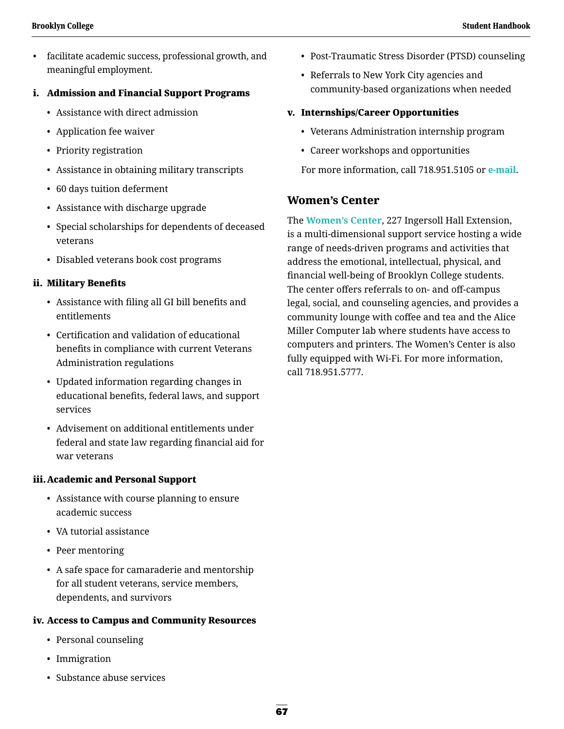- facilitate academic success, professional growth, and meaningful employment.

**i. Admission and Financial Support Programs**

- Assistance with direct admission
- Application fee waiver
- Priority registration
- Assistance in obtaining military transcripts
- 60 days tuition deferment
- Assistance with discharge upgrade
- Special scholarships for dependents of deceased veterans
- Disabled veterans book cost programs

**ii. Military Benefits**

- Assistance with filing all GI bill benefits and entitlements
- Certification and validation of educational benefits in compliance with current Veterans Administration regulations
- Updated information regarding changes in educational benefits, federal laws, and support services
- Advisement on additional entitlements under federal and state law regarding financial aid for war veterans

**iii. Academic and Personal Support**

- Assistance with course planning to ensure academic success
- VA tutorial assistance
- Peer mentoring
- A safe space for camaraderie and mentorship for all student veterans, service members, dependents, and survivors

**iv. Access to Campus and Community Resources**

- Personal counseling
- Immigration
- Substance abuse services
- Post-Traumatic Stress Disorder (PTSD) counseling
- Referrals to New York City agencies and community-based organizations when needed

**v. Internships/Career Opportunities**

- Veterans Administration internship program
- Career workshops and opportunities

For more information, call 718.951.5105 or **e-mail**.

## Women's Center

The **Women's Center**, 227 Ingersoll Hall Extension, is a multi-dimensional support service hosting a wide range of needs-driven programs and activities that address the emotional, intellectual, physical, and financial well-being of Brooklyn College students. The center offers referrals to on- and off-campus legal, social, and counseling agencies, and provides a community lounge with coffee and tea and the Alice Miller Computer lab where students have access to computers and printers. The Women's Center is also fully equipped with Wi-Fi. For more information, call 718.951.5777.